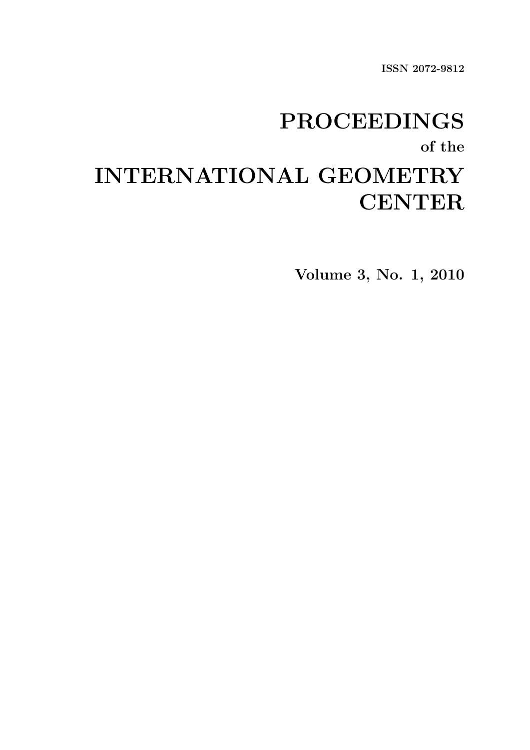**ISSN 2072-9812**

# PROCEEDINGS

**of the**

# INTERNATIONAL GEOMETRY CENTER

**Volume 3, No. 1, 2010**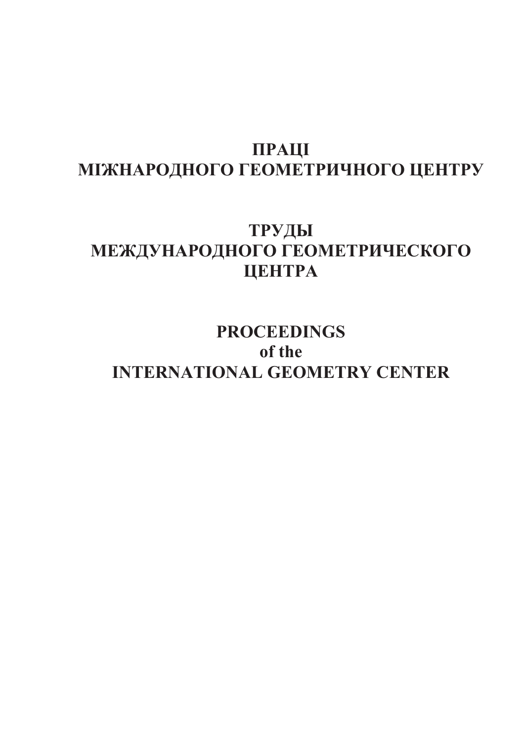# ПРАЦІ
# МІЖНАРОДНОГО ГЕОМЕТРИЧНОГО ЦЕНТРУ

# ТРУДЫ
# МЕЖДУНАРОДНОГО ГЕОМЕТРИЧЕСКОГО ЦЕНТРА

# PROCEEDINGS
# of the
# INTERNATIONAL GEOMETRY CENTER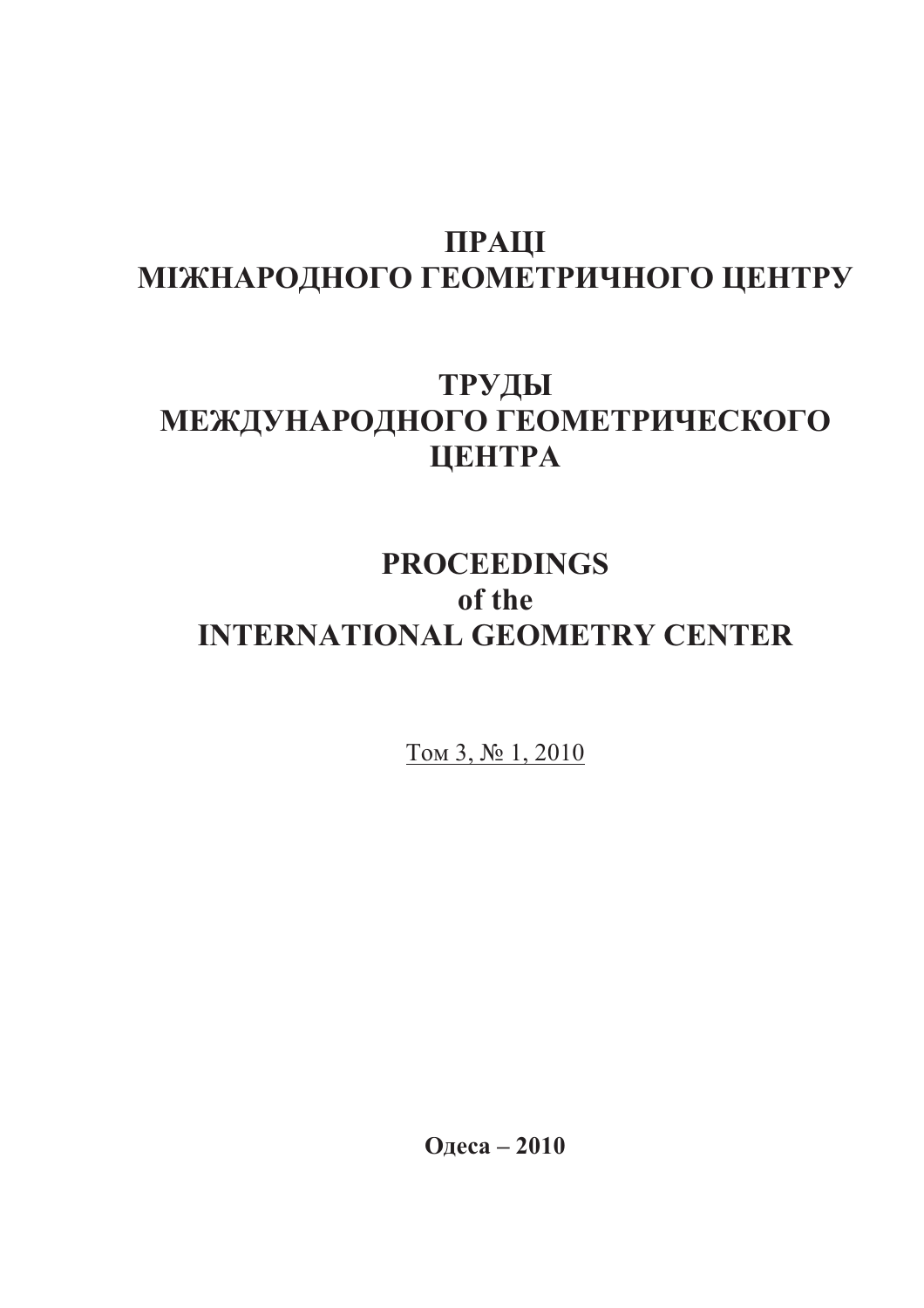# ПРАЦІ
# МІЖНАРОДНОГО ГЕОМЕТРИЧНОГО ЦЕНТРУ

# ТРУДЫ
# МЕЖДУНАРОДНОГО ГЕОМЕТРИЧЕСКОГО ЦЕНТРА

# PROCEEDINGS
# of the
# INTERNATIONAL GEOMETRY CENTER

Том 3, № 1, 2010

**Одеса – 2010**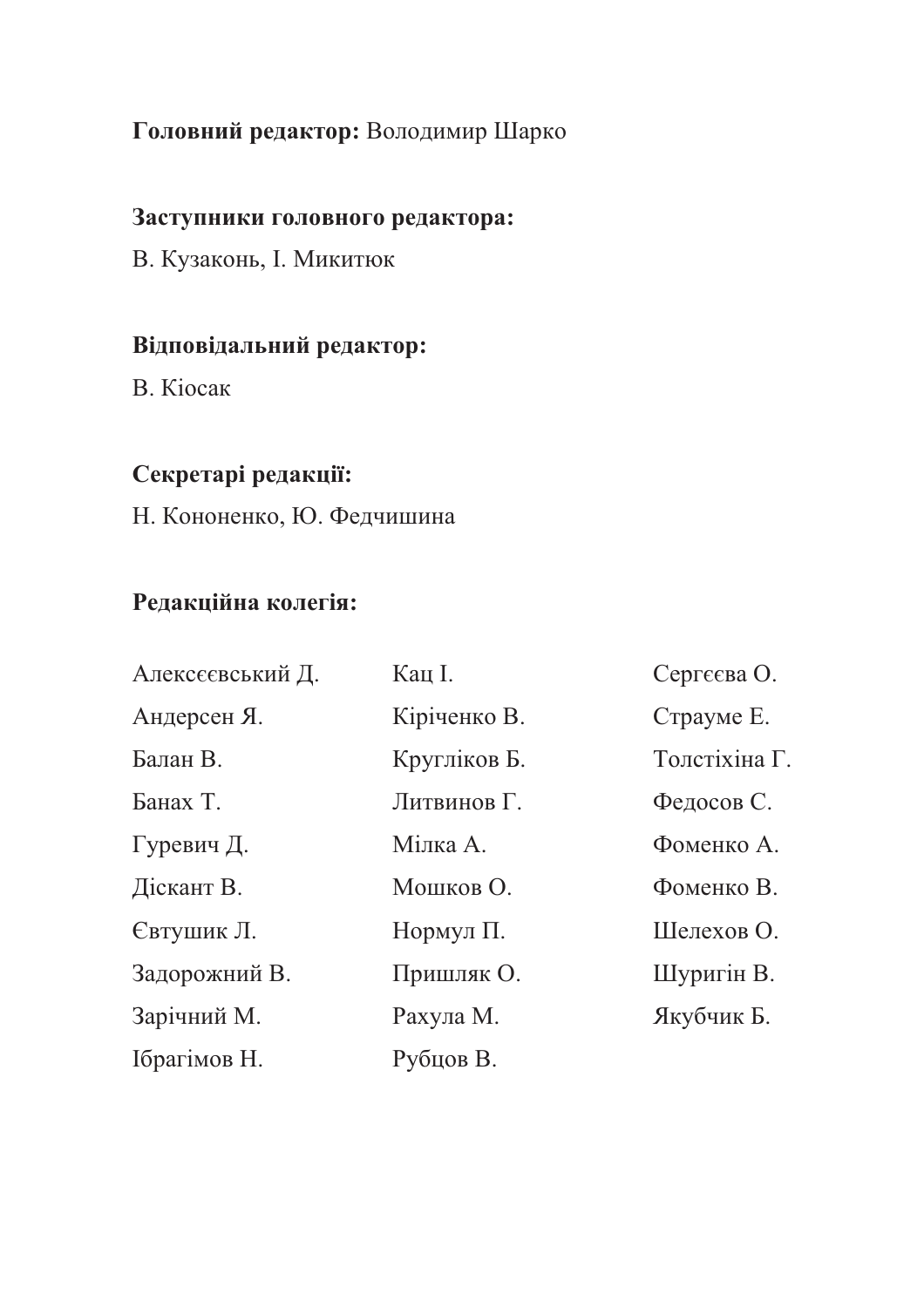**Головний редактор:** Володимир Шарко

**Заступники головного редактора:**

В. Кузаконь, І. Микитюк

**Відповідальний редактор:**

В. Кіосак

**Секретарі редакції:**

Н. Кононенко, Ю. Федчишина

**Редакційна колегія:**

Алексєєвський Д.
Андерсен Я.
Балан В.
Банах Т.
Гуревич Д.
Діскант В.
Євтушик Л.
Задорожний В.
Зарічний М.
Ібрагімов Н.
Кац І.
Кіріченко В.
Кругліков Б.
Литвинов Г.
Мілка А.
Мошков О.
Нормул П.
Пришляк О.
Рахула М.
Рубцов В.
Сергєєва О.
Страуме Е.
Толстіхіна Г.
Федосов С.
Фоменко А.
Фоменко В.
Шелехов О.
Шуригін В.
Якубчик Б.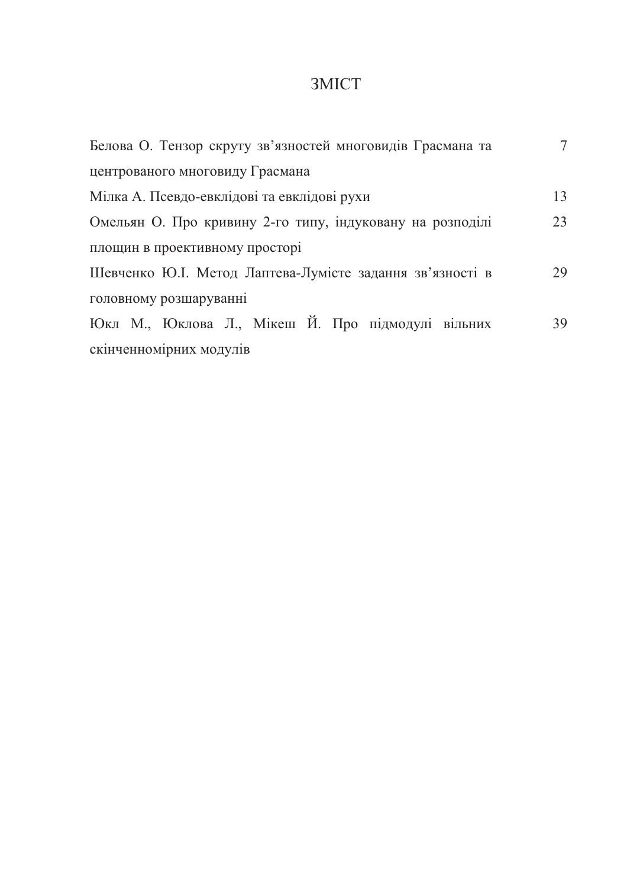# ЗМІСТ

| | |
|---|---|
| Белова О. Тензор скруту зв’язностей многовидів Грасмана та центрованого многовиду Грасмана | 7 |
| Мілка А. Псевдо-евклідові та евклідові рухи | 13 |
| Омельян О. Про кривину 2-го типу, індуковану на розподілі площин в проективному просторі | 23 |
| Шевченко Ю.І. Метод Лаптева-Лумісте задання зв’язності в головному розшаруванні | 29 |
| Юкл М., Юклова Л., Мікеш Й. Про підмодулі вільних скінченномірних модулів | 39 |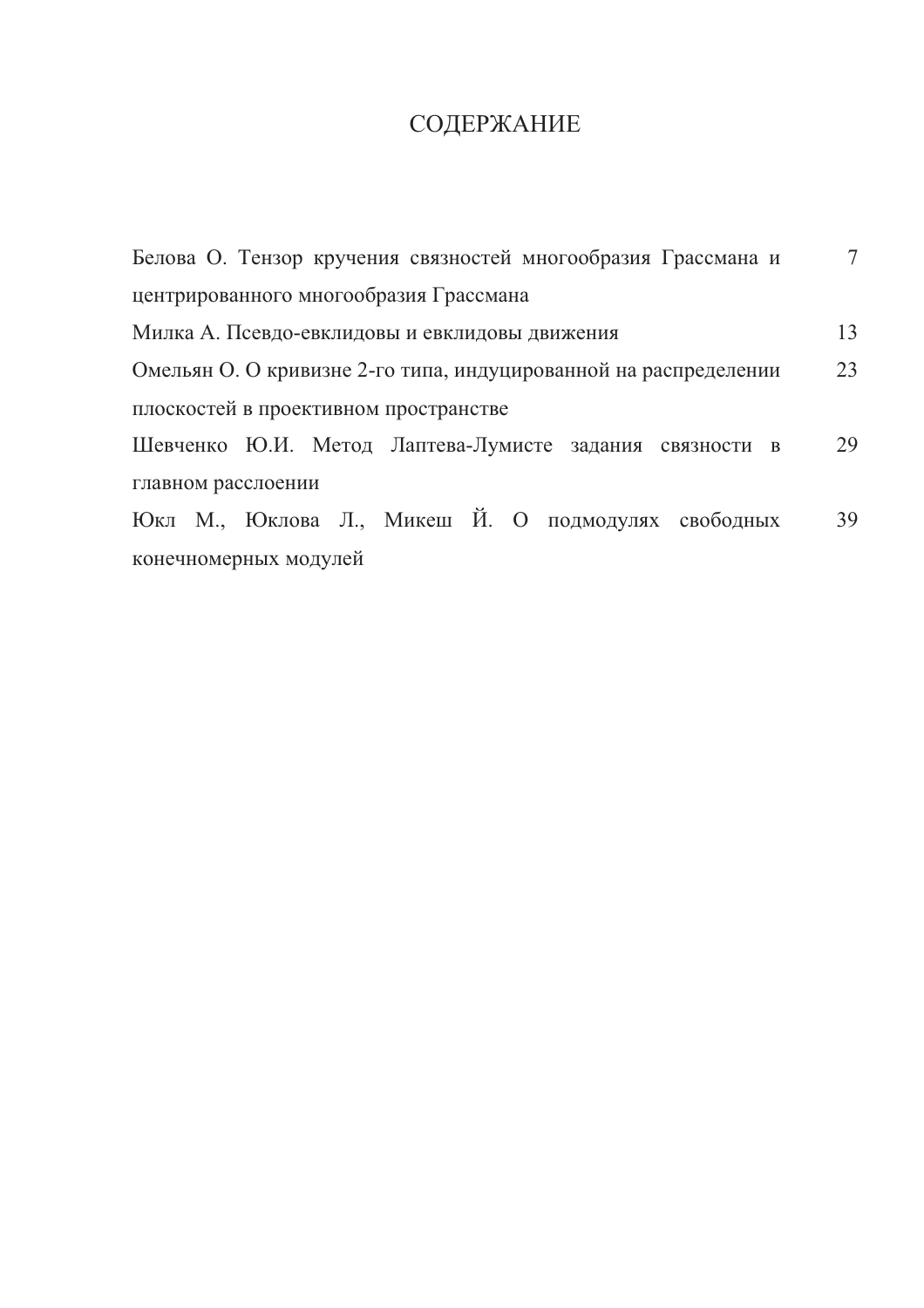# СОДЕРЖАНИЕ

| | |
|---|---|
| Белова О. Тензор кручения связностей многообразия Грассмана и центрированного многообразия Грассмана | 7 |
| Милка А. Псевдо-евклидовы и евклидовы движения | 13 |
| Омельян О. О кривизне 2-го типа, индуцированной на распределении плоскостей в проективном пространстве | 23 |
| Шевченко Ю.И. Метод Лаптева-Лумисте задания связности в главном расслоении | 29 |
| Юкл М., Юклова Л., Микеш Й. О подмодулях свободных конечномерных модулей | 39 |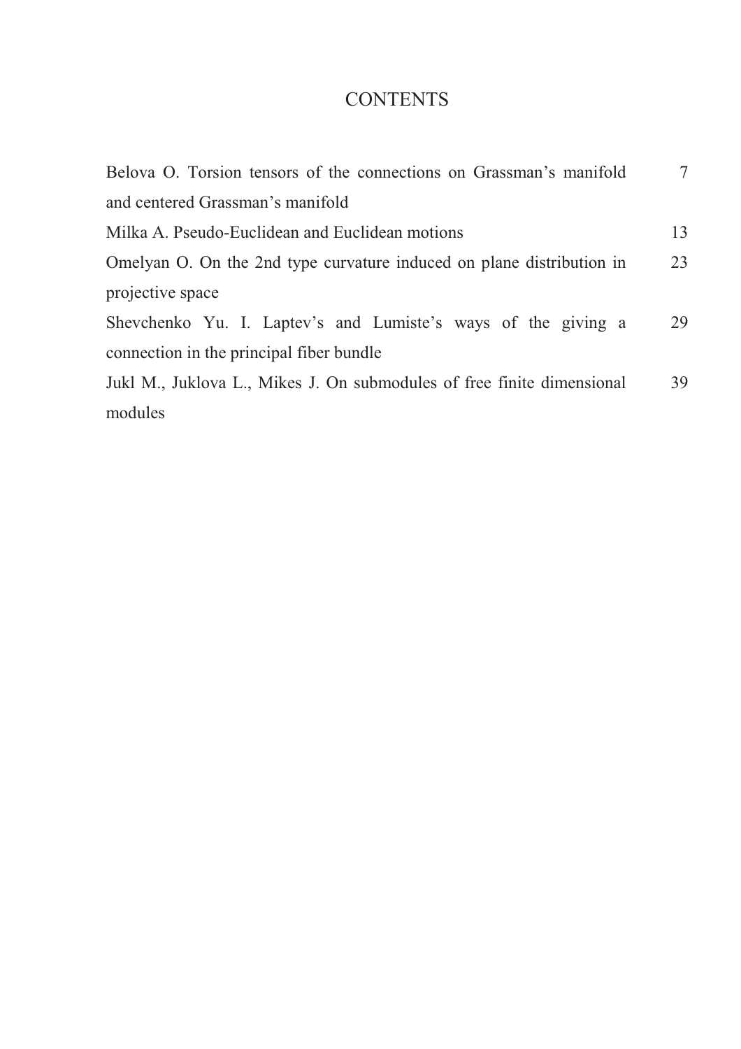# CONTENTS

| | |
|---|---|
| Belova O. Torsion tensors of the connections on Grassman's manifold and centered Grassman's manifold | 7 |
| Milka A. Pseudo-Euclidean and Euclidean motions | 13 |
| Omelyan O. On the 2nd type curvature induced on plane distribution in projective space | 23 |
| Shevchenko Yu. I. Laptev's and Lumiste's ways of the giving a connection in the principal fiber bundle | 29 |
| Jukl M., Juklova L., Mikes J. On submodules of free finite dimensional modules | 39 |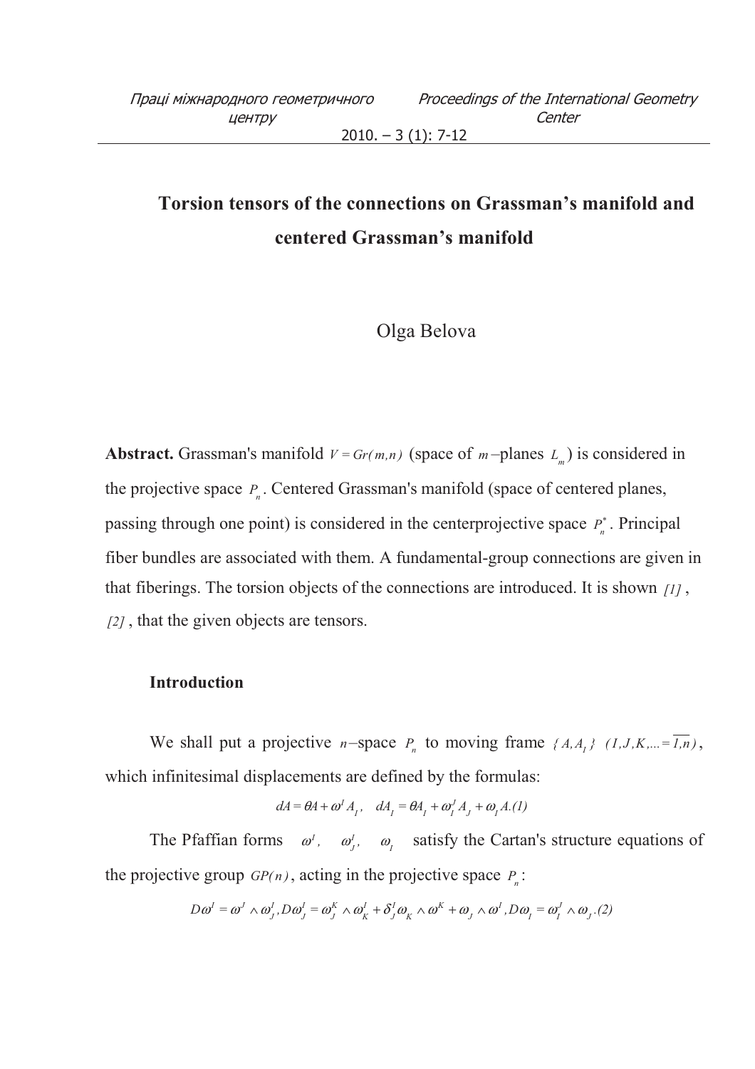# Torsion tensors of the connections on Grassman's manifold and centered Grassman's manifold

Olga Belova

**Abstract.** Grassman's manifold $V = Gr(m,n)$ (space of $m$–planes $L_m$) is considered in the projective space $P_n$. Centered Grassman's manifold (space of centered planes, passing through one point) is considered in the centerprojective space $P_n^*$. Principal fiber bundles are associated with them. A fundamental-group connections are given in that fiberings. The torsion objects of the connections are introduced. It is shown [1], [2], that the given objects are tensors.

### Introduction

We shall put a projective $n$–space $P_n$ to moving frame $\{A, A_I\}$ $(I, J, K, ... = \overline{1,n})$, which infinitesimal displacements are defined by the formulas:

$$dA = \theta A + \omega^I A_I, \quad dA_I = \theta A_I + \omega_I^J A_J + \omega_I A. (1)$$

The Pfaffian forms $\omega^I$, $\omega_J^I$, $\omega_I$ satisfy the Cartan's structure equations of the projective group $GP(n)$, acting in the projective space $P_n$:

$$D\omega^I = \omega^J \wedge \omega_J^I, D\omega_J^I = \omega_J^K \wedge \omega_K^I + \delta_J^I \omega_K \wedge \omega^K + \omega_J \wedge \omega^I, D\omega_I = \omega_I^J \wedge \omega_J. (2)$$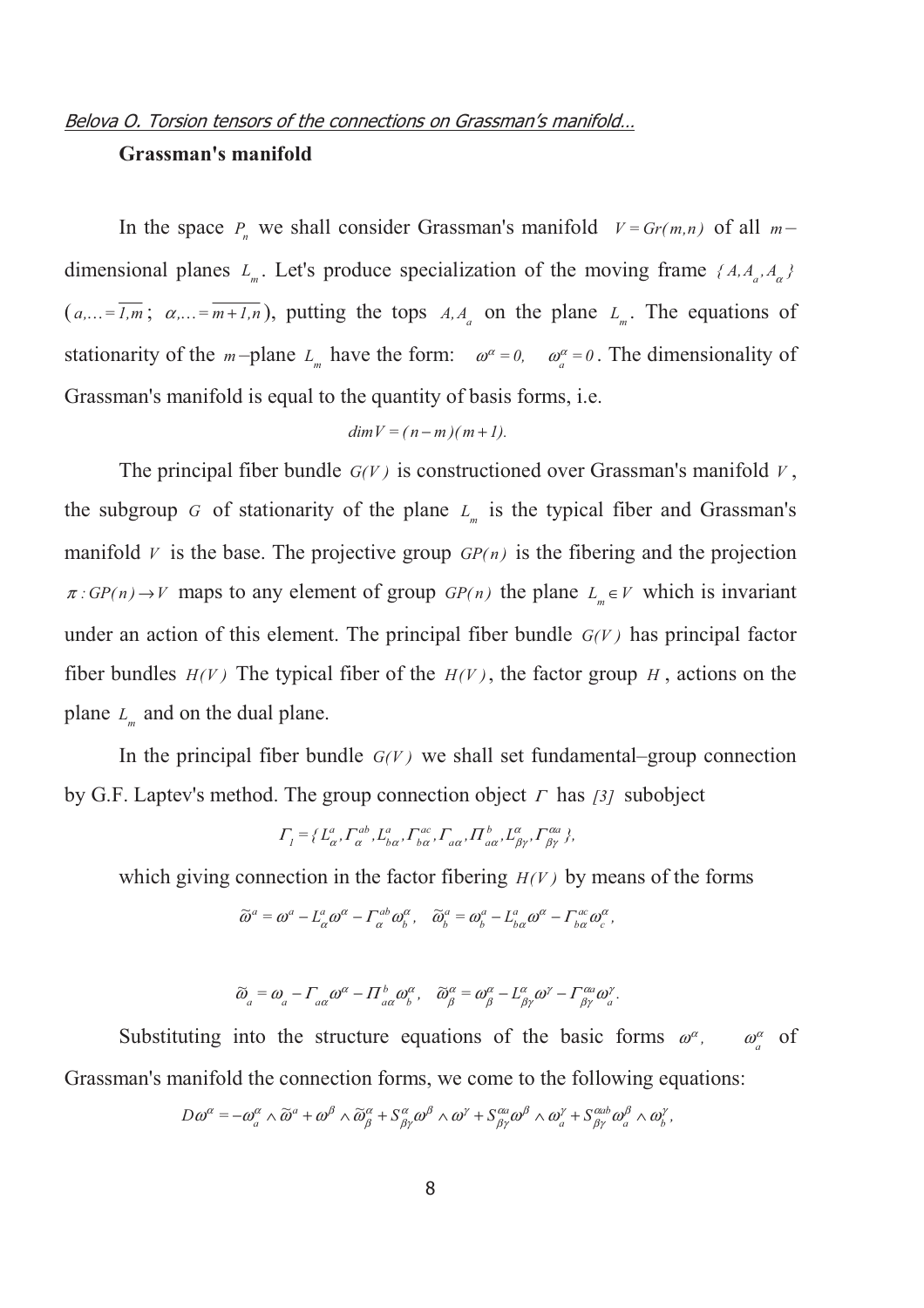**Grassman's manifold**

In the space $P_n$ we shall consider Grassman's manifold $V = Gr(m,n)$ of all $m-$dimensional planes $L_m$. Let's produce specialization of the moving frame $\{A, A_a, A_\alpha\}$ ($a,... = \overline{1,m}$; $\alpha,... = \overline{m+1,n}$), putting the tops $A, A_a$ on the plane $L_m$. The equations of stationarity of the $m$–plane $L_m$ have the form: $\omega^\alpha = 0, \quad \omega^\alpha_a = 0$. The dimensionality of Grassman's manifold is equal to the quantity of basis forms, i.e.

$$dim V = (n-m)(m+1).$$

The principal fiber bundle $G(V)$ is constructioned over Grassman's manifold $V$, the subgroup $G$ of stationarity of the plane $L_m$ is the typical fiber and Grassman's manifold $V$ is the base. The projective group $GP(n)$ is the fibering and the projection $\pi : GP(n) \to V$ maps to any element of group $GP(n)$ the plane $L_m \in V$ which is invariant under an action of this element. The principal fiber bundle $G(V)$ has principal factor fiber bundles $H(V)$ The typical fiber of the $H(V)$, the factor group $H$, actions on the plane $L_m$ and on the dual plane.

In the principal fiber bundle $G(V)$ we shall set fundamental–group connection by G.F. Laptev's method. The group connection object $\Gamma$ has [3] subobject

$$\Gamma_1 = \{L^a_\alpha, \Gamma^{ab}_\alpha, L^a_{b\alpha}, \Gamma^{ac}_{b\alpha}, \Gamma_{a\alpha}, \Pi^b_{a\alpha}, L^\alpha_{\beta\gamma}, \Gamma^{\alpha a}_{\beta\gamma}\},$$

which giving connection in the factor fibering $H(V)$ by means of the forms

$$\widetilde{\omega}^a = \omega^a - L^a_\alpha \omega^\alpha - \Gamma^{ab}_\alpha \omega^\alpha_b, \quad \widetilde{\omega}^a_b = \omega^a_b - L^a_{b\alpha}\omega^\alpha - \Gamma^{ac}_{b\alpha}\omega^\alpha_c,$$

$$\widetilde{\omega}_a = \omega_a - \Gamma_{a\alpha}\omega^\alpha - \Pi^b_{a\alpha}\omega^\alpha_b, \quad \widetilde{\omega}^\alpha_\beta = \omega^\alpha_\beta - L^\alpha_{\beta\gamma}\omega^\gamma - \Gamma^{\alpha a}_{\beta\gamma}\omega^\gamma_a.$$

Substituting into the structure equations of the basic forms $\omega^\alpha$, $\omega^\alpha_a$ of Grassman's manifold the connection forms, we come to the following equations:

$$D\omega^\alpha = -\omega^\alpha_a \wedge \widetilde{\omega}^a + \omega^\beta \wedge \widetilde{\omega}^\alpha_\beta + S^\alpha_{\beta\gamma}\omega^\beta \wedge \omega^\gamma + S^{\alpha a}_{\beta\gamma}\omega^\beta \wedge \omega^\gamma_a + S^{\alpha ab}_{\beta\gamma}\omega^\beta_a \wedge \omega^\gamma_b,$$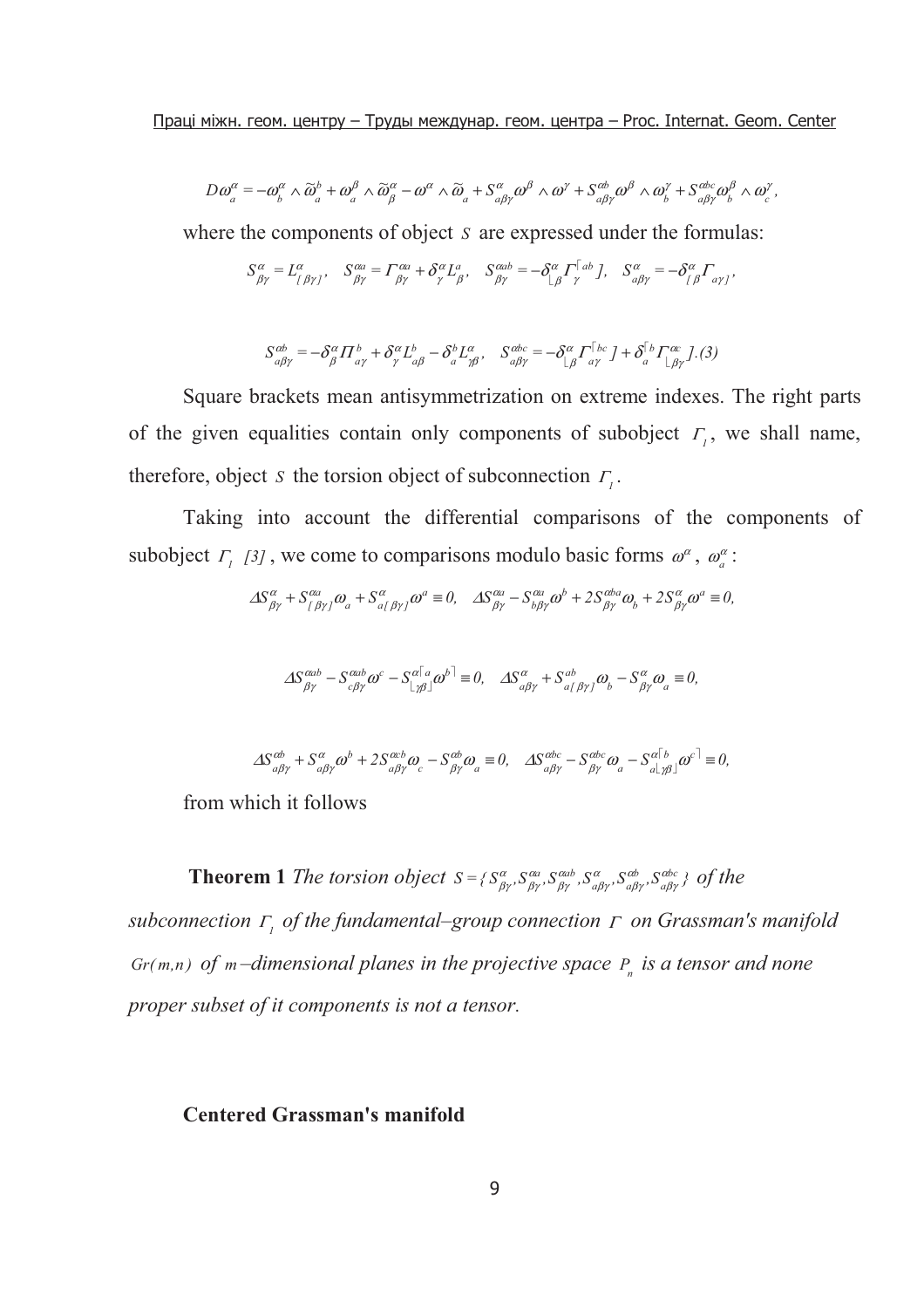$$D\omega^{\alpha}_{a} = -\omega^{\alpha}_{b} \wedge \tilde{\omega}^{b}_{a} + \omega^{\beta}_{a} \wedge \tilde{\omega}^{\alpha}_{\beta} - \omega^{\alpha} \wedge \tilde{\omega}_{a} + S^{\alpha}_{a\beta\gamma}\omega^{\beta} \wedge \omega^{\gamma} + S^{\alpha b}_{a\beta\gamma}\omega^{\beta} \wedge \omega^{\gamma}_{b} + S^{\alpha bc}_{a\beta\gamma}\omega^{\beta}_{b} \wedge \omega^{\gamma}_{c},$$

where the components of object $S$ are expressed under the formulas:

$$S^{\alpha}_{\beta\gamma} = L^{\alpha}_{[\beta\gamma]}, \quad S^{\alpha a}_{\beta\gamma} = \Gamma^{\alpha a}_{\beta\gamma} + \delta^{\alpha}_{\gamma}L^{a}_{\beta}, \quad S^{\alpha ab}_{\beta\gamma} = -\delta^{\alpha}_{\lfloor\beta}\Gamma^{\lceil ab}_{\gamma}], \quad S^{\alpha}_{a\beta\gamma} = -\delta^{\alpha}_{[\beta}\Gamma_{a\gamma]},$$

$$S^{\alpha b}_{a\beta\gamma} = -\delta^{\alpha}_{\beta}\Pi^{b}_{a\gamma} + \delta^{\alpha}_{\gamma}L^{b}_{a\beta} - \delta^{b}_{a}L^{\alpha}_{\gamma\beta}, \quad S^{\alpha bc}_{a\beta\gamma} = -\delta^{\alpha}_{\lfloor\beta}\Gamma^{\lceil bc}_{a\gamma}] + \delta^{\lceil b}_{a}\Gamma^{\alpha c}_{\lfloor\beta\gamma}]. (3)$$

Square brackets mean antisymmetrization on extreme indexes. The right parts of the given equalities contain only components of subobject $\Gamma_1$, we shall name, therefore, object $S$ the torsion object of subconnection $\Gamma_1$.

Taking into account the differential comparisons of the components of subobject $\Gamma_1$ [3], we come to comparisons modulo basic forms $\omega^{\alpha}$, $\omega^{\alpha}_{a}$:

$$\Delta S^{\alpha}_{\beta\gamma} + S^{\alpha a}_{[\beta\gamma]}\omega_{a} + S^{\alpha}_{a[\beta\gamma]}\omega^{a} \equiv 0, \quad \Delta S^{\alpha a}_{\beta\gamma} - S^{\alpha a}_{b\beta\gamma}\omega^{b} + 2S^{\alpha ba}_{\beta\gamma}\omega_{b} + 2S^{\alpha}_{\beta\gamma}\omega^{a} \equiv 0,$$

$$\Delta S^{\alpha ab}_{\beta\gamma} - S^{\alpha ab}_{c\beta\gamma}\omega^{c} - S^{\alpha\lceil a}_{\lfloor\gamma\beta\rfloor}\omega^{b\rceil} \equiv 0, \quad \Delta S^{\alpha}_{a\beta\gamma} + S^{ab}_{a[\beta\gamma]}\omega_{b} - S^{\alpha}_{\beta\gamma}\omega_{a} \equiv 0,$$

$$\Delta S^{\alpha b}_{a\beta\gamma} + S^{\alpha}_{a\beta\gamma}\omega^{b} + 2S^{\alpha cb}_{a\beta\gamma}\omega_{c} - S^{\alpha b}_{\beta\gamma}\omega_{a} \equiv 0, \quad \Delta S^{\alpha bc}_{a\beta\gamma} - S^{\alpha bc}_{\beta\gamma}\omega_{a} - S^{\alpha\lceil b}_{a\lfloor\gamma\beta\rfloor}\omega^{c\rceil} \equiv 0,$$

from which it follows

**Theorem 1** *The torsion object* $S = \{S^{\alpha}_{\beta\gamma}, S^{\alpha a}_{\beta\gamma}, S^{\alpha ab}_{\beta\gamma}, S^{\alpha}_{a\beta\gamma}, S^{\alpha b}_{a\beta\gamma}, S^{\alpha bc}_{a\beta\gamma}\}$ *of the subconnection* $\Gamma_1$ *of the fundamental–group connection* $\Gamma$ *on Grassman's manifold* $Gr(m,n)$ *of* $m$*–dimensional planes in the projective space* $P_n$ *is a tensor and none proper subset of it components is not a tensor.*

**Centered Grassman's manifold**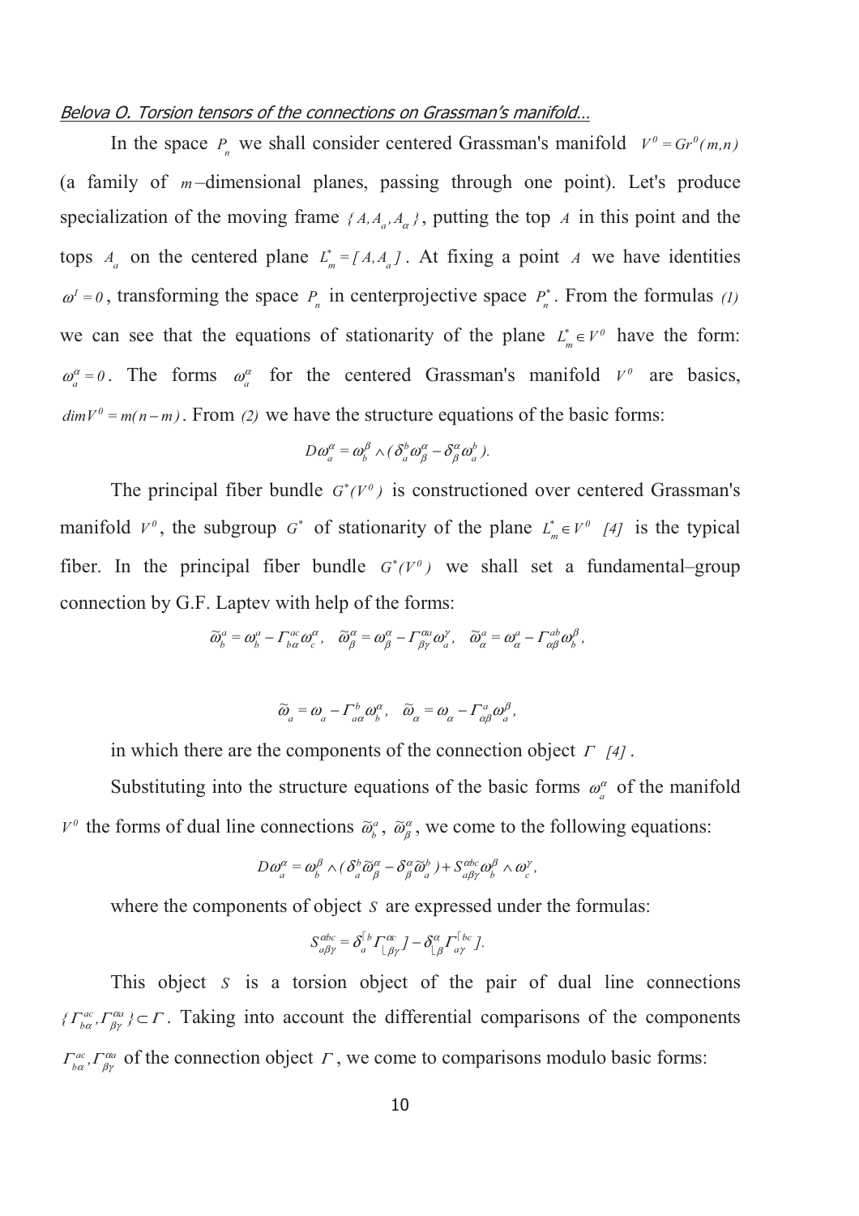In the space $P_n$ we shall consider centered Grassman's manifold $V^0 = Gr^0(m,n)$ (a family of $m$–dimensional planes, passing through one point). Let's produce specialization of the moving frame $\{A, A_a, A_\alpha\}$, putting the top $A$ in this point and the tops $A_a$ on the centered plane $L_m^* = [A, A_a]$. At fixing a point $A$ we have identities $\omega^I = 0$, transforming the space $P_n$ in centerprojective space $P_n^*$. From the formulas *(1)* we can see that the equations of stationarity of the plane $L_m^* \in V^0$ have the form: $\omega_a^\alpha = 0$. The forms $\omega_a^\alpha$ for the centered Grassman's manifold $V^0$ are basics, $\dim V^0 = m(n-m)$. From *(2)* we have the structure equations of the basic forms:

$$D\omega_a^\alpha = \omega_b^\beta \wedge (\delta_a^b \omega_\beta^\alpha - \delta_\beta^\alpha \omega_a^b).$$

The principal fiber bundle $G^*(V^0)$ is constructioned over centered Grassman's manifold $V^0$, the subgroup $G^*$ of stationarity of the plane $L_m^* \in V^0$ *[4]* is the typical fiber. In the principal fiber bundle $G^*(V^0)$ we shall set a fundamental–group connection by G.F. Laptev with help of the forms:

$$\widetilde{\omega}_b^a = \omega_b^a - \Gamma_{b\alpha}^{ac}\omega_c^\alpha, \quad \widetilde{\omega}_\beta^\alpha = \omega_\beta^\alpha - \Gamma_{\beta\gamma}^{\alpha a}\omega_a^\gamma, \quad \widetilde{\omega}_\alpha^a = \omega_\alpha^a - \Gamma_{\alpha\beta}^{ab}\omega_b^\beta,$$

$$\widetilde{\omega}_a = \omega_a - \Gamma_{a\alpha}^b \omega_b^\alpha, \quad \widetilde{\omega}_\alpha = \omega_\alpha - \Gamma_{\alpha\beta}^a \omega_a^\beta,$$

in which there are the components of the connection object $\Gamma$ *[4]*.

Substituting into the structure equations of the basic forms $\omega_a^\alpha$ of the manifold $V^0$ the forms of dual line connections $\widetilde{\omega}_b^a$, $\widetilde{\omega}_\beta^\alpha$, we come to the following equations:

$$D\omega_a^\alpha = \omega_b^\beta \wedge (\delta_a^b \widetilde{\omega}_\beta^\alpha - \delta_\beta^\alpha \widetilde{\omega}_a^b) + S_{a\beta\gamma}^{\alpha bc}\omega_b^\beta \wedge \omega_c^\gamma,$$

where the components of object $S$ are expressed under the formulas:

$$S_{a\beta\gamma}^{\alpha bc} = \delta_a^{[b}\Gamma_{[\beta\gamma}^{\alpha c]}] - \delta_{[\beta}^\alpha \Gamma_{a\gamma]}^{[bc]}.$$

This object $S$ is a torsion object of the pair of dual line connections $\{\Gamma_{b\alpha}^{ac}, \Gamma_{\beta\gamma}^{\alpha a}\} \subset \Gamma$. Taking into account the differential comparisons of the components $\Gamma_{b\alpha}^{ac}, \Gamma_{\beta\gamma}^{\alpha a}$ of the connection object $\Gamma$, we come to comparisons modulo basic forms: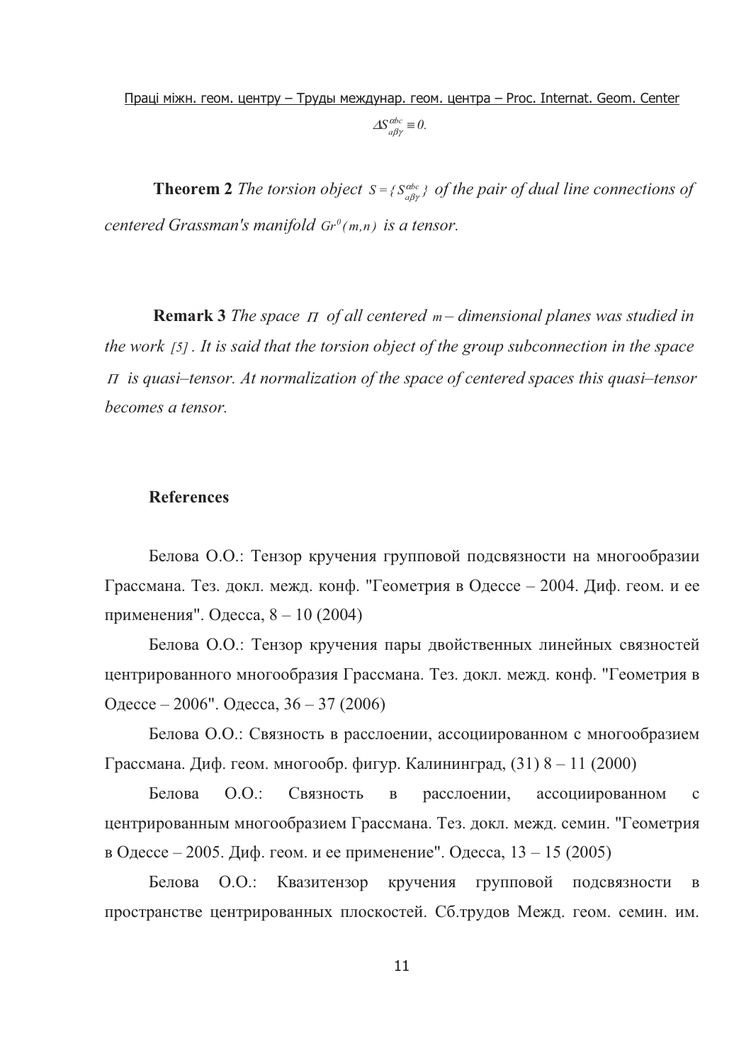$$\Delta S^{\alpha bc}_{a\beta\gamma} \equiv 0.$$

**Theorem 2** *The torsion object* $S = \{S^{\alpha bc}_{a\beta\gamma}\}$ *of the pair of dual line connections of centered Grassman's manifold* $Gr^0(m,n)$ *is a tensor.*

**Remark 3** *The space* $\Pi$ *of all centered* $m$ *– dimensional planes was studied in the work* [5]*. It is said that the torsion object of the group subconnection in the space* $\Pi$ *is quasi–tensor. At normalization of the space of centered spaces this quasi–tensor becomes a tensor.*

## References

Белова О.О.: Тензор кручения групповой подсвязности на многообразии Грассмана. Тез. докл. межд. конф. "Геометрия в Одессе – 2004. Диф. геом. и ее применения". Одесса, 8 – 10 (2004)

Белова О.О.: Тензор кручения пары двойственных линейных связностей центрированного многообразия Грассмана. Тез. докл. межд. конф. "Геометрия в Одессе – 2006". Одесса, 36 – 37 (2006)

Белова О.О.: Связность в расслоении, ассоциированном с многообразием Грассмана. Диф. геом. многообр. фигур. Калининград, (31) 8 – 11 (2000)

Белова О.О.: Связность в расслоении, ассоциированном с центрированным многообразием Грассмана. Тез. докл. межд. семин. "Геометрия в Одессе – 2005. Диф. геом. и ее применение". Одесса, 13 – 15 (2005)

Белова О.О.: Квазитензор кручения групповой подсвязности в пространстве центрированных плоскостей. Сб.трудов Межд. геом. семин. им.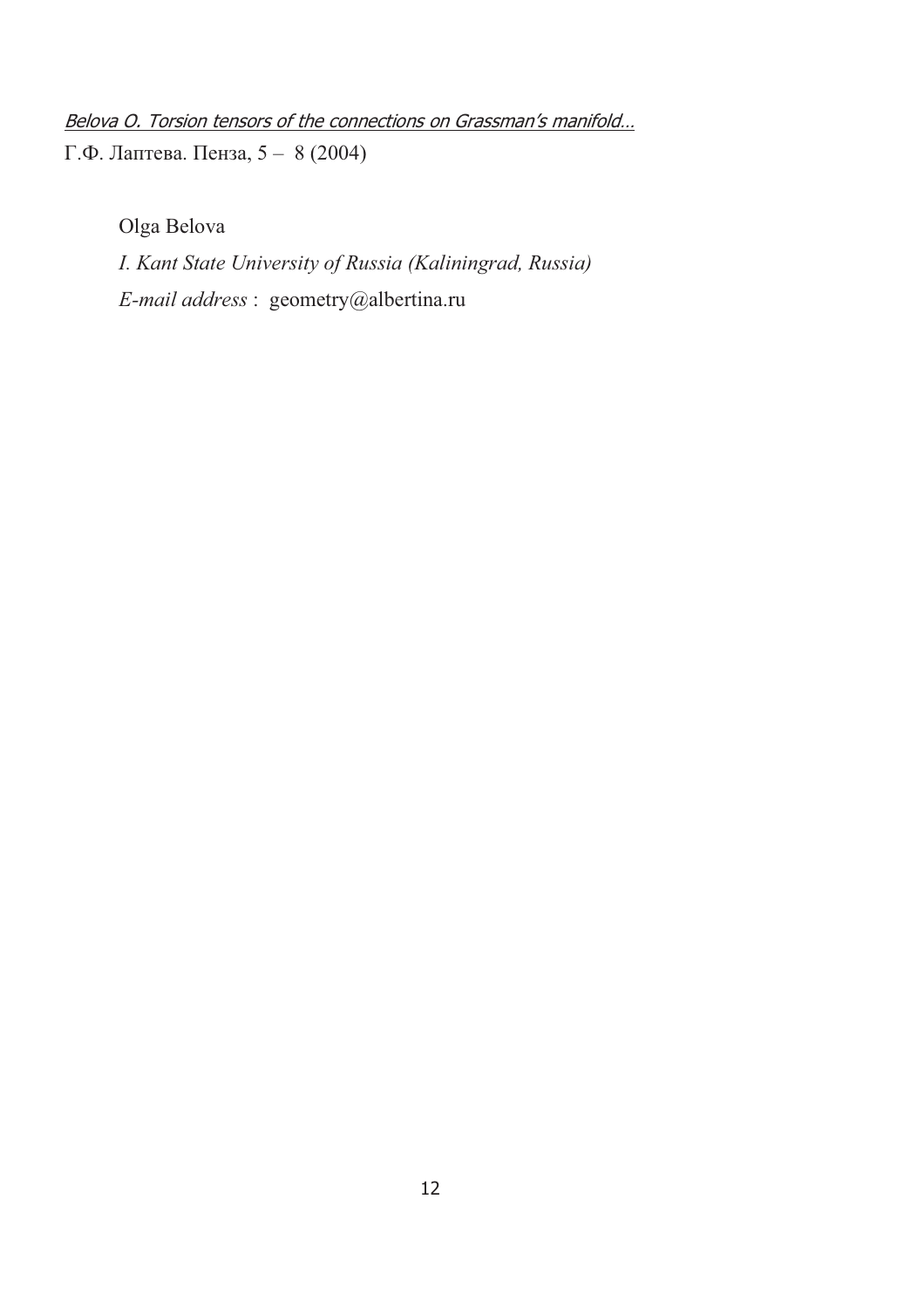Г.Ф. Лаптева. Пенза, 5 – 8 (2004)

Olga Belova

*I. Kant State University of Russia (Kaliningrad, Russia)*

*E-mail address* : geometry@albertina.ru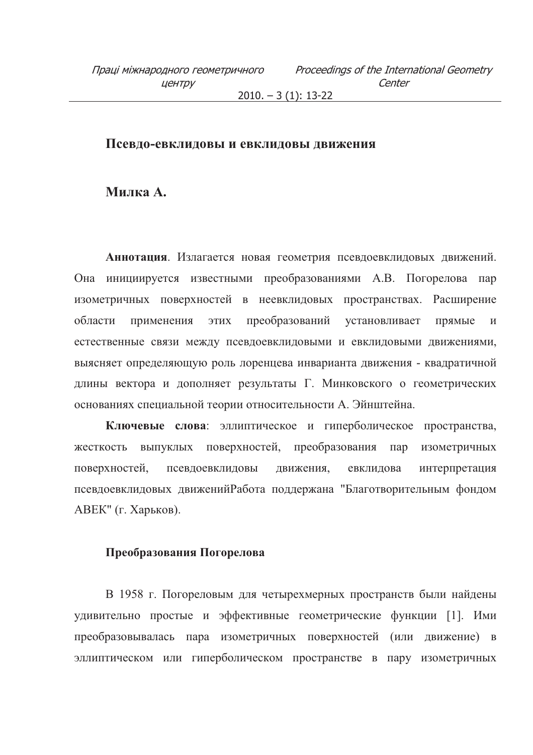# Псевдо-евклидовы и евклидовы движения

## Милка А.

**Аннотация**. Излагается новая геометрия псевдоевклидовых движений. Она инициируется известными преобразованиями А.В. Погорелова пар изометричных поверхностей в неевклидовых пространствах. Расширение области применения этих преобразований установливает прямые и естественные связи между псевдоевклидовыми и евклидовыми движениями, выясняет определяющую роль лоренцева инварианта движения - квадратичной длины вектора и дополняет результаты Г. Минковского о геометрических основаниях специальной теории относительности А. Эйнштейна.

**Ключевые слова**: эллиптическое и гиперболическое пространства, жесткость выпуклых поверхностей, преобразования пар изометричных поверхностей, псевдоевклидовы движения, евклидова интерпретация псевдоевклидовых движенийРабота поддержана "Благотворительным фондом АВЕК" (г. Харьков).

### Преобразования Погорелова

В 1958 г. Погореловым для четырехмерных пространств были найдены удивительно простые и эффективные геометрические функции [1]. Ими преобразовывалась пара изометричных поверхностей (или движение) в эллиптическом или гиперболическом пространстве в пару изометричных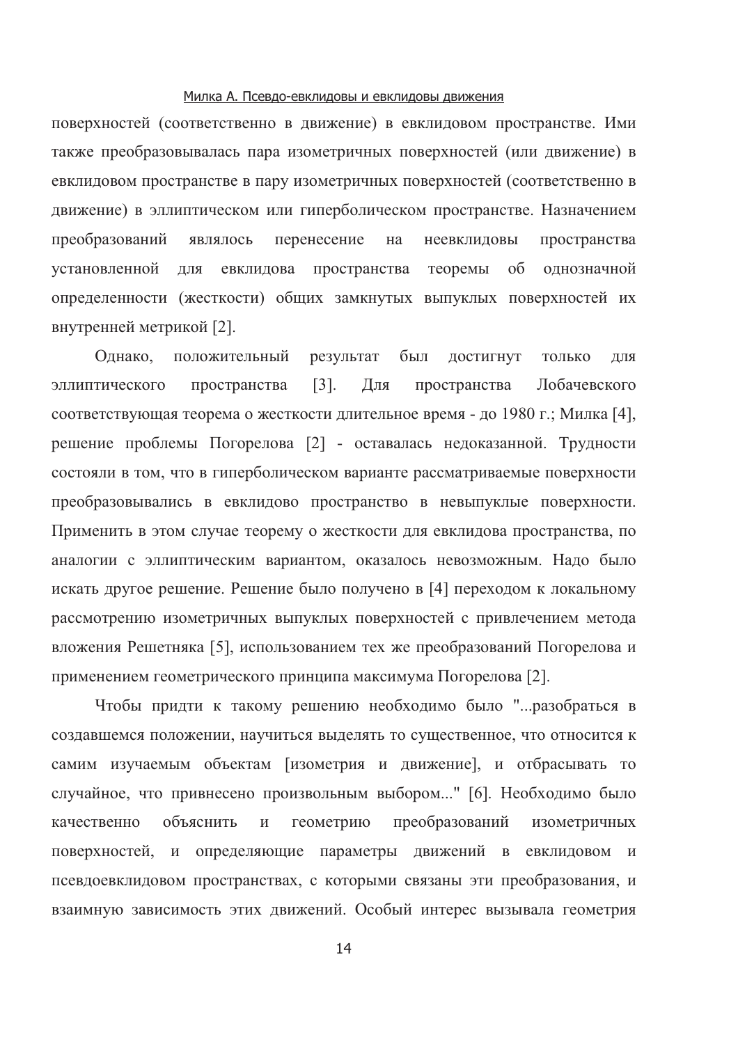поверхностей (соответственно в движение) в евклидовом пространстве. Ими также преобразовывалась пара изометричных поверхностей (или движение) в евклидовом пространстве в пару изометричных поверхностей (соответственно в движение) в эллиптическом или гиперболическом пространстве. Назначением преобразований являлось перенесение на неевклидовы пространства установленной для евклидова пространства теоремы об однозначной определенности (жесткости) общих замкнутых выпуклых поверхностей их внутренней метрикой [2].

Однако, положительный результат был достигнут только для эллиптического пространства [3]. Для пространства Лобачевского соответствующая теорема о жесткости длительное время - до 1980 г.; Милка [4], решение проблемы Погорелова [2] - оставалась недоказанной. Трудности состояли в том, что в гиперболическом варианте рассматриваемые поверхности преобразовывались в евклидово пространство в невыпуклые поверхности. Применить в этом случае теорему о жесткости для евклидова пространства, по аналогии с эллиптическим вариантом, оказалось невозможным. Надо было искать другое решение. Решение было получено в [4] переходом к локальному рассмотрению изометричных выпуклых поверхностей с привлечением метода вложения Решетняка [5], использованием тех же преобразований Погорелова и применением геометрического принципа максимума Погорелова [2].

Чтобы придти к такому решению необходимо было "...разобраться в создавшемся положении, научиться выделять то существенное, что относится к самим изучаемым объектам [изометрия и движение], и отбрасывать то случайное, что привнесено произвольным выбором..." [6]. Необходимо было качественно объяснить и геометрию преобразований изометричных поверхностей, и определяющие параметры движений в евклидовом и псевдоевклидовом пространствах, с которыми связаны эти преобразования, и взаимную зависимость этих движений. Особый интерес вызывала геометрия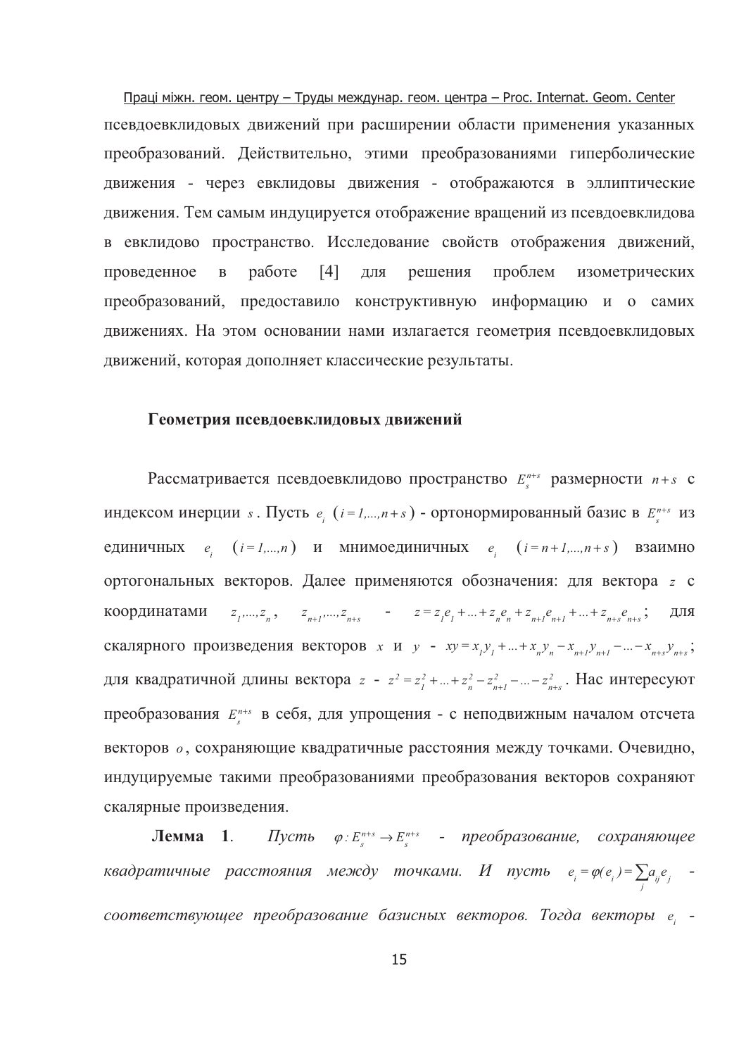псевдоевклидовых движений при расширении области применения указанных преобразований. Действительно, этими преобразованиями гиперболические движения - через евклидовы движения - отображаются в эллиптические движения. Тем самым индуцируется отображение вращений из псевдоевклидова в евклидово пространство. Исследование свойств отображения движений, проведенное в работе [4] для решения проблем изометрических преобразований, предоставило конструктивную информацию и о самих движениях. На этом основании нами излагается геометрия псевдоевклидовых движений, которая дополняет классические результаты.

## Геометрия псевдоевклидовых движений

Рассматривается псевдоевклидово пространство $E_s^{n+s}$ размерности $n+s$ с индексом инерции $s$. Пусть $e_i$ $(i=1,...,n+s)$ - ортонормированный базис в $E_s^{n+s}$ из единичных $e_i$ $(i=1,...,n)$ и мнимоединичных $e_i$ $(i=n+1,...,n+s)$ взаимно ортогональных векторов. Далее применяются обозначения: для вектора $z$ с координатами $z_1,...,z_n$, $z_{n+1},...,z_{n+s}$ - $z=z_1e_1+...+z_ne_n+z_{n+1}e_{n+1}+...+z_{n+s}e_{n+s}$; для скалярного произведения векторов $x$ и $y$ - $xy=x_1y_1+...+x_ny_n-x_{n+1}y_{n+1}-...-x_{n+s}y_{n+s}$; для квадратичной длины вектора $z$ - $z^2=z_1^2+...+z_n^2-z_{n+1}^2-...-z_{n+s}^2$. Нас интересуют преобразования $E_s^{n+s}$ в себя, для упрощения - с неподвижным началом отсчета векторов $o$, сохраняющие квадратичные расстояния между точками. Очевидно, индуцируемые такими преобразованиями преобразования векторов сохраняют скалярные произведения.

**Лемма 1**. *Пусть* $\varphi: E_s^{n+s} \to E_s^{n+s}$ *- преобразование, сохраняющее квадратичные расстояния между точками. И пусть* $e_i = \varphi(e_i) = \sum_j a_{ij} e_j$ *- соответствующее преобразование базисных векторов. Тогда векторы* $e_i$ *-*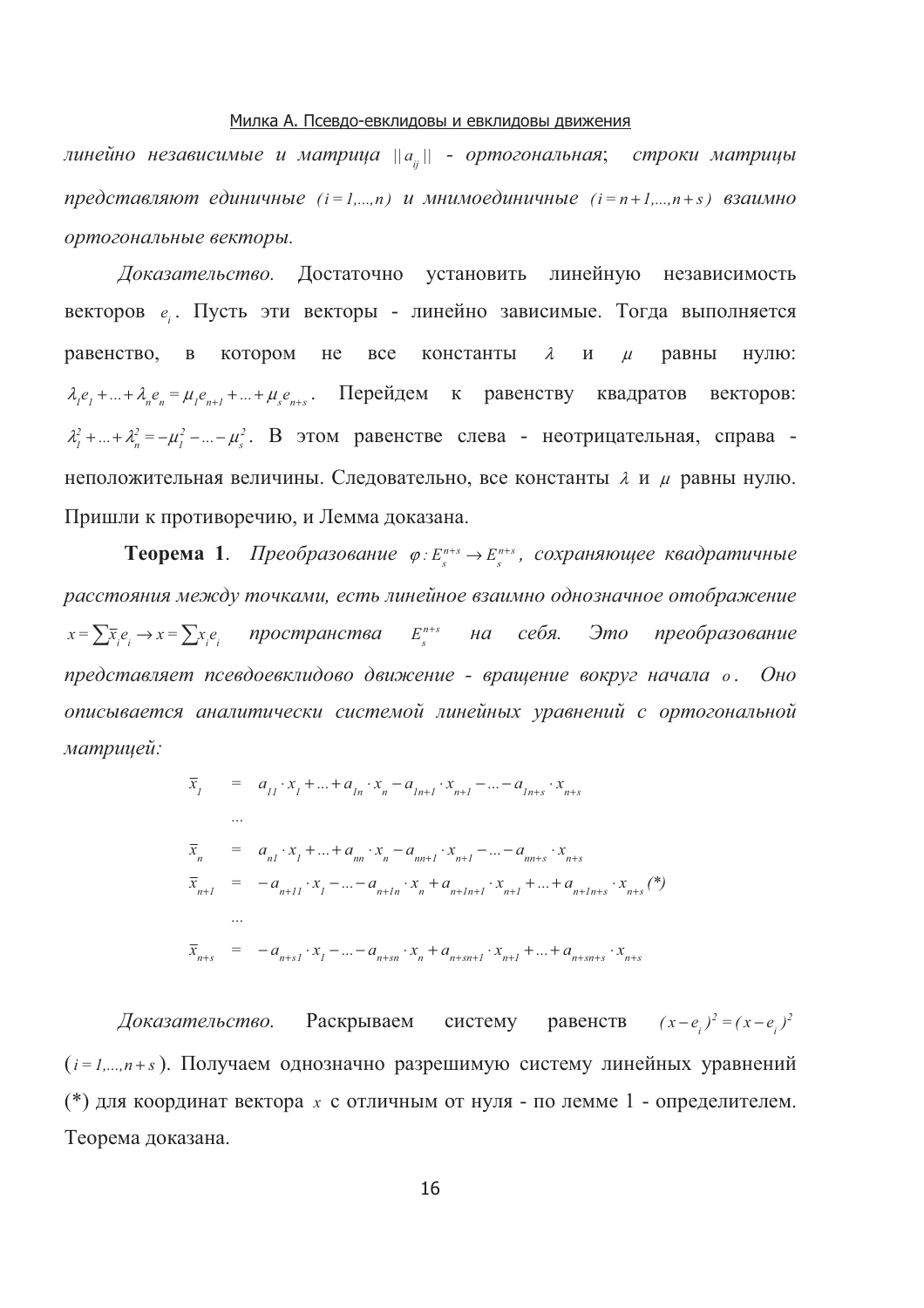*линейно независимые и матрица* $\|a_{ij}\|$ *- ортогональная; строки матрицы представляют единичные* $(i=1,...,n)$ *и мнимоединичные* $(i=n+1,...,n+s)$ *взаимно ортогональные векторы.*

*Доказательство.* Достаточно установить линейную независимость векторов $e_i$. Пусть эти векторы - линейно зависимые. Тогда выполняется равенство, в котором не все константы $\lambda$ и $\mu$ равны нулю: $\lambda_1 e_1 + ... + \lambda_n e_n = \mu_1 e_{n+1} + ... + \mu_s e_{n+s}$. Перейдем к равенству квадратов векторов: $\lambda_1^2 + ... + \lambda_n^2 = -\mu_1^2 - ... - \mu_s^2$. В этом равенстве слева - неотрицательная, справа - неположительная величины. Следовательно, все константы $\lambda$ и $\mu$ равны нулю. Пришли к противоречию, и Лемма доказана.

**Теорема 1**. *Преобразование* $\varphi : E_s^{n+s} \to E_s^{n+s}$*, сохраняющее квадратичные расстояния между точками, есть линейное взаимно однозначное отображение* $x = \sum \bar{x}_i e_i \to x = \sum x_i e_i$ *пространства* $E_s^{n+s}$ *на себя. Это преобразование представляет псевдоевклидово движение - вращение вокруг начала* $o$*. Оно описывается аналитически системой линейных уравнений с ортогональной матрицей:*

$$
\begin{aligned}
\bar{x}_1 &= a_{11} \cdot x_1 + ... + a_{1n} \cdot x_n - a_{1n+1} \cdot x_{n+1} - ... - a_{1n+s} \cdot x_{n+s} \\
&... \\
\bar{x}_n &= a_{n1} \cdot x_1 + ... + a_{nn} \cdot x_n - a_{nn+1} \cdot x_{n+1} - ... - a_{nn+s} \cdot x_{n+s} \\
\bar{x}_{n+1} &= -a_{n+11} \cdot x_1 - ... - a_{n+1n} \cdot x_n + a_{n+1n+1} \cdot x_{n+1} + ... + a_{n+1n+s} \cdot x_{n+s} \quad (*) \\
&... \\
\bar{x}_{n+s} &= -a_{n+s1} \cdot x_1 - ... - a_{n+sn} \cdot x_n + a_{n+sn+1} \cdot x_{n+1} + ... + a_{n+sn+s} \cdot x_{n+s}
\end{aligned}
$$

*Доказательство.* Раскрываем систему равенств $(x-e_i)^2 = (x-e_i)^2$ $(i=1,...,n+s)$. Получаем однозначно разрешимую систему линейных уравнений (*) для координат вектора $x$ с отличным от нуля - по лемме 1 - определителем. Теорема доказана.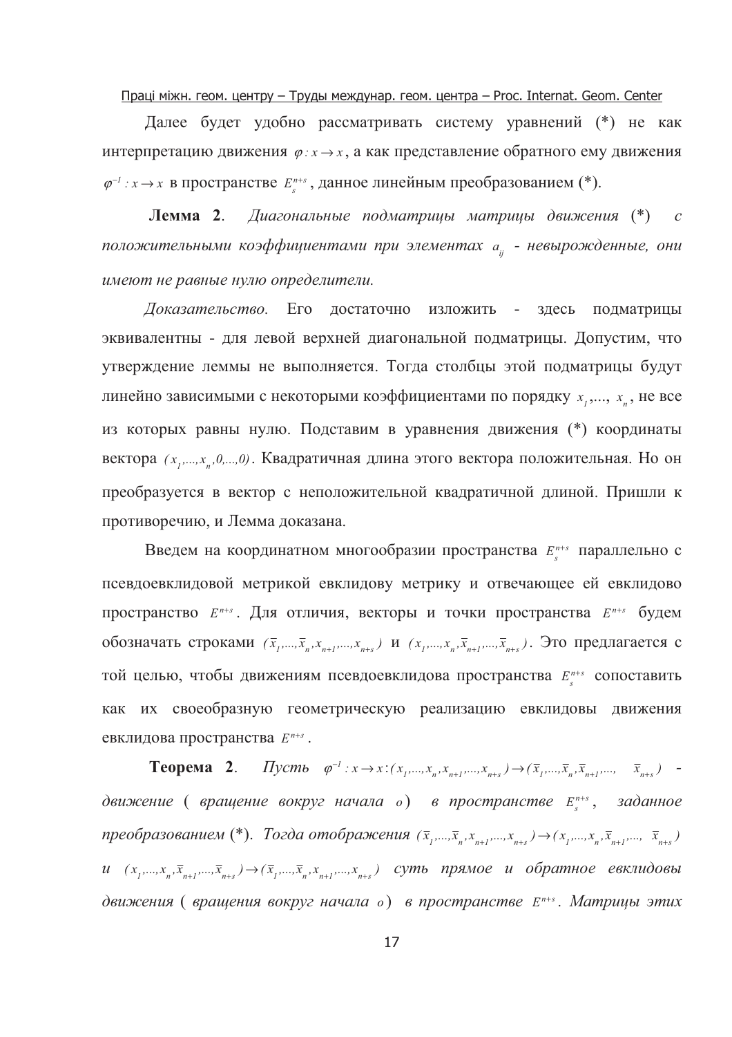Далее будет удобно рассматривать систему уравнений (*) не как интерпретацию движения $\varphi : x \to x$, а как представление обратного ему движения $\varphi^{-1} : x \to x$ в пространстве $E_s^{n+s}$, данное линейным преобразованием (*).

**Лемма 2**. *Диагональные подматрицы матрицы движения* (*) *с положительными коэффициентами при элементах* $a_{ij}$ *- невырожденные, они имеют не равные нулю определители.*

*Доказательство.* Его достаточно изложить - здесь подматрицы эквивалентны - для левой верхней диагональной подматрицы. Допустим, что утверждение леммы не выполняется. Тогда столбцы этой подматрицы будут линейно зависимыми с некоторыми коэффициентами по порядку $x_1,..., x_n$, не все из которых равны нулю. Подставим в уравнения движения (*) координаты вектора $(x_1,...,x_n,0,...,0)$. Квадратичная длина этого вектора положительная. Но он преобразуется в вектор с неположительной квадратичной длиной. Пришли к противоречию, и Лемма доказана.

Введем на координатном многообразии пространства $E_s^{n+s}$ параллельно с псевдоевклидовой метрикой евклидову метрику и отвечающее ей евклидово пространство $E^{n+s}$. Для отличия, векторы и точки пространства $E^{n+s}$ будем обозначать строками $(\bar{x}_1,...,\bar{x}_n,x_{n+1},...,x_{n+s})$ и $(x_1,...,x_n,\bar{x}_{n+1},...,\bar{x}_{n+s})$. Это предлагается с той целью, чтобы движениям псевдоевклидова пространства $E_s^{n+s}$ сопоставить как их своеобразную геометрическую реализацию евклидовы движения евклидова пространства $E^{n+s}$.

**Теорема 2**. *Пусть* $\varphi^{-1} : x \to x : (x_1,...,x_n,x_{n+1},...,x_{n+s}) \to (\bar{x}_1,...,\bar{x}_n,\bar{x}_{n+1},..., \bar{x}_{n+s})$ *- движение ( вращение вокруг начала* $o$*) в пространстве* $E_s^{n+s}$*, заданное преобразованием* (*)*. Тогда отображения* $(\bar{x}_1,...,\bar{x}_n,x_{n+1},...,x_{n+s}) \to (x_1,...,x_n,\bar{x}_{n+1},..., \bar{x}_{n+s})$ *и* $(x_1,...,x_n,\bar{x}_{n+1},...,\bar{x}_{n+s}) \to (\bar{x}_1,...,\bar{x}_n,x_{n+1},...,x_{n+s})$ *суть прямое и обратное евклидовы движения ( вращения вокруг начала* $o$*) в пространстве* $E^{n+s}$*. Матрицы этих*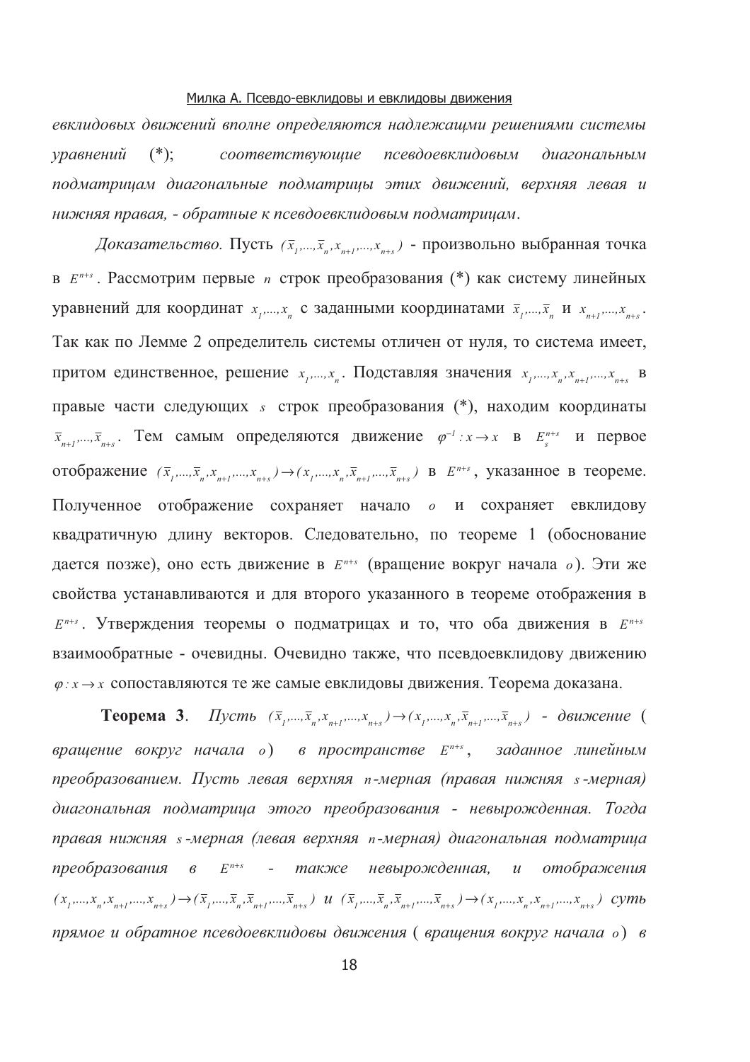*евклидовых движений вполне определяются надлежащми решениями системы уравнений* (*); *соответствующие псевдоевклидовым диагональным подматрицам диагональные подматрицы этих движений, верхняя левая и нижняя правая, - обратные к псевдоевклидовым подматрицам*.

*Доказательство.* Пусть $(\bar{x}_1,...,\bar{x}_n,x_{n+1},...,x_{n+s})$ - произвольно выбранная точка в $E^{n+s}$. Рассмотрим первые $n$ строк преобразования (*) как систему линейных уравнений для координат $x_1,...,x_n$ с заданными координатами $\bar{x}_1,...,\bar{x}_n$ и $x_{n+1},...,x_{n+s}$. Так как по Лемме 2 определитель системы отличен от нуля, то система имеет, притом единственное, решение $x_1,...,x_n$. Подставляя значения $x_1,...,x_n,x_{n+1},...,x_{n+s}$ в правые части следующих $s$ строк преобразования (*), находим координаты $\bar{x}_{n+1},...,\bar{x}_{n+s}$. Тем самым определяются движение $\varphi^{-1}: x \to x$ в $E_s^{n+s}$ и первое отображение $(\bar{x}_1,...,\bar{x}_n,x_{n+1},...,x_{n+s}) \to (x_1,...,x_n,\bar{x}_{n+1},...,\bar{x}_{n+s})$ в $E^{n+s}$, указанное в теореме. Полученное отображение сохраняет начало $o$ и сохраняет евклидову квадратичную длину векторов. Следовательно, по теореме 1 (обоснование дается позже), оно есть движение в $E^{n+s}$ (вращение вокруг начала $o$). Эти же свойства устанавливаются и для второго указанного в теореме отображения в $E^{n+s}$. Утверждения теоремы о подматрицах и то, что оба движения в $E^{n+s}$ взаимообратные - очевидны. Очевидно также, что псевдоевклидову движению $\varphi: x \to x$ сопоставляются те же самые евклидовы движения. Теорема доказана.

**Теорема 3**. *Пусть* $(\bar{x}_1,...,\bar{x}_n,x_{n+1},...,x_{n+s}) \to (x_1,...,x_n,\bar{x}_{n+1},...,\bar{x}_{n+s})$ *- движение ( вращение вокруг начала* $o$*) в пространстве* $E^{n+s}$*, заданное линейным преобразованием. Пусть левая верхняя* $n$*-мерная (правая нижняя* $s$*-мерная) диагональная подматрица этого преобразования - невырожденная. Тогда правая нижняя* $s$*-мерная (левая верхняя* $n$*-мерная) диагональная подматрица преобразования в* $E^{n+s}$ *- также невырожденная, и отображения* $(x_1,...,x_n,x_{n+1},...,x_{n+s}) \to (\bar{x}_1,...,\bar{x}_n,\bar{x}_{n+1},...,\bar{x}_{n+s})$ *и* $(\bar{x}_1,...,\bar{x}_n,\bar{x}_{n+1},...,\bar{x}_{n+s}) \to (x_1,...,x_n,x_{n+1},...,x_{n+s})$ *суть прямое и обратное псевдоевклидовы движения ( вращения вокруг начала* $o$*) в*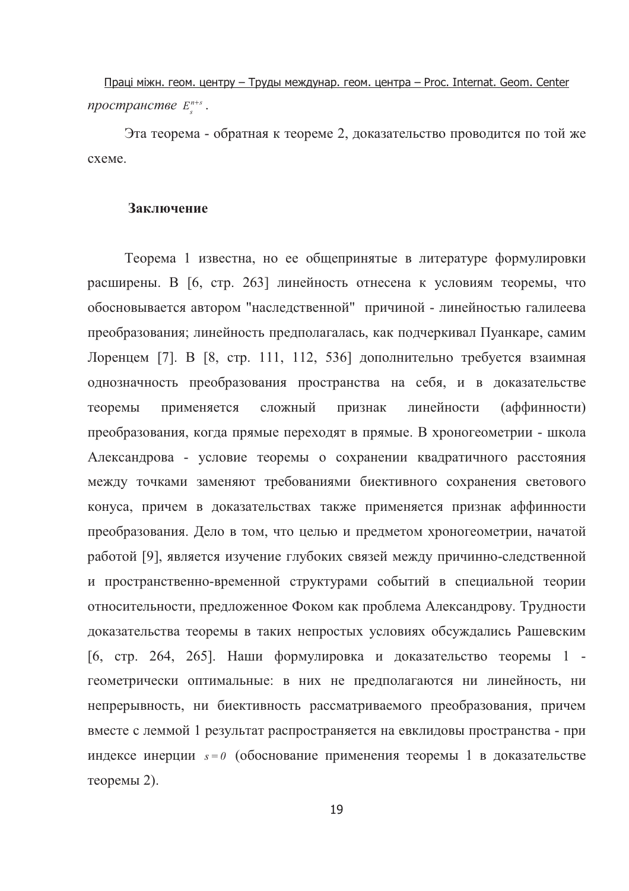*пространстве* $E_s^{n+s}$.

Эта теорема - обратная к теореме 2, доказательство проводится по той же схеме.

## Заключение

Теорема 1 известна, но ее общепринятые в литературе формулировки расширены. В [6, стр. 263] линейность отнесена к условиям теоремы, что обосновывается автором "наследственной" причиной - линейностью галилеева преобразования; линейность предполагалась, как подчеркивал Пуанкаре, самим Лоренцем [7]. В [8, стр. 111, 112, 536] дополнительно требуется взаимная однозначность преобразования пространства на себя, и в доказательстве теоремы применяется сложный признак линейности (аффинности) преобразования, когда прямые переходят в прямые. В хроногеометрии - школа Александрова - условие теоремы о сохранении квадратичного расстояния между точками заменяют требованиями биективного сохранения светового конуса, причем в доказательствах также применяется признак аффинности преобразования. Дело в том, что целью и предметом хроногеометрии, начатой работой [9], является изучение глубоких связей между причинно-следственной и пространственно-временной структурами событий в специальной теории относительности, предложенное Фоком как проблема Александрову. Трудности доказательства теоремы в таких непростых условиях обсуждались Рашевским [6, стр. 264, 265]. Наши формулировка и доказательство теоремы 1 - геометрически оптимальные: в них не предполагаются ни линейность, ни непрерывность, ни биективность рассматриваемого преобразования, причем вместе с леммой 1 результат распространяется на евклидовы пространства - при индексе инерции $s = 0$ (обоснование применения теоремы 1 в доказательстве теоремы 2).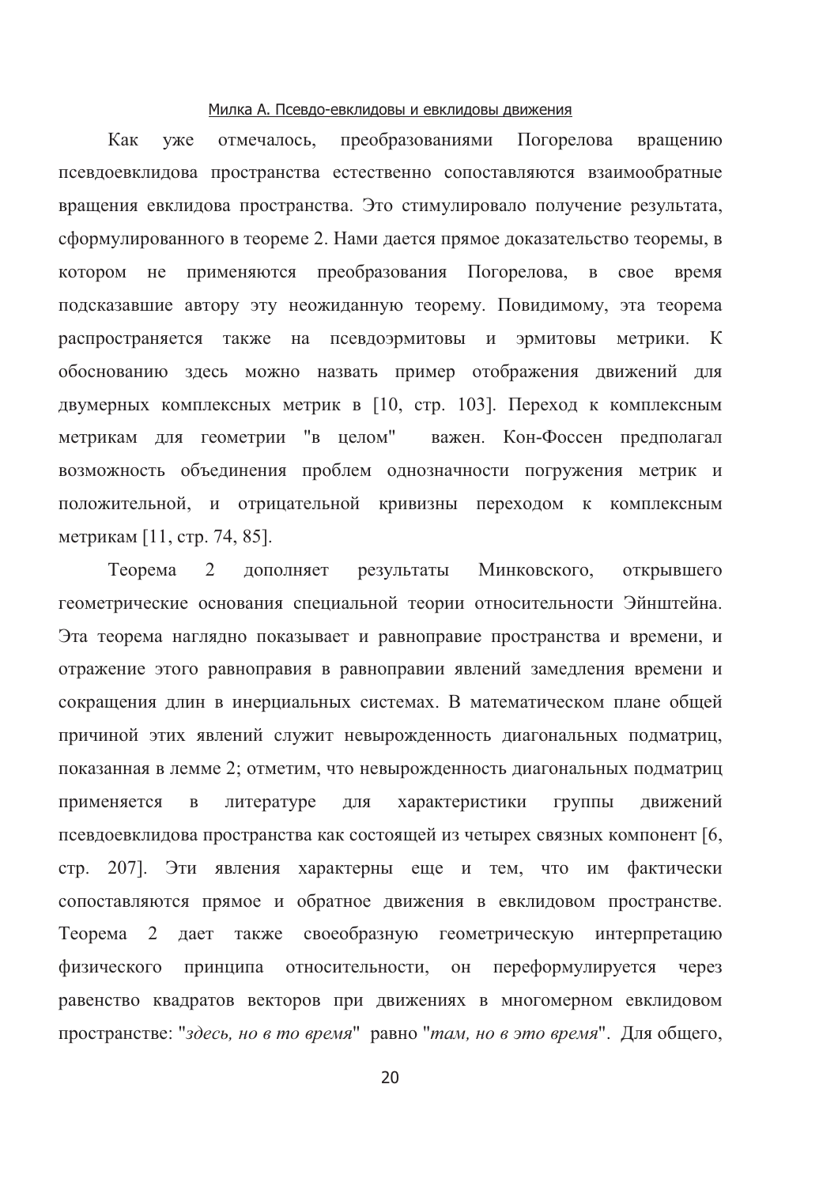Как уже отмечалось, преобразованиями Погорелова вращению псевдоевклидова пространства естественно сопоставляются взаимообратные вращения евклидова пространства. Это стимулировало получение результата, сформулированного в теореме 2. Нами дается прямое доказательство теоремы, в котором не применяются преобразования Погорелова, в свое время подсказавшие автору эту неожиданную теорему. Повидимому, эта теорема распространяется также на псевдоэрмитовы и эрмитовы метрики. К обоснованию здесь можно назвать пример отображения движений для двумерных комплексных метрик в [10, стр. 103]. Переход к комплексным метрикам для геометрии "в целом" важен. Кон-Фоссен предполагал возможность объединения проблем однозначности погружения метрик и положительной, и отрицательной кривизны переходом к комплексным метрикам [11, стр. 74, 85].

Теорема 2 дополняет результаты Минковского, открывшего геометрические основания специальной теории относительности Эйнштейна. Эта теорема наглядно показывает и равноправие пространства и времени, и отражение этого равноправия в равноправии явлений замедления времени и сокращения длин в инерциальных системах. В математическом плане общей причиной этих явлений служит невырожденность диагональных подматриц, показанная в лемме 2; отметим, что невырожденность диагональных подматриц применяется в литературе для характеристики группы движений псевдоевклидова пространства как состоящей из четырех связных компонент [6, стр. 207]. Эти явления характерны еще и тем, что им фактически сопоставляются прямое и обратное движения в евклидовом пространстве. Теорема 2 дает также своеобразную геометрическую интерпретацию физического принципа относительности, он переформулируется через равенство квадратов векторов при движениях в многомерном евклидовом пространстве: "*здесь, но в то время*" равно "*там, но в это время*". Для общего,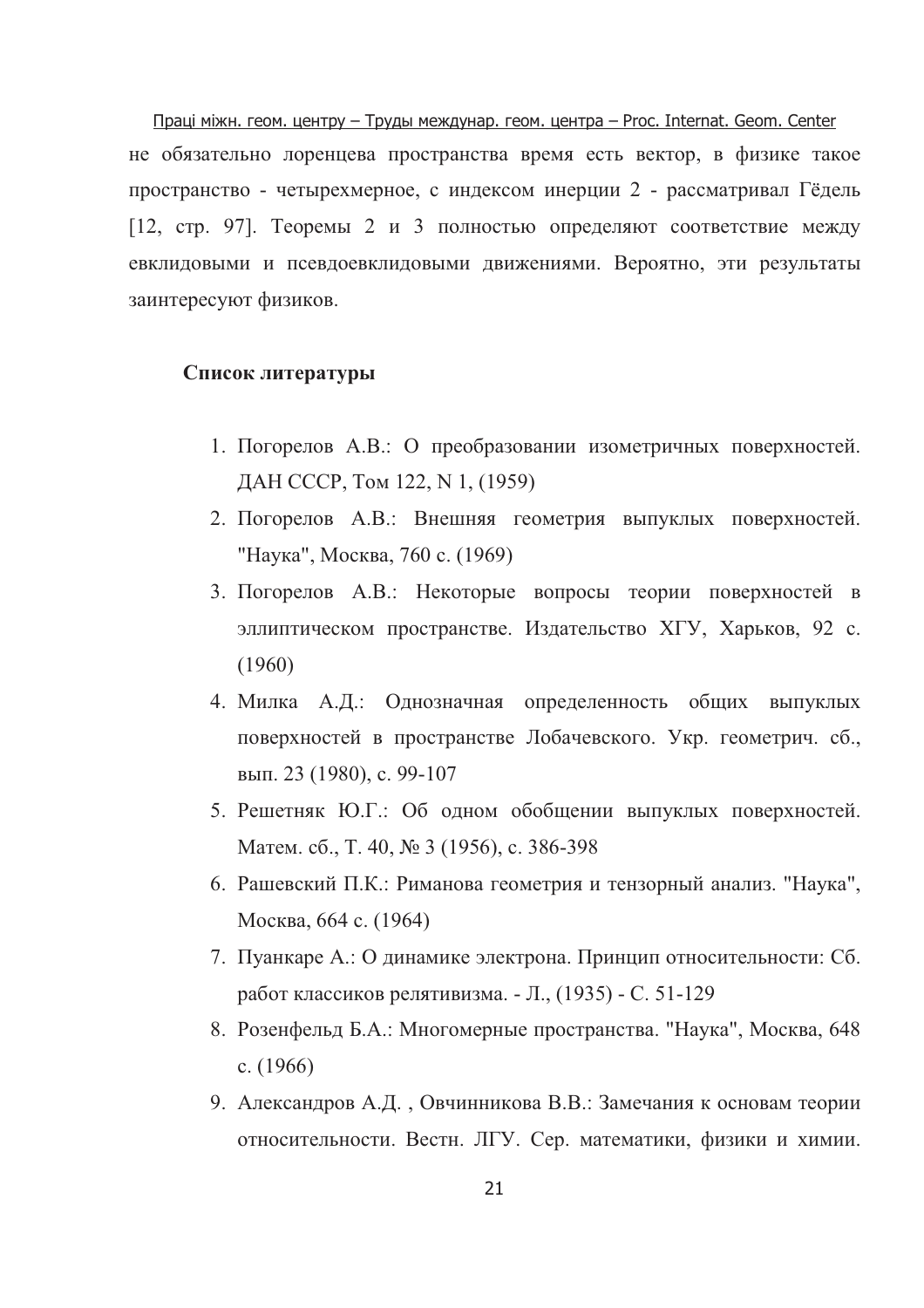не обязательно лоренцева пространства время есть вектор, в физике такое пространство - четырехмерное, с индексом инерции 2 - рассматривал Гёдель [12, стр. 97]. Теоремы 2 и 3 полностью определяют соответствие между евклидовыми и псевдоевклидовыми движениями. Вероятно, эти результаты заинтересуют физиков.

## Список литературы

1. Погорелов А.В.: О преобразовании изометричных поверхностей. ДАН СССР, Том 122, N 1, (1959)
2. Погорелов А.В.: Внешняя геометрия выпуклых поверхностей. "Наука", Москва, 760 с. (1969)
3. Погорелов А.В.: Некоторые вопросы теории поверхностей в эллиптическом пространстве. Издательство ХГУ, Харьков, 92 с. (1960)
4. Милка А.Д.: Однозначная определенность общих выпуклых поверхностей в пространстве Лобачевского. Укр. геометрич. сб., вып. 23 (1980), с. 99-107
5. Решетняк Ю.Г.: Об одном обобщении выпуклых поверхностей. Матем. сб., Т. 40, № 3 (1956), с. 386-398
6. Рашевский П.К.: Риманова геометрия и тензорный анализ. "Наука", Москва, 664 с. (1964)
7. Пуанкаре А.: О динамике электрона. Принцип относительности: Сб. работ классиков релятивизма. - Л., (1935) - С. 51-129
8. Розенфельд Б.А.: Многомерные пространства. "Наука", Москва, 648 с. (1966)
9. Александров А.Д. , Овчинникова В.В.: Замечания к основам теории относительности. Вестн. ЛГУ. Сер. математики, физики и химии.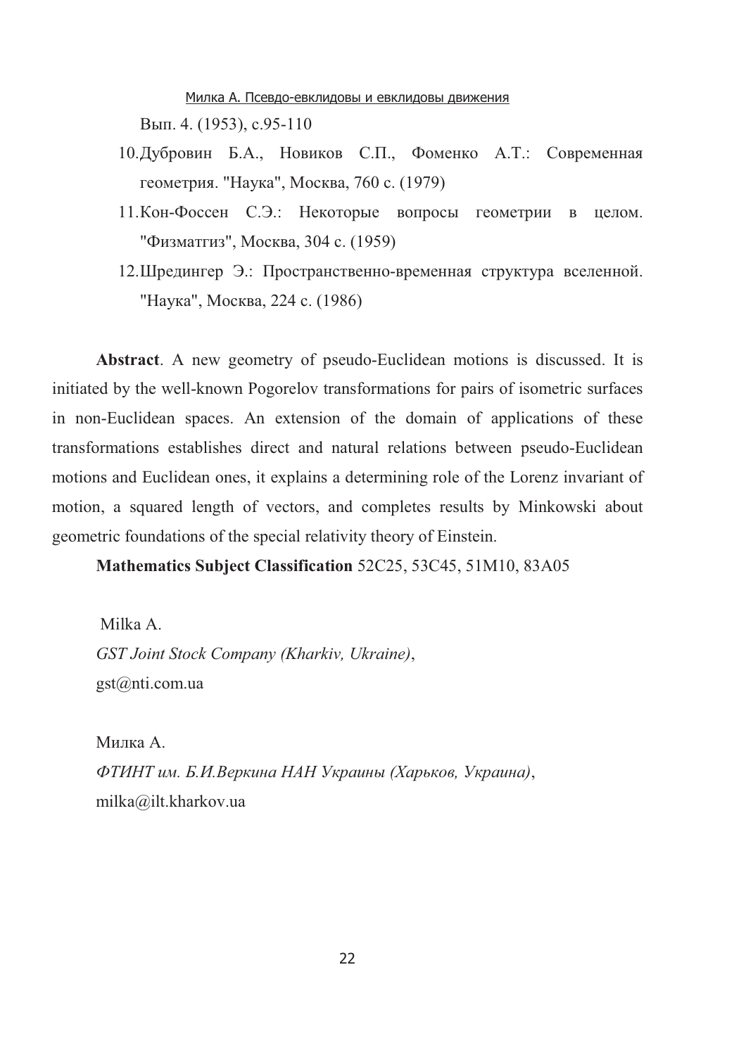Вып. 4. (1953), с.95-110

10. Дубровин Б.А., Новиков С.П., Фоменко А.Т.: Современная геометрия. "Наука", Москва, 760 с. (1979)
11. Кон-Фоссен С.Э.: Некоторые вопросы геометрии в целом. "Физматгиз", Москва, 304 с. (1959)
12. Шредингер Э.: Пространственно-временная структура вселенной. "Наука", Москва, 224 с. (1986)

**Abstract**. A new geometry of pseudo-Euclidean motions is discussed. It is initiated by the well-known Pogorelov transformations for pairs of isometric surfaces in non-Euclidean spaces. An extension of the domain of applications of these transformations establishes direct and natural relations between pseudo-Euclidean motions and Euclidean ones, it explains a determining role of the Lorenz invariant of motion, a squared length of vectors, and completes results by Minkowski about geometric foundations of the special relativity theory of Einstein.

**Mathematics Subject Classification** 52C25, 53C45, 51M10, 83A05

Milka A.
*GST Joint Stock Company (Kharkiv, Ukraine)*,
gst@nti.com.ua

Милка А.
*ФТИНТ им. Б.И.Веркина НАН Украины (Харьков, Украина)*,
milka@ilt.kharkov.ua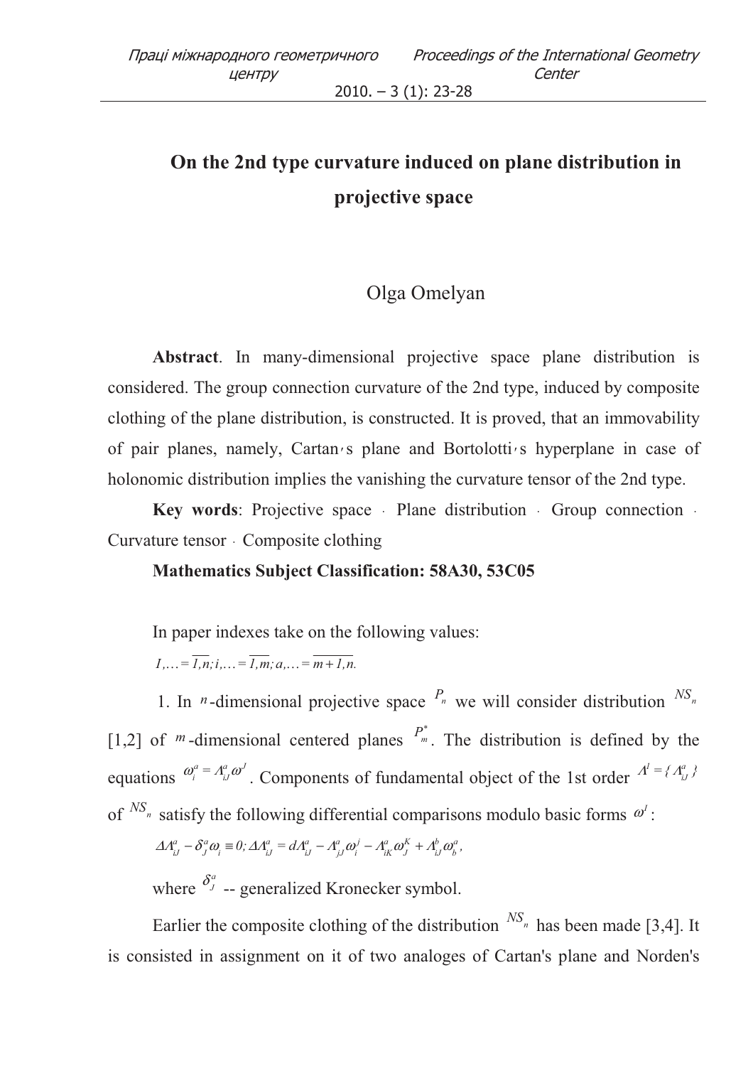# On the 2nd type curvature induced on plane distribution in projective space

Olga Omelyan

**Abstract**. In many-dimensional projective space plane distribution is considered. The group connection curvature of the 2nd type, induced by composite clothing of the plane distribution, is constructed. It is proved, that an immovability of pair planes, namely, Cartan′s plane and Bortolotti′s hyperplane in case of holonomic distribution implies the vanishing the curvature tensor of the 2nd type.

**Key words**: Projective space · Plane distribution · Group connection · Curvature tensor · Composite clothing

**Mathematics Subject Classification: 58A30, 53C05**

In paper indexes take on the following values:

$I,\ldots=\overline{1,n}; i,\ldots=\overline{1,m}; a,\ldots=\overline{m+1,n}.$

1. In $n$-dimensional projective space $P_n$ we will consider distribution $NS_n$ [1,2] of $m$-dimensional centered planes $P_m^*$. The distribution is defined by the equations $\omega_i^a = \Lambda_{iJ}^a \omega^J$. Components of fundamental object of the 1st order $\Lambda^1 = \{\Lambda_{iJ}^a\}$ of $NS_n$ satisfy the following differential comparisons modulo basic forms $\omega^I$:

$$\Delta\Lambda_{iJ}^a - \delta_J^a \omega_i \equiv 0; \Delta\Lambda_{iJ}^a = d\Lambda_{iJ}^a - \Lambda_{jJ}^a \omega_i^j - \Lambda_{iK}^a \omega_J^K + \Lambda_{iJ}^b \omega_b^a,$$

where $\delta_J^a$ -- generalized Kronecker symbol.

Earlier the composite clothing of the distribution $NS_n$ has been made [3,4]. It is consisted in assignment on it of two analoges of Cartan's plane and Norden's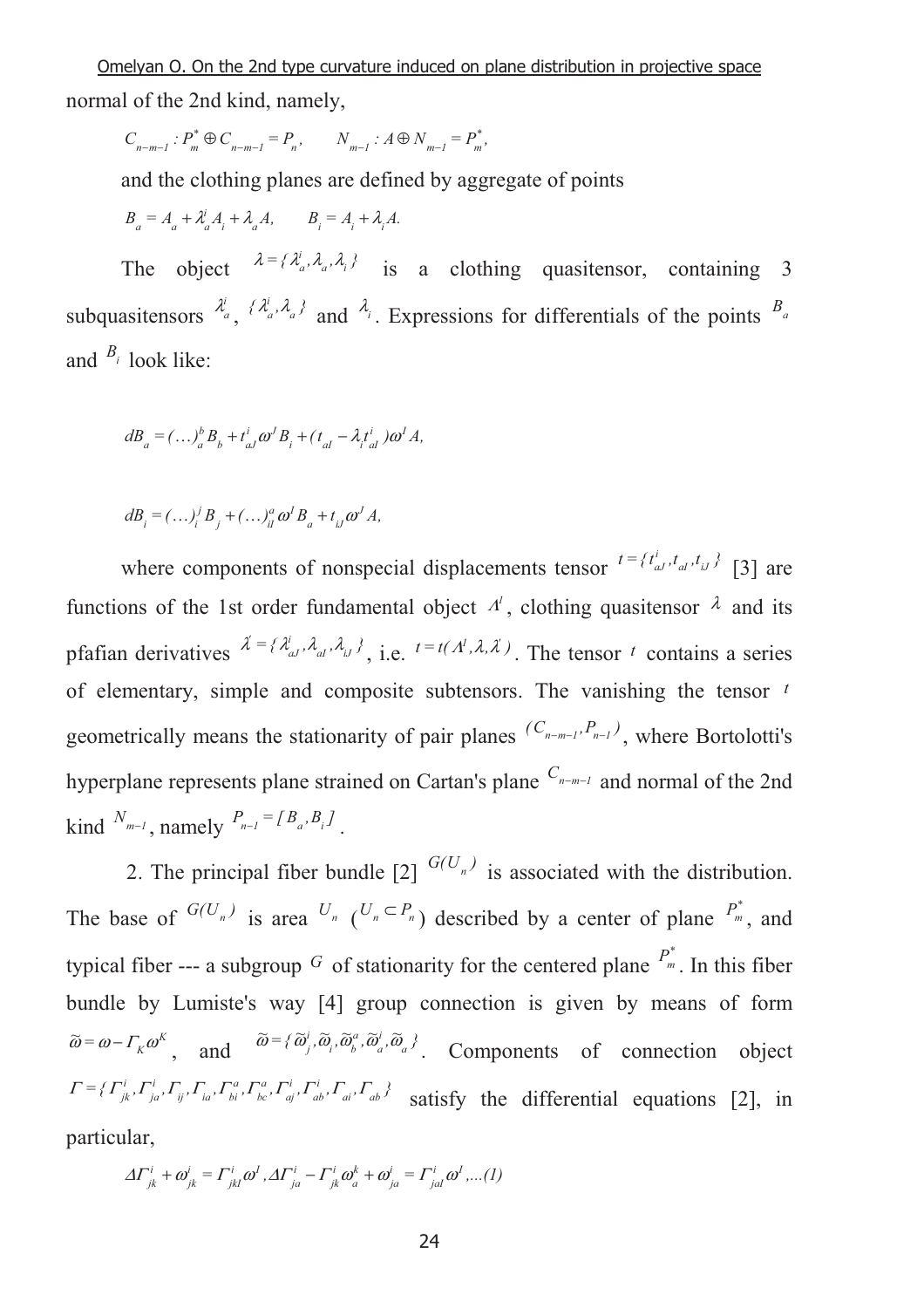normal of the 2nd kind, namely,

$$C_{n-m-1} : P^*_m \oplus C_{n-m-1} = P_n, \qquad N_{m-1} : A \oplus N_{m-1} = P^*_m,$$

and the clothing planes are defined by aggregate of points

$$B_a = A_a + \lambda^i_a A_i + \lambda_a A, \qquad B_i = A_i + \lambda_i A.$$

The object $\lambda = \{\lambda^i_a, \lambda_a, \lambda_i\}$ is a clothing quasitensor, containing 3 subquasitensors $\lambda^i_a$, $\{\lambda^i_a, \lambda_a\}$ and $\lambda_i$. Expressions for differentials of the points $B_a$ and $B_i$ look like:

$$dB_a = (\dots)^b_a B_b + t^i_{aJ} \omega^J B_i + (t_{aI} - \lambda_i t^i_{aI}) \omega^I A,$$

$$dB_i = (\dots)^j_i B_j + (\dots)^a_{iI} \omega^I B_a + t_{iJ} \omega^J A,$$

where components of nonspecial displacements tensor $t = \{t^i_{aJ}, t_{aI}, t_{iJ}\}$ [3] are functions of the 1st order fundamental object $\Lambda^I$, clothing quasitensor $\lambda$ and its pfafian derivatives $\lambda^{\cdot} = \{\lambda^i_{aJ}, \lambda_{aI}, \lambda_{iJ}\}$, i.e. $t = t(\Lambda^I, \lambda, \lambda^{\cdot})$. The tensor $t$ contains a series of elementary, simple and composite subtensors. The vanishing the tensor $t$ geometrically means the stationarity of pair planes $(C_{n-m-1}, P_{n-1})$, where Bortolotti's hyperplane represents plane strained on Cartan's plane $C_{n-m-1}$ and normal of the 2nd kind $N_{m-1}$, namely $P_{n-1} = [B_a, B_i]$.

2. The principal fiber bundle [2] $G(U_n)$ is associated with the distribution. The base of $G(U_n)$ is area $U_n$ ($U_n \subset P_n$) described by a center of plane $P^*_m$, and typical fiber --- a subgroup $G$ of stationarity for the centered plane $P^*_m$. In this fiber bundle by Lumiste's way [4] group connection is given by means of form $\tilde{\omega} = \omega - \Gamma_K \omega^K$, and $\tilde{\omega} = \{\tilde{\omega}^i_j, \tilde{\omega}_i, \tilde{\omega}^a_b, \tilde{\omega}^i_a, \tilde{\omega}_a\}$. Components of connection object $\Gamma = \{\Gamma^i_{jk}, \Gamma^i_{ja}, \Gamma_{ij}, \Gamma_{ia}, \Gamma^a_{bi}, \Gamma^a_{bc}, \Gamma^i_{aj}, \Gamma^i_{ab}, \Gamma_{ai}, \Gamma_{ab}\}$ satisfy the differential equations [2], in particular,

$$\Delta\Gamma^i_{jk} + \omega^i_{jk} = \Gamma^i_{jkI} \omega^I, \Delta\Gamma^i_{ja} - \Gamma^i_{jk} \omega^k_a + \omega^i_{ja} = \Gamma^i_{jaI} \omega^I, \dots (1)$$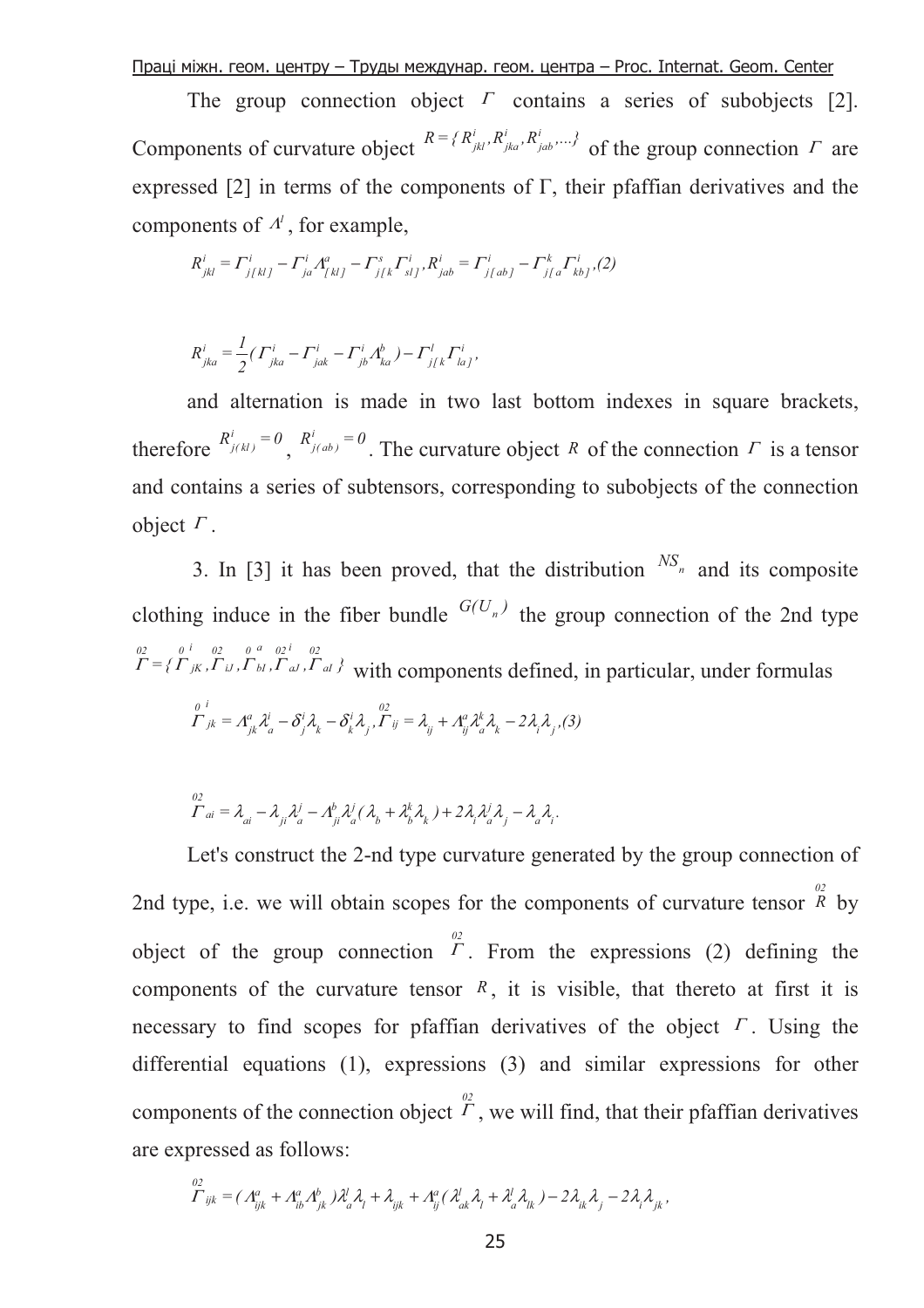The group connection object $\Gamma$ contains a series of subobjects [2]. Components of curvature object $R = \{R^i_{jkl}, R^i_{jka}, R^i_{jab}, ...\}$ of the group connection $\Gamma$ are expressed [2] in terms of the components of Γ, their pfaffian derivatives and the components of $\Lambda^l$, for example,

$$R^i_{jkl} = \Gamma^i_{j[kl]} - \Gamma^i_{ja}\Lambda^a_{[kl]} - \Gamma^s_{j[k}\Gamma^i_{sl]}, R^i_{jab} = \Gamma^i_{j[ab]} - \Gamma^k_{j[a}\Gamma^i_{kb]}, (2)$$

$$R^i_{jka} = \frac{1}{2}(\Gamma^i_{jka} - \Gamma^i_{jak} - \Gamma^i_{jb}\Lambda^b_{ka}) - \Gamma^l_{j[k}\Gamma^i_{la]},$$

and alternation is made in two last bottom indexes in square brackets, therefore $R^i_{j(kl)} = 0$, $R^i_{j(ab)} = 0$. The curvature object $R$ of the connection $\Gamma$ is a tensor and contains a series of subtensors, corresponding to subobjects of the connection object $\Gamma$.

3. In [3] it has been proved, that the distribution $NS_n$ and its composite clothing induce in the fiber bundle $G(U_n)$ the group connection of the 2nd type $\overset{02}{\Gamma} = \{\overset{0}{\Gamma}{}^i_{jK}, \overset{02}{\Gamma}_{iJ}, \overset{0}{\Gamma}{}^a_{bI}, \overset{02}{\Gamma}{}^i_{aJ}, \overset{02}{\Gamma}_{aI}\}$ with components defined, in particular, under formulas

$$\overset{0}{\Gamma}{}^i_{jk} = \Lambda^a_{jk}\lambda^i_a - \delta^i_j\lambda_k - \delta^i_k\lambda_j, \overset{02}{\Gamma}_{ij} = \lambda_{ij} + \Lambda^a_{ij}\lambda^k_a\lambda_k - 2\lambda_i\lambda_j, (3)$$

$$\overset{02}{\Gamma}_{ai} = \lambda_{ai} - \lambda_{ji}\lambda^j_a - \Lambda^b_{ji}\lambda^j_a(\lambda_b + \lambda^k_b\lambda_k) + 2\lambda_i\lambda^j_a\lambda_j - \lambda_a\lambda_i.$$

Let's construct the 2-nd type curvature generated by the group connection of 2nd type, i.e. we will obtain scopes for the components of curvature tensor $\overset{02}{R}$ by object of the group connection $\overset{02}{\Gamma}$. From the expressions (2) defining the components of the curvature tensor $R$, it is visible, that thereto at first it is necessary to find scopes for pfaffian derivatives of the object $\Gamma$. Using the differential equations (1), expressions (3) and similar expressions for other components of the connection object $\overset{02}{\Gamma}$, we will find, that their pfaffian derivatives are expressed as follows:

$$\overset{02}{\Gamma}_{ijk} = (\Lambda^a_{ijk} + \Lambda^a_{ib}\Lambda^b_{jk})\lambda^l_a\lambda_l + \lambda_{ijk} + \Lambda^a_{ij}(\lambda^l_{ak}\lambda_l + \lambda^l_a\lambda_{lk}) - 2\lambda_{ik}\lambda_j - 2\lambda_i\lambda_{jk},$$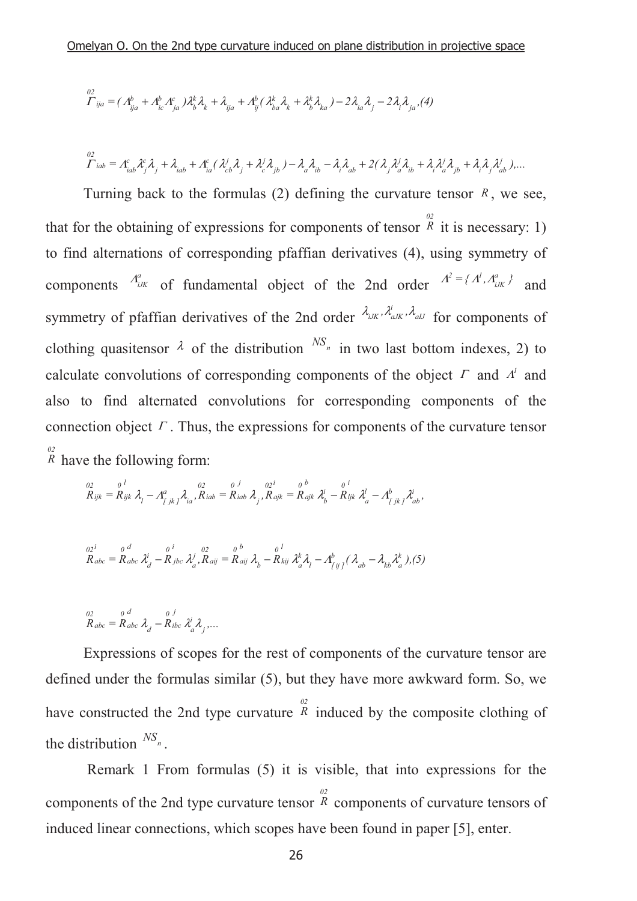$$\overset{02}{\Gamma}_{ija} = (\Lambda^b_{ija} + \Lambda^b_{ic}\Lambda^c_{ja})\lambda^k_b\lambda_k + \lambda_{ija} + \Lambda^b_{ij}(\lambda^k_{ba}\lambda_k + \lambda^k_b\lambda_{ka}) - 2\lambda_{ia}\lambda_j - 2\lambda_i\lambda_{ja}, (4)$$

$$\overset{02}{\Gamma}_{iab} = \Lambda^c_{iab}\lambda^c_j\lambda_j + \lambda_{iab} + \Lambda^c_{ia}(\lambda^j_{cb}\lambda_j + \lambda^j_c\lambda_{jb}) - \lambda_a\lambda_{ib} - \lambda_i\lambda_{ab} + 2(\lambda_j\lambda^j_a\lambda_{ib} + \lambda_i\lambda^j_a\lambda_{jb} + \lambda_i\lambda_j\lambda^j_{ab}), \ldots$$

Turning back to the formulas (2) defining the curvature tensor $R$, we see, that for the obtaining of expressions for components of tensor $\overset{02}{R}$ it is necessary: 1) to find alternations of corresponding pfaffian derivatives (4), using symmetry of components $\Lambda^a_{iJK}$ of fundamental object of the 2nd order $\Lambda^2 = \{\Lambda^I, \Lambda^a_{iJK}\}$ and symmetry of pfaffian derivatives of the 2nd order $\lambda_{iJK}, \lambda^i_{aJK}, \lambda_{aIJ}$ for components of clothing quasitensor $\lambda$ of the distribution $NS_n$ in two last bottom indexes, 2) to calculate convolutions of corresponding components of the object $\Gamma$ and $\Lambda^I$ and also to find alternated convolutions for corresponding components of the connection object $\Gamma$. Thus, the expressions for components of the curvature tensor $\overset{02}{R}$ have the following form:

$$\overset{02}{R}_{ijk} = \overset{0}{R}{}^l_{ijk}\lambda_l - \Lambda^a_{[jk]}\lambda_{ia}, \overset{02}{R}_{iab} = \overset{0}{R}{}^j_{iab}\lambda_j, \overset{02}{R}{}^i_{ajk} = \overset{0}{R}{}^b_{ajk}\lambda^i_b - \overset{0}{R}{}^i_{ljk}\lambda^l_a - \Lambda^b_{[jk]}\lambda^i_{ab},$$

$$\overset{02}{R}{}^i_{abc} = \overset{0}{R}{}^d_{abc}\lambda^i_d - \overset{0}{R}{}^i_{jbc}\lambda^j_a, \overset{02}{R}_{aij} = \overset{0}{R}{}^b_{aij}\lambda_b - \overset{0}{R}{}^l_{kij}\lambda^k_a\lambda_l - \Lambda^b_{[ij]}(\lambda_{ab} - \lambda_{kb}\lambda^k_a), (5)$$

$$\overset{02}{R}_{abc} = \overset{0}{R}{}^d_{abc}\lambda_d - \overset{0}{R}{}^j_{ibc}\lambda^i_a\lambda_j, \ldots$$

Expressions of scopes for the rest of components of the curvature tensor are defined under the formulas similar (5), but they have more awkward form. So, we have constructed the 2nd type curvature $\overset{02}{R}$ induced by the composite clothing of the distribution $NS_n$.

Remark 1 From formulas (5) it is visible, that into expressions for the components of the 2nd type curvature tensor $\overset{02}{R}$ components of curvature tensors of induced linear connections, which scopes have been found in paper [5], enter.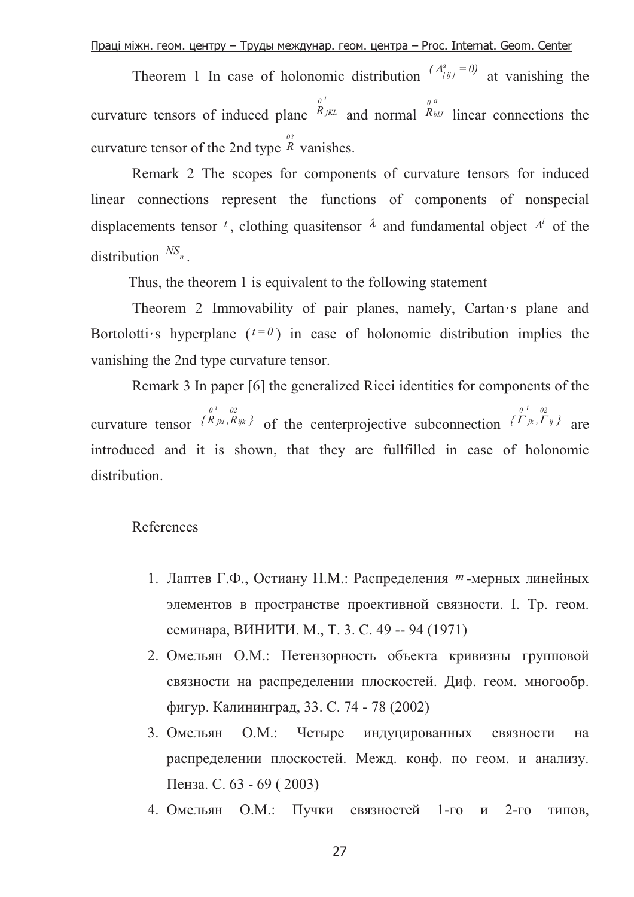Theorem 1 In case of holonomic distribution $(\Lambda^a_{[ij]} = 0)$ at vanishing the curvature tensors of induced plane $\overset{0}{R}{}^i_{jKL}$ and normal $\overset{0}{R}{}^a_{bIJ}$ linear connections the curvature tensor of the 2nd type $\overset{02}{R}$ vanishes.

Remark 2 The scopes for components of curvature tensors for induced linear connections represent the functions of components of nonspecial displacements tensor $t$, clothing quasitensor $\lambda$ and fundamental object $\Lambda^l$ of the distribution $NS_n$.

Thus, the theorem 1 is equivalent to the following statement

Theorem 2 Immovability of pair planes, namely, Cartan's plane and Bortolotti's hyperplane ($t = 0$) in case of holonomic distribution implies the vanishing the 2nd type curvature tensor.

Remark 3 In paper [6] the generalized Ricci identities for components of the curvature tensor $\{\overset{0}{R}{}^i_{jkl}, \overset{02}{R}_{ijk}\}$ of the centerprojective subconnection $\{\overset{0}{\Gamma}{}^i_{jk}, \overset{02}{\Gamma}_{ij}\}$ are introduced and it is shown, that they are fullfilled in case of holonomic distribution.

References

1. Лаптев Г.Ф., Остиану Н.М.: Распределения $m$-мерных линейных элементов в пространстве проективной связности. I. Тр. геом. семинара, ВИНИТИ. М., Т. 3. С. 49 -- 94 (1971)
2. Омельян О.М.: Нетензорность объекта кривизны групповой связности на распределении плоскостей. Диф. геом. многообр. фигур. Калининград, 33. С. 74 - 78 (2002)
3. Омельян О.М.: Четыре индуцированных связности на распределении плоскостей. Межд. конф. по геом. и анализу. Пенза. С. 63 - 69 ( 2003)
4. Омельян О.М.: Пучки связностей 1-го и 2-го типов,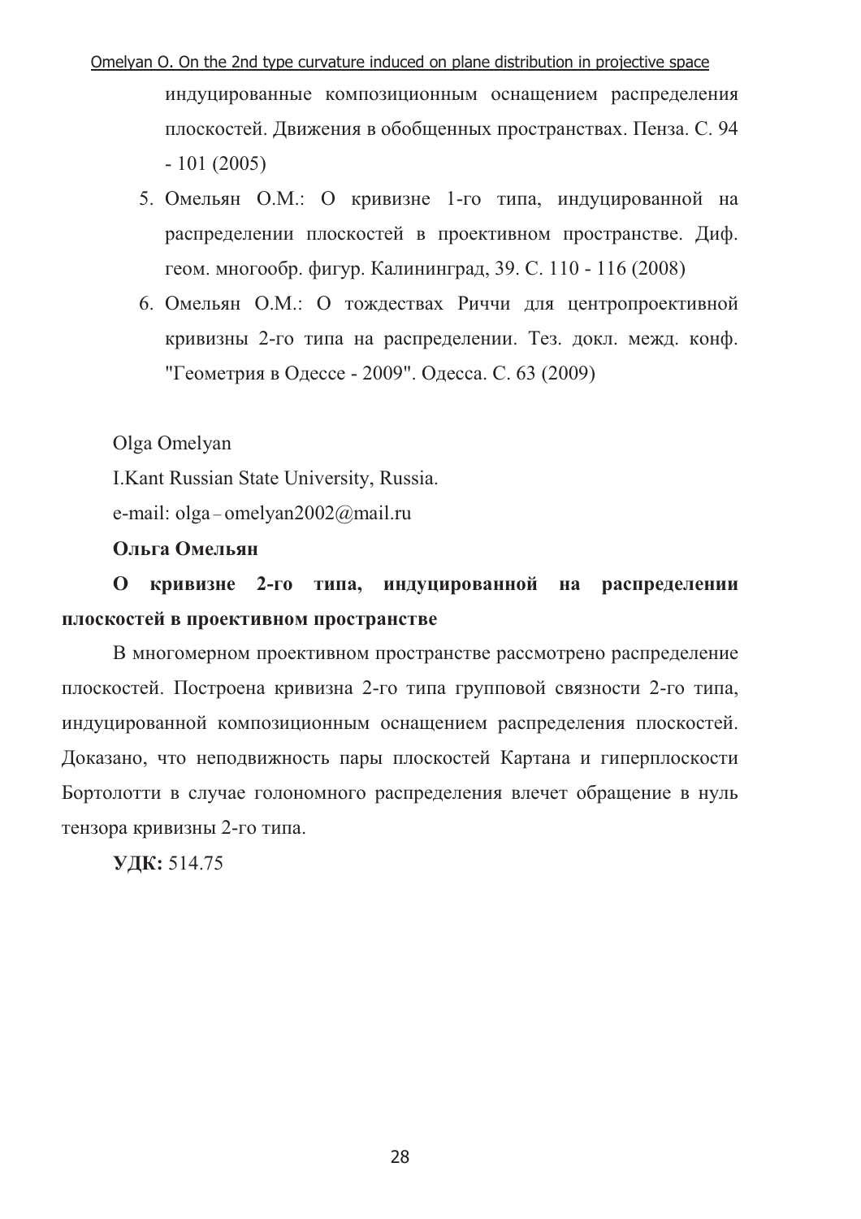индуцированные композиционным оснащением распределения плоскостей. Движения в обобщенных пространствах. Пенза. С. 94 - 101 (2005)

5. Омельян О.М.: О кривизне 1-го типа, индуцированной на распределении плоскостей в проективном пространстве. Диф. геом. многообр. фигур. Калининград, 39. С. 110 - 116 (2008)
6. Омельян О.М.: О тождествах Риччи для центропроективной кривизны 2-го типа на распределении. Тез. докл. межд. конф. "Геометрия в Одессе - 2009". Одесса. С. 63 (2009)

Olga Omelyan

I.Kant Russian State University, Russia.

e-mail: olga – omelyan2002@mail.ru

**Ольга Омельян**

**О кривизне 2-го типа, индуцированной на распределении плоскостей в проективном пространстве**

В многомерном проективном пространстве рассмотрено распределение плоскостей. Построена кривизна 2-го типа групповой связности 2-го типа, индуцированной композиционным оснащением распределения плоскостей. Доказано, что неподвижность пары плоскостей Картана и гиперплоскости Бортолотти в случае голономного распределения влечет обращение в нуль тензора кривизны 2-го типа.

**УДК:** 514.75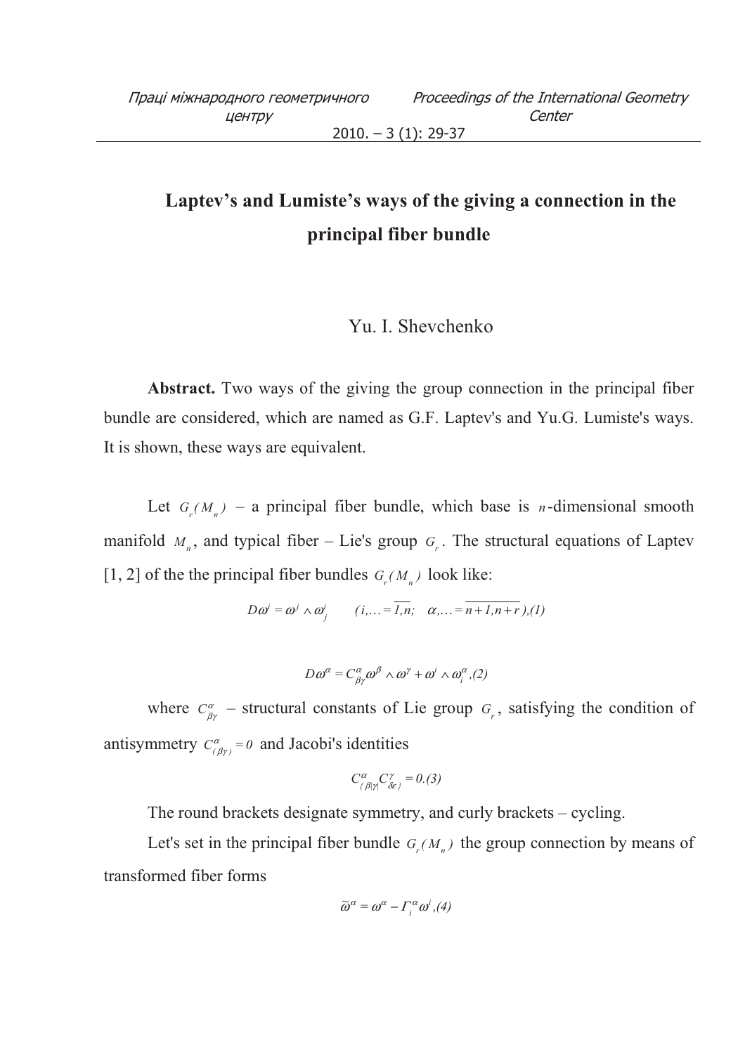# Laptev's and Lumiste's ways of the giving a connection in the principal fiber bundle

Yu. I. Shevchenko

**Abstract.** Two ways of the giving the group connection in the principal fiber bundle are considered, which are named as G.F. Laptev's and Yu.G. Lumiste's ways. It is shown, these ways are equivalent.

Let $G_r(M_n)$ – a principal fiber bundle, which base is $n$-dimensional smooth manifold $M_n$, and typical fiber – Lie's group $G_r$. The structural equations of Laptev [1, 2] of the the principal fiber bundles $G_r(M_n)$ look like:

$$D\omega^i = \omega^j \wedge \omega^i_j \qquad (i,\ldots = \overline{1,n}; \quad \alpha,\ldots = \overline{n+1,n+r}),(1)$$

$$D\omega^\alpha = C^\alpha_{\beta\gamma}\omega^\beta \wedge \omega^\gamma + \omega^i \wedge \omega^\alpha_i,(2)$$

where $C^\alpha_{\beta\gamma}$ – structural constants of Lie group $G_r$, satisfying the condition of antisymmetry $C^\alpha_{(\beta\gamma)} = 0$ and Jacobi's identities

$$C^\alpha_{\{\beta|\gamma|}C^\gamma_{\delta\varepsilon\}} = 0.(3)$$

The round brackets designate symmetry, and curly brackets – cycling.

Let's set in the principal fiber bundle $G_r(M_n)$ the group connection by means of transformed fiber forms

$$\tilde{\omega}^\alpha = \omega^\alpha - \Gamma^\alpha_i \omega^i,(4)$$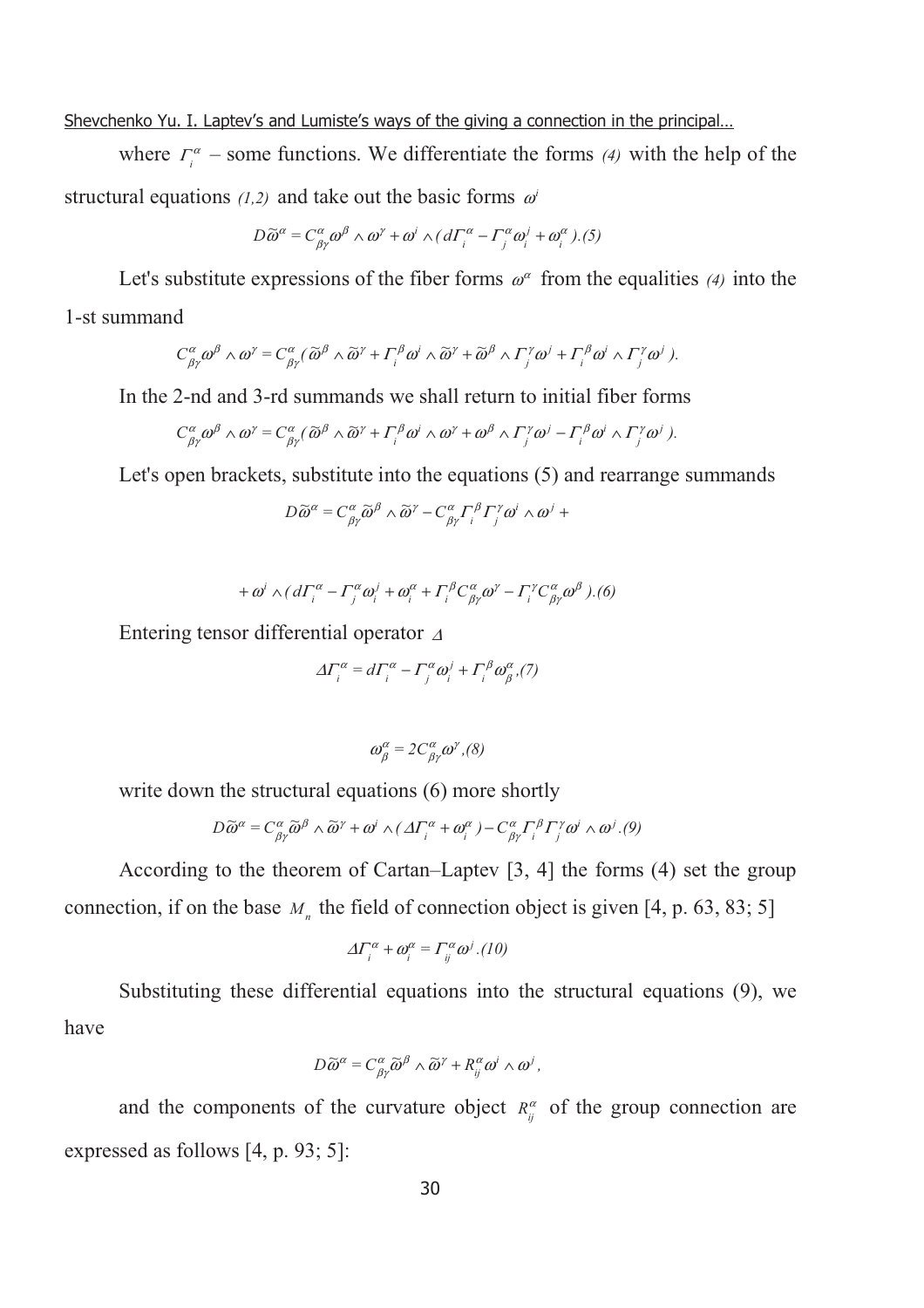where $\Gamma^{\alpha}_{i}$ – some functions. We differentiate the forms *(4)* with the help of the structural equations *(1,2)* and take out the basic forms $\omega^i$

$$D\widetilde{\omega}^{\alpha} = C^{\alpha}_{\beta\gamma}\omega^{\beta} \wedge \omega^{\gamma} + \omega^{i} \wedge (d\Gamma^{\alpha}_{i} - \Gamma^{\alpha}_{j}\omega^{j}_{i} + \omega^{\alpha}_{i}).(5)$$

Let's substitute expressions of the fiber forms $\omega^{\alpha}$ from the equalities *(4)* into the 1-st summand

$$C^{\alpha}_{\beta\gamma}\omega^{\beta} \wedge \omega^{\gamma} = C^{\alpha}_{\beta\gamma}(\widetilde{\omega}^{\beta} \wedge \widetilde{\omega}^{\gamma} + \Gamma^{\beta}_{i}\omega^{i} \wedge \widetilde{\omega}^{\gamma} + \widetilde{\omega}^{\beta} \wedge \Gamma^{\gamma}_{j}\omega^{j} + \Gamma^{\beta}_{i}\omega^{i} \wedge \Gamma^{\gamma}_{j}\omega^{j}).$$

In the 2-nd and 3-rd summands we shall return to initial fiber forms

$$C^{\alpha}_{\beta\gamma}\omega^{\beta} \wedge \omega^{\gamma} = C^{\alpha}_{\beta\gamma}(\widetilde{\omega}^{\beta} \wedge \widetilde{\omega}^{\gamma} + \Gamma^{\beta}_{i}\omega^{i} \wedge \omega^{\gamma} + \omega^{\beta} \wedge \Gamma^{\gamma}_{j}\omega^{j} - \Gamma^{\beta}_{i}\omega^{i} \wedge \Gamma^{\gamma}_{j}\omega^{j}).$$

Let's open brackets, substitute into the equations (5) and rearrange summands

$$D\widetilde{\omega}^{\alpha} = C^{\alpha}_{\beta\gamma}\widetilde{\omega}^{\beta} \wedge \widetilde{\omega}^{\gamma} - C^{\alpha}_{\beta\gamma}\Gamma^{\beta}_{i}\Gamma^{\gamma}_{j}\omega^{i} \wedge \omega^{j} +$$

$$+ \omega^{i} \wedge (d\Gamma^{\alpha}_{i} - \Gamma^{\alpha}_{j}\omega^{j}_{i} + \omega^{\alpha}_{i} + \Gamma^{\beta}_{i}C^{\alpha}_{\beta\gamma}\omega^{\gamma} - \Gamma^{\gamma}_{i}C^{\alpha}_{\beta\gamma}\omega^{\beta}).(6)$$

Entering tensor differential operator $\Delta$

$$\Delta\Gamma^{\alpha}_{i} = d\Gamma^{\alpha}_{i} - \Gamma^{\alpha}_{j}\omega^{j}_{i} + \Gamma^{\beta}_{i}\omega^{\alpha}_{\beta},(7)$$

$$\omega^{\alpha}_{\beta} = 2C^{\alpha}_{\beta\gamma}\omega^{\gamma},(8)$$

write down the structural equations (6) more shortly

$$D\widetilde{\omega}^{\alpha} = C^{\alpha}_{\beta\gamma}\widetilde{\omega}^{\beta} \wedge \widetilde{\omega}^{\gamma} + \omega^{i} \wedge (\Delta\Gamma^{\alpha}_{i} + \omega^{\alpha}_{i}) - C^{\alpha}_{\beta\gamma}\Gamma^{\beta}_{i}\Gamma^{\gamma}_{j}\omega^{i} \wedge \omega^{j}.(9)$$

According to the theorem of Cartan–Laptev [3, 4] the forms (4) set the group connection, if on the base $M_n$ the field of connection object is given [4, p. 63, 83; 5]

$$\Delta\Gamma^{\alpha}_{i} + \omega^{\alpha}_{i} = \Gamma^{\alpha}_{ij}\omega^{j}.(10)$$

Substituting these differential equations into the structural equations (9), we have

$$D\widetilde{\omega}^{\alpha} = C^{\alpha}_{\beta\gamma}\widetilde{\omega}^{\beta} \wedge \widetilde{\omega}^{\gamma} + R^{\alpha}_{ij}\omega^{i} \wedge \omega^{j},$$

and the components of the curvature object $R^{\alpha}_{ij}$ of the group connection are expressed as follows [4, p. 93; 5]: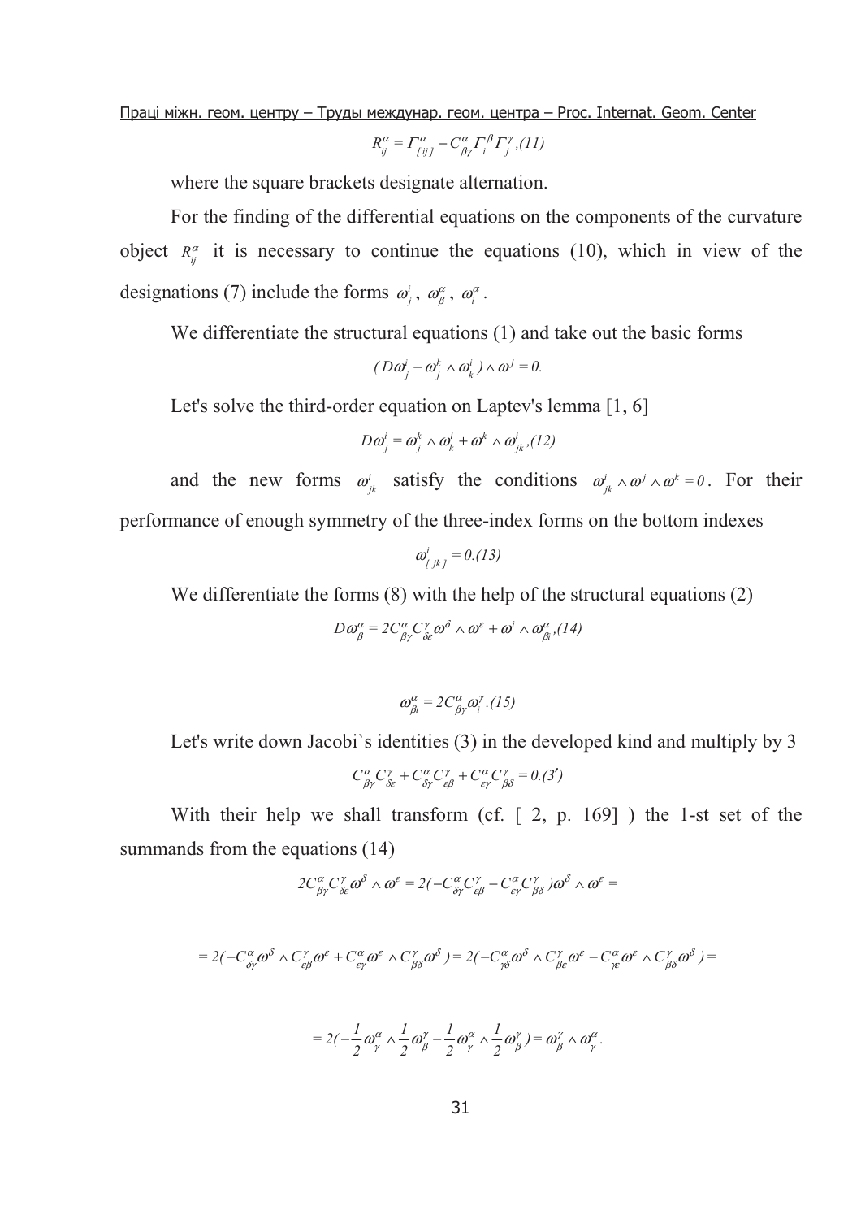$$R^{\alpha}_{ij} = \Gamma^{\alpha}_{[ij]} - C^{\alpha}_{\beta\gamma}\Gamma^{\beta}_{i}\Gamma^{\gamma}_{j}, (11)$$

where the square brackets designate alternation.

For the finding of the differential equations on the components of the curvature object $R^{\alpha}_{ij}$ it is necessary to continue the equations (10), which in view of the designations (7) include the forms $\omega^{i}_{j}$, $\omega^{\alpha}_{\beta}$, $\omega^{\alpha}_{i}$.

We differentiate the structural equations (1) and take out the basic forms

$$(D\omega^{i}_{j} - \omega^{k}_{j} \wedge \omega^{i}_{k}) \wedge \omega^{j} = 0.$$

Let's solve the third-order equation on Laptev's lemma [1, 6]

$$D\omega^{i}_{j} = \omega^{k}_{j} \wedge \omega^{i}_{k} + \omega^{k} \wedge \omega^{i}_{jk}, (12)$$

and the new forms $\omega^{i}_{jk}$ satisfy the conditions $\omega^{i}_{jk} \wedge \omega^{j} \wedge \omega^{k} = 0$. For their performance of enough symmetry of the three-index forms on the bottom indexes

$$\omega^{i}_{[jk]} = 0. (13)$$

We differentiate the forms (8) with the help of the structural equations (2)

$$D\omega^{\alpha}_{\beta} = 2C^{\alpha}_{\beta\gamma}C^{\gamma}_{\delta\varepsilon}\omega^{\delta} \wedge \omega^{\varepsilon} + \omega^{i} \wedge \omega^{\alpha}_{\beta i}, (14)$$

$$\omega^{\alpha}_{\beta i} = 2C^{\alpha}_{\beta\gamma}\omega^{\gamma}_{i}. (15)$$

Let's write down Jacobi`s identities (3) in the developed kind and multiply by 3

$$C^{\alpha}_{\beta\gamma}C^{\gamma}_{\delta\varepsilon} + C^{\alpha}_{\delta\gamma}C^{\gamma}_{\varepsilon\beta} + C^{\alpha}_{\varepsilon\gamma}C^{\gamma}_{\beta\delta} = 0. (3')$$

With their help we shall transform (cf. [ 2, p. 169] ) the 1-st set of the summands from the equations (14)

$$2C^{\alpha}_{\beta\gamma}C^{\gamma}_{\delta\varepsilon}\omega^{\delta} \wedge \omega^{\varepsilon} = 2(-C^{\alpha}_{\delta\gamma}C^{\gamma}_{\varepsilon\beta} - C^{\alpha}_{\varepsilon\gamma}C^{\gamma}_{\beta\delta})\omega^{\delta} \wedge \omega^{\varepsilon} =$$

$$= 2(-C^{\alpha}_{\delta\gamma}\omega^{\delta} \wedge C^{\gamma}_{\varepsilon\beta}\omega^{\varepsilon} + C^{\alpha}_{\varepsilon\gamma}\omega^{\varepsilon} \wedge C^{\gamma}_{\beta\delta}\omega^{\delta}) = 2(-C^{\alpha}_{\gamma\delta}\omega^{\delta} \wedge C^{\gamma}_{\beta\varepsilon}\omega^{\varepsilon} - C^{\alpha}_{\gamma\varepsilon}\omega^{\varepsilon} \wedge C^{\gamma}_{\beta\delta}\omega^{\delta}) =$$

$$= 2(-\frac{1}{2}\omega^{\alpha}_{\gamma} \wedge \frac{1}{2}\omega^{\gamma}_{\beta} - \frac{1}{2}\omega^{\alpha}_{\gamma} \wedge \frac{1}{2}\omega^{\gamma}_{\beta}) = \omega^{\gamma}_{\beta} \wedge \omega^{\alpha}_{\gamma}.$$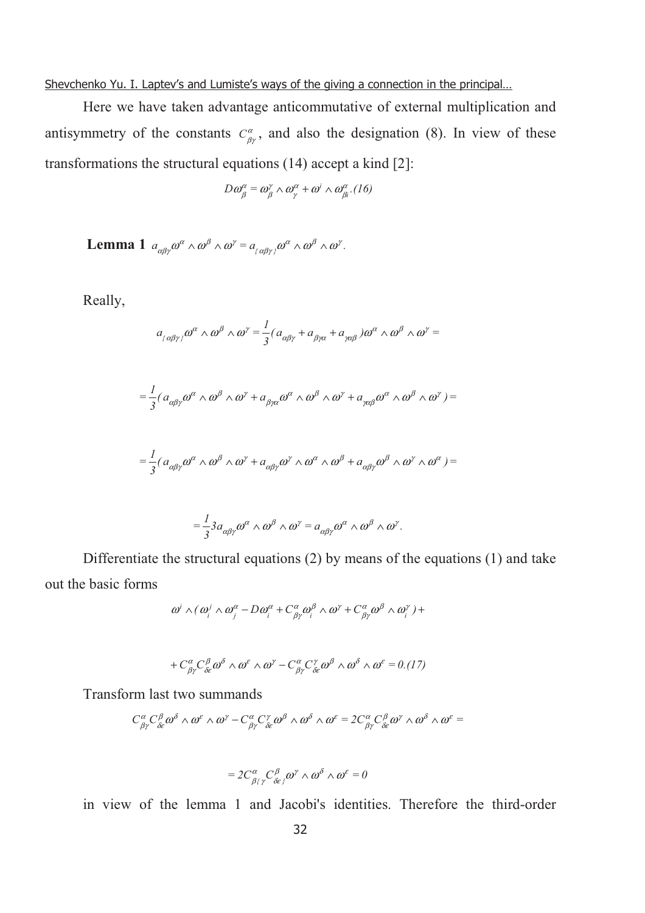Here we have taken advantage anticommutative of external multiplication and antisymmetry of the constants $C^{\alpha}_{\beta\gamma}$, and also the designation (8). In view of these transformations the structural equations (14) accept a kind [2]:

$$D\omega^{\alpha}_{\beta} = \omega^{\gamma}_{\beta} \wedge \omega^{\alpha}_{\gamma} + \omega^{i} \wedge \omega^{\alpha}_{\beta i}. (16)$$

**Lemma 1** $a_{\alpha\beta\gamma}\omega^{\alpha} \wedge \omega^{\beta} \wedge \omega^{\gamma} = a_{\{\alpha\beta\gamma\}}\omega^{\alpha} \wedge \omega^{\beta} \wedge \omega^{\gamma}$.

Really,

$$a_{\{\alpha\beta\gamma\}}\omega^{\alpha} \wedge \omega^{\beta} \wedge \omega^{\gamma} = \frac{1}{3}(a_{\alpha\beta\gamma} + a_{\beta\gamma\alpha} + a_{\gamma\alpha\beta})\omega^{\alpha} \wedge \omega^{\beta} \wedge \omega^{\gamma} =$$

$$= \frac{1}{3}(a_{\alpha\beta\gamma}\omega^{\alpha} \wedge \omega^{\beta} \wedge \omega^{\gamma} + a_{\beta\gamma\alpha}\omega^{\alpha} \wedge \omega^{\beta} \wedge \omega^{\gamma} + a_{\gamma\alpha\beta}\omega^{\alpha} \wedge \omega^{\beta} \wedge \omega^{\gamma}) =$$

$$= \frac{1}{3}(a_{\alpha\beta\gamma}\omega^{\alpha} \wedge \omega^{\beta} \wedge \omega^{\gamma} + a_{\alpha\beta\gamma}\omega^{\gamma} \wedge \omega^{\alpha} \wedge \omega^{\beta} + a_{\alpha\beta\gamma}\omega^{\beta} \wedge \omega^{\gamma} \wedge \omega^{\alpha}) =$$

$$= \frac{1}{3}3a_{\alpha\beta\gamma}\omega^{\alpha} \wedge \omega^{\beta} \wedge \omega^{\gamma} = a_{\alpha\beta\gamma}\omega^{\alpha} \wedge \omega^{\beta} \wedge \omega^{\gamma}.$$

Differentiate the structural equations (2) by means of the equations (1) and take out the basic forms

$$\omega^{i} \wedge (\omega^{j}_{i} \wedge \omega^{\alpha}_{j} - D\omega^{\alpha}_{i} + C^{\alpha}_{\beta\gamma}\omega^{\beta}_{i} \wedge \omega^{\gamma} + C^{\alpha}_{\beta\gamma}\omega^{\beta} \wedge \omega^{\gamma}_{i}) +$$

$$+ C^{\alpha}_{\beta\gamma}C^{\beta}_{\delta\varepsilon}\omega^{\delta} \wedge \omega^{\varepsilon} \wedge \omega^{\gamma} - C^{\alpha}_{\beta\gamma}C^{\gamma}_{\delta\varepsilon}\omega^{\beta} \wedge \omega^{\delta} \wedge \omega^{\varepsilon} = 0. (17)$$

Transform last two summands

$$C^{\alpha}_{\beta\gamma}C^{\beta}_{\delta\varepsilon}\omega^{\delta} \wedge \omega^{\varepsilon} \wedge \omega^{\gamma} - C^{\alpha}_{\beta\gamma}C^{\gamma}_{\delta\varepsilon}\omega^{\beta} \wedge \omega^{\delta} \wedge \omega^{\varepsilon} = 2C^{\alpha}_{\beta\gamma}C^{\beta}_{\delta\varepsilon}\omega^{\gamma} \wedge \omega^{\delta} \wedge \omega^{\varepsilon} =$$

$$= 2C^{\alpha}_{\beta\{\gamma}C^{\beta}_{\delta\varepsilon\}}\omega^{\gamma} \wedge \omega^{\delta} \wedge \omega^{\varepsilon} = 0$$

in view of the lemma 1 and Jacobi's identities. Therefore the third-order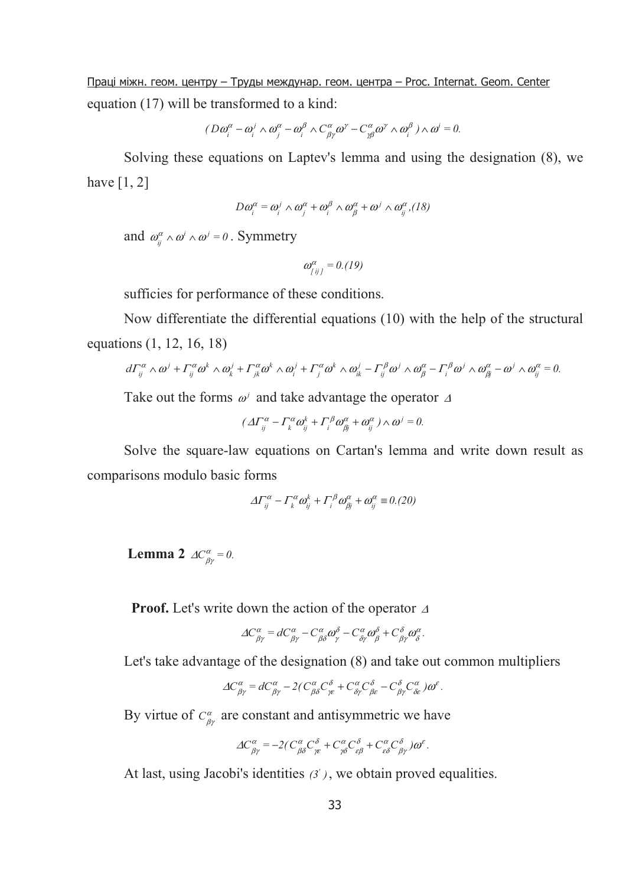equation (17) will be transformed to a kind:

$$(D\omega_i^\alpha - \omega_i^j \wedge \omega_j^\alpha - \omega_i^\beta \wedge C_{\beta\gamma}^\alpha \omega^\gamma - C_{\gamma\beta}^\alpha \omega^\gamma \wedge \omega_i^\beta) \wedge \omega^i = 0.$$

Solving these equations on Laptev's lemma and using the designation (8), we have [1, 2]

$$D\omega_i^\alpha = \omega_i^j \wedge \omega_j^\alpha + \omega_i^\beta \wedge \omega_\beta^\alpha + \omega^j \wedge \omega_{ij}^\alpha, (18)$$

and $\omega_{ij}^\alpha \wedge \omega^i \wedge \omega^j = 0$. Symmetry

$$\omega_{[ij]}^\alpha = 0. (19)$$

sufficies for performance of these conditions.

Now differentiate the differential equations (10) with the help of the structural equations (1, 12, 16, 18)

$$d\Gamma_{ij}^\alpha \wedge \omega^j + \Gamma_{ij}^\alpha \omega^k \wedge \omega_k^j + \Gamma_{jk}^\alpha \omega^k \wedge \omega_i^j + \Gamma_j^\alpha \omega^k \wedge \omega_{ik}^j - \Gamma_{ij}^\beta \omega^j \wedge \omega_\beta^\alpha - \Gamma_i^\beta \omega^j \wedge \omega_{\beta j}^\alpha - \omega^j \wedge \omega_{ij}^\alpha = 0.$$

Take out the forms $\omega^j$ and take advantage the operator $\Delta$

$$(\Delta\Gamma_{ij}^\alpha - \Gamma_k^\alpha \omega_{ij}^k + \Gamma_i^\beta \omega_{\beta j}^\alpha + \omega_{ij}^\alpha) \wedge \omega^j = 0.$$

Solve the square-law equations on Cartan's lemma and write down result as comparisons modulo basic forms

$$\Delta\Gamma_{ij}^\alpha - \Gamma_k^\alpha \omega_{ij}^k + \Gamma_i^\beta \omega_{\beta j}^\alpha + \omega_{ij}^\alpha \equiv 0. (20)$$

**Lemma 2** $\Delta C_{\beta\gamma}^\alpha = 0.$

**Proof.** Let's write down the action of the operator $\Delta$

$$\Delta C_{\beta\gamma}^\alpha = dC_{\beta\gamma}^\alpha - C_{\beta\delta}^\alpha \omega_\gamma^\delta - C_{\delta\gamma}^\alpha \omega_\beta^\delta + C_{\beta\gamma}^\delta \omega_\delta^\alpha.$$

Let's take advantage of the designation (8) and take out common multipliers

$$\Delta C_{\beta\gamma}^\alpha = dC_{\beta\gamma}^\alpha - 2(C_{\beta\delta}^\alpha C_{\gamma\varepsilon}^\delta + C_{\delta\gamma}^\alpha C_{\beta\varepsilon}^\delta - C_{\beta\gamma}^\delta C_{\delta\varepsilon}^\alpha)\omega^\varepsilon.$$

By virtue of $C_{\beta\gamma}^\alpha$ are constant and antisymmetric we have

$$\Delta C_{\beta\gamma}^\alpha = -2(C_{\beta\delta}^\alpha C_{\gamma\varepsilon}^\delta + C_{\gamma\delta}^\alpha C_{\varepsilon\beta}^\delta + C_{\varepsilon\delta}^\alpha C_{\beta\gamma}^\delta)\omega^\varepsilon.$$

At last, using Jacobi's identities $(3')$, we obtain proved equalities.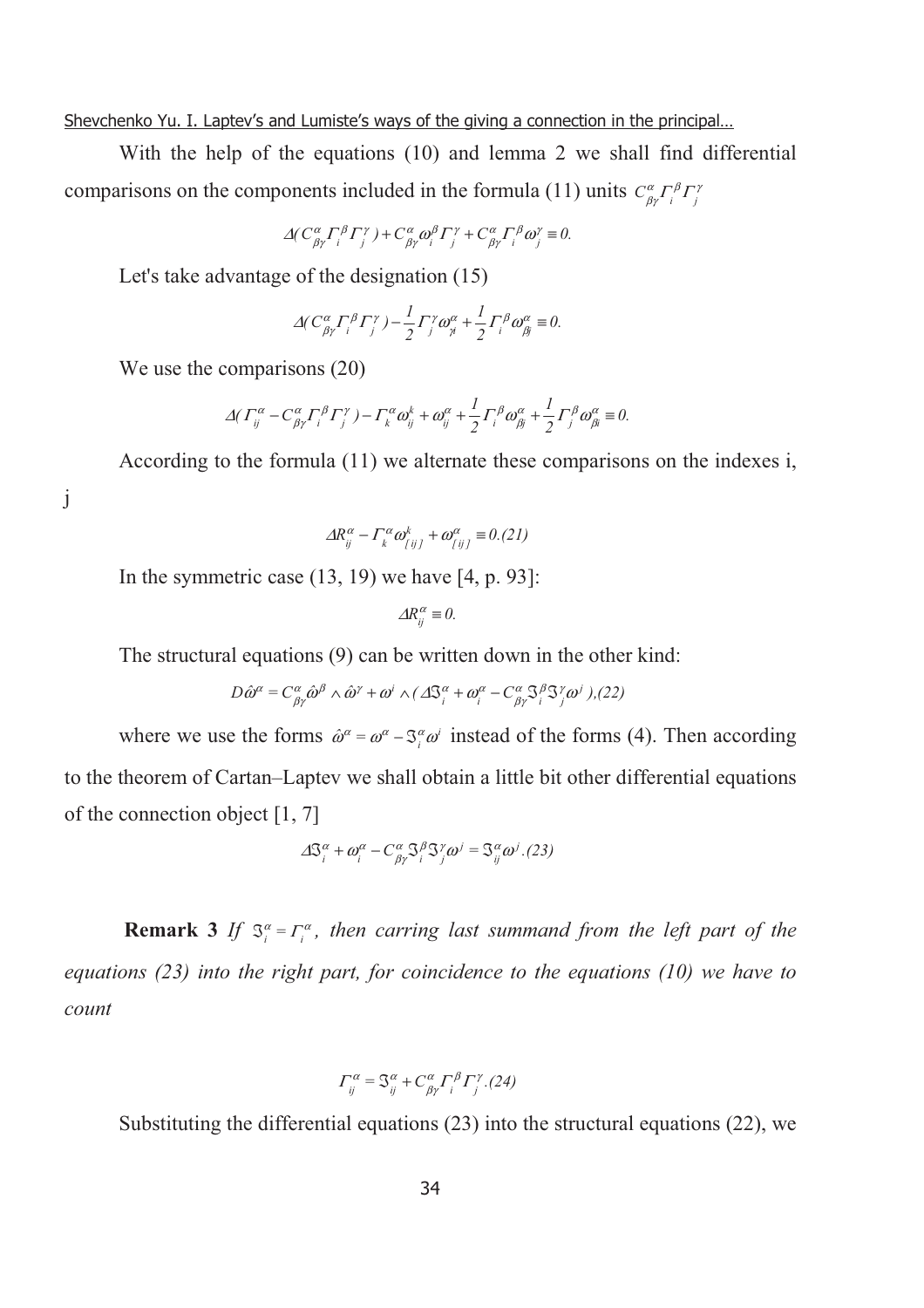With the help of the equations (10) and lemma 2 we shall find differential comparisons on the components included in the formula (11) units $C^{\alpha}_{\beta\gamma}\Gamma^{\beta}_{i}\Gamma^{\gamma}_{j}$

$$\Delta(C^{\alpha}_{\beta\gamma}\Gamma^{\beta}_{i}\Gamma^{\gamma}_{j}) + C^{\alpha}_{\beta\gamma}\omega^{\beta}_{i}\Gamma^{\gamma}_{j} + C^{\alpha}_{\beta\gamma}\Gamma^{\beta}_{i}\omega^{\gamma}_{j} \equiv 0.$$

Let's take advantage of the designation (15)

$$\Delta(C^{\alpha}_{\beta\gamma}\Gamma^{\beta}_{i}\Gamma^{\gamma}_{j}) - \frac{1}{2}\Gamma^{\gamma}_{j}\omega^{\alpha}_{\gamma i} + \frac{1}{2}\Gamma^{\beta}_{i}\omega^{\alpha}_{\beta j} \equiv 0.$$

We use the comparisons (20)

$$\Delta(\Gamma^{\alpha}_{ij} - C^{\alpha}_{\beta\gamma}\Gamma^{\beta}_{i}\Gamma^{\gamma}_{j}) - \Gamma^{\alpha}_{k}\omega^{k}_{ij} + \omega^{\alpha}_{ij} + \frac{1}{2}\Gamma^{\beta}_{i}\omega^{\alpha}_{\beta j} + \frac{1}{2}\Gamma^{\beta}_{j}\omega^{\alpha}_{\beta i} \equiv 0.$$

According to the formula (11) we alternate these comparisons on the indexes i, j

$$\Delta R^{\alpha}_{ij} - \Gamma^{\alpha}_{k}\omega^{k}_{[ij]} + \omega^{\alpha}_{[ij]} \equiv 0. (21)$$

In the symmetric case (13, 19) we have [4, p. 93]:

$$\Delta R^{\alpha}_{ij} \equiv 0.$$

The structural equations (9) can be written down in the other kind:

$$D\hat{\omega}^{\alpha} = C^{\alpha}_{\beta\gamma}\hat{\omega}^{\beta} \wedge \hat{\omega}^{\gamma} + \omega^{i} \wedge (\Delta\Im^{\alpha}_{i} + \omega^{\alpha}_{i} - C^{\alpha}_{\beta\gamma}\Im^{\beta}_{i}\Im^{\gamma}_{j}\omega^{j}), (22)$$

where we use the forms $\hat{\omega}^{\alpha} = \omega^{\alpha} - \Im^{\alpha}_{i}\omega^{i}$ instead of the forms (4). Then according to the theorem of Cartan–Laptev we shall obtain a little bit other differential equations of the connection object [1, 7]

$$\Delta\Im^{\alpha}_{i} + \omega^{\alpha}_{i} - C^{\alpha}_{\beta\gamma}\Im^{\beta}_{i}\Im^{\gamma}_{j}\omega^{j} = \Im^{\alpha}_{ij}\omega^{j}. (23)$$

**Remark 3** *If $\Im^{\alpha}_{i} = \Gamma^{\alpha}_{i}$, then carring last summand from the left part of the equations (23) into the right part, for coincidence to the equations (10) we have to count*

$$\Gamma^{\alpha}_{ij} = \Im^{\alpha}_{ij} + C^{\alpha}_{\beta\gamma}\Gamma^{\beta}_{i}\Gamma^{\gamma}_{j}. (24)$$

Substituting the differential equations (23) into the structural equations (22), we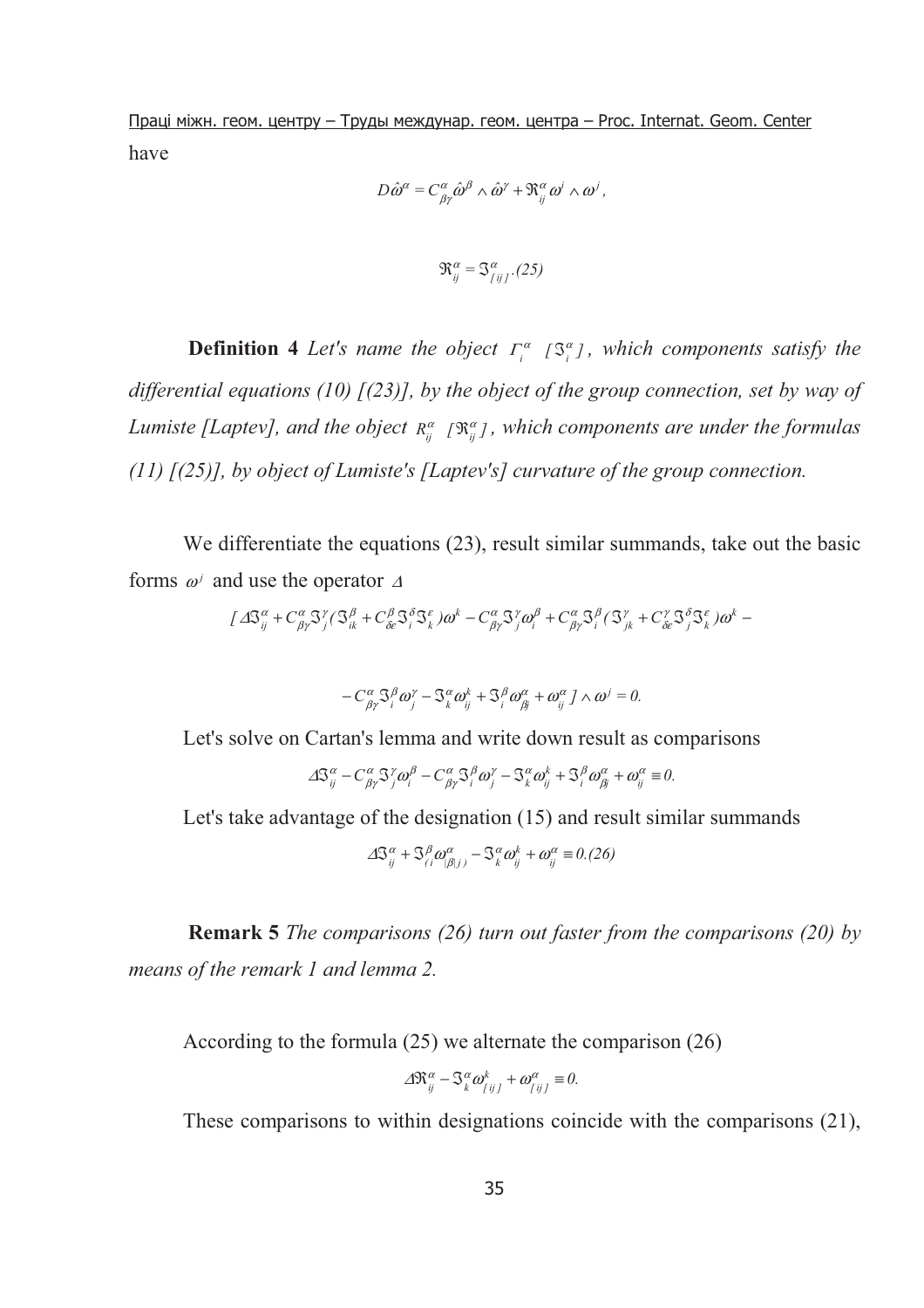have

$$D\hat{\omega}^{\alpha} = C^{\alpha}_{\beta\gamma}\hat{\omega}^{\beta} \wedge \hat{\omega}^{\gamma} + \Re^{\alpha}_{ij}\omega^{i} \wedge \omega^{j},$$

$$\Re^{\alpha}_{ij} = \Im^{\alpha}_{[ij]}.(25)$$

**Definition 4** *Let's name the object $\Gamma^{\alpha}_{i}$ $[\Im^{\alpha}_{i}]$, which components satisfy the differential equations (10) [(23)], by the object of the group connection, set by way of Lumiste [Laptev], and the object $R^{\alpha}_{ij}$ $[\Re^{\alpha}_{ij}]$, which components are under the formulas (11) [(25)], by object of Lumiste's [Laptev's] curvature of the group connection.*

We differentiate the equations (23), result similar summands, take out the basic forms $\omega^{j}$ and use the operator $\Delta$

$$[\Delta\Im^{\alpha}_{ij} + C^{\alpha}_{\beta\gamma}\Im^{\gamma}_{j}(\Im^{\beta}_{ik} + C^{\beta}_{\delta\varepsilon}\Im^{\delta}_{i}\Im^{\varepsilon}_{k})\omega^{k} - C^{\alpha}_{\beta\gamma}\Im^{\gamma}_{j}\omega^{\beta}_{i} + C^{\alpha}_{\beta\gamma}\Im^{\beta}_{i}(\Im^{\gamma}_{jk} + C^{\gamma}_{\delta\varepsilon}\Im^{\delta}_{j}\Im^{\varepsilon}_{k})\omega^{k} -$$

$$- C^{\alpha}_{\beta\gamma}\Im^{\beta}_{i}\omega^{\gamma}_{j} - \Im^{\alpha}_{k}\omega^{k}_{ij} + \Im^{\beta}_{i}\omega^{\alpha}_{\beta j} + \omega^{\alpha}_{ij}] \wedge \omega^{j} = 0.$$

Let's solve on Cartan's lemma and write down result as comparisons

$$\Delta\Im^{\alpha}_{ij} - C^{\alpha}_{\beta\gamma}\Im^{\gamma}_{j}\omega^{\beta}_{i} - C^{\alpha}_{\beta\gamma}\Im^{\beta}_{i}\omega^{\gamma}_{j} - \Im^{\alpha}_{k}\omega^{k}_{ij} + \Im^{\beta}_{i}\omega^{\alpha}_{\beta j} + \omega^{\alpha}_{ij} \equiv 0.$$

Let's take advantage of the designation (15) and result similar summands

$$\Delta\Im^{\alpha}_{ij} + \Im^{\beta}_{(i}\omega^{\alpha}_{|\beta|j)} - \Im^{\alpha}_{k}\omega^{k}_{ij} + \omega^{\alpha}_{ij} \equiv 0.(26)$$

**Remark 5** *The comparisons (26) turn out faster from the comparisons (20) by means of the remark 1 and lemma 2.*

According to the formula (25) we alternate the comparison (26)

$$\Delta\Re^{\alpha}_{ij} - \Im^{\alpha}_{k}\omega^{k}_{[ij]} + \omega^{\alpha}_{[ij]} \equiv 0.$$

These comparisons to within designations coincide with the comparisons (21),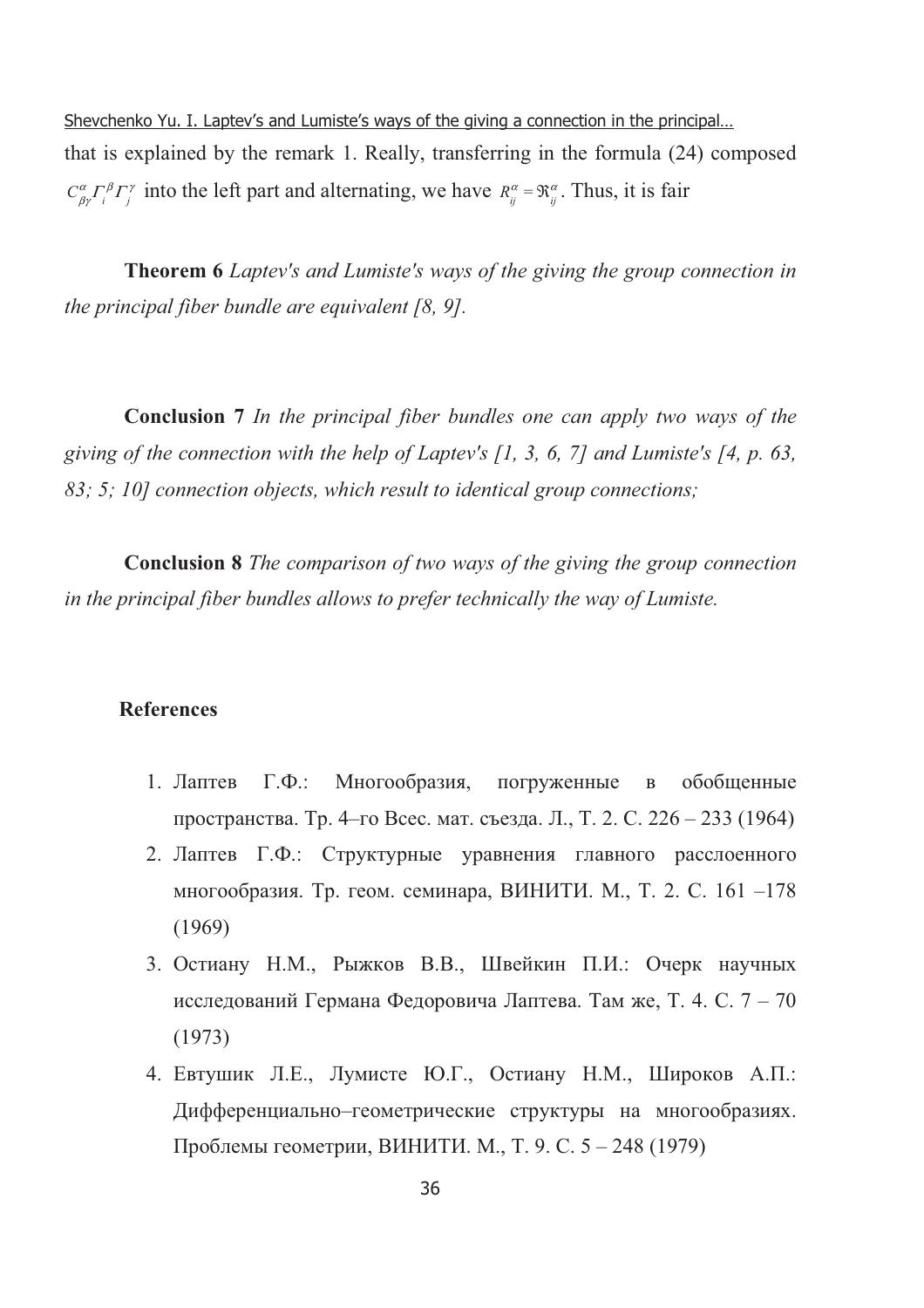that is explained by the remark 1. Really, transferring in the formula (24) composed $C^{\alpha}_{\beta\gamma}\Gamma^{\beta}_{i}\Gamma^{\gamma}_{j}$ into the left part and alternating, we have $R^{\alpha}_{ij} = \mathfrak{R}^{\alpha}_{ij}$. Thus, it is fair

**Theorem 6** *Laptev's and Lumiste's ways of the giving the group connection in the principal fiber bundle are equivalent [8, 9].*

**Conclusion 7** *In the principal fiber bundles one can apply two ways of the giving of the connection with the help of Laptev's [1, 3, 6, 7] and Lumiste's [4, p. 63, 83; 5; 10] connection objects, which result to identical group connections;*

**Conclusion 8** *The comparison of two ways of the giving the group connection in the principal fiber bundles allows to prefer technically the way of Lumiste.*

## References

1. Лаптев Г.Ф.: Многообразия, погруженные в обобщенные пространства. Тр. 4–го Всес. мат. съезда. Л., Т. 2. С. 226 – 233 (1964)
2. Лаптев Г.Ф.: Структурные уравнения главного расслоенного многообразия. Тр. геом. семинара, ВИНИТИ. М., Т. 2. С. 161 –178 (1969)
3. Остиану Н.М., Рыжков В.В., Швейкин П.И.: Очерк научных исследований Германа Федоровича Лаптева. Там же, Т. 4. С. 7 – 70 (1973)
4. Евтушик Л.Е., Лумисте Ю.Г., Остиану Н.М., Широков А.П.: Дифференциально–геометрические структуры на многообразиях. Проблемы геометрии, ВИНИТИ. М., Т. 9. С. 5 – 248 (1979)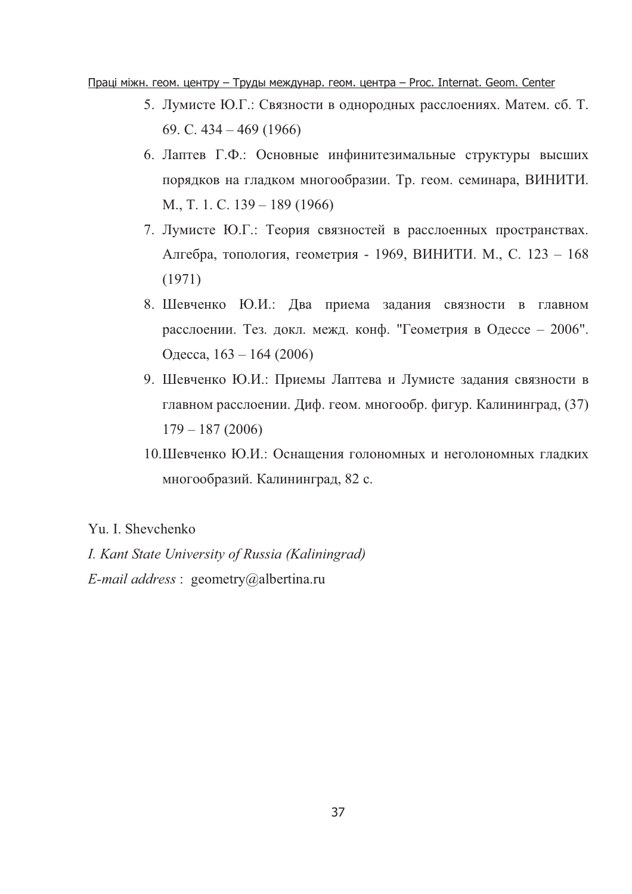5. Лумисте Ю.Г.: Связности в однородных расслоениях. Матем. сб. Т. 69. С. 434 – 469 (1966)
6. Лаптев Г.Ф.: Основные инфинитезимальные структуры высших порядков на гладком многообразии. Тр. геом. семинара, ВИНИТИ. М., Т. 1. С. 139 – 189 (1966)
7. Лумисте Ю.Г.: Теория связностей в расслоенных пространствах. Алгебра, топология, геометрия - 1969, ВИНИТИ. М., С. 123 – 168 (1971)
8. Шевченко Ю.И.: Два приема задания связности в главном расслоении. Тез. докл. межд. конф. "Геометрия в Одессе – 2006". Одесса, 163 – 164 (2006)
9. Шевченко Ю.И.: Приемы Лаптева и Лумисте задания связности в главном расслоении. Диф. геом. многообр. фигур. Калининград, (37) 179 – 187 (2006)
10. Шевченко Ю.И.: Оснащения голономных и неголономных гладких многообразий. Калининград, 82 с.

Yu. I. Shevchenko

*I. Kant State University of Russia (Kaliningrad)*

*E-mail address* : geometry@albertina.ru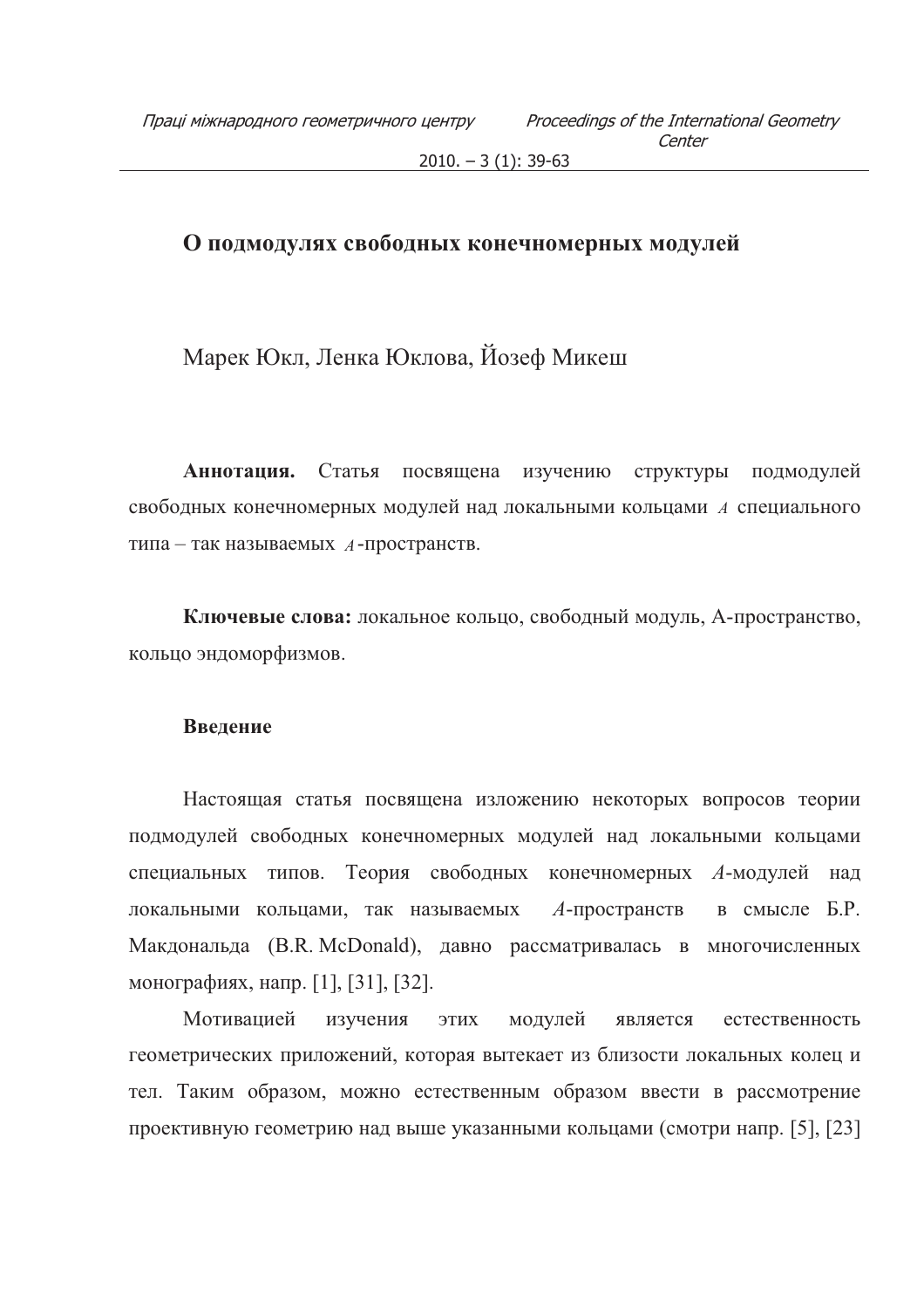# О подмодулях свободных конечномерных модулей

Марек Юкл, Ленка Юклова, Йозеф Микеш

**Аннотация.** Статья посвящена изучению структуры подмодулей свободных конечномерных модулей над локальными кольцами $A$ специального типа – так называемых $A$-пространств.

**Ключевые слова:** локальное кольцо, свободный модуль, A-пространство, кольцо эндоморфизмов.

## Введение

Настоящая статья посвящена изложению некоторых вопросов теории подмодулей свободных конечномерных модулей над локальными кольцами специальных типов. Теория свободных конечномерных *A*-модулей над локальными кольцами, так называемых *A*-пространств в смысле Б.Р. Макдональда (B.R. McDonald), давно рассматривалась в многочисленных монографиях, напр. [1], [31], [32].

Мотивацией изучения этих модулей является естественность геометрических приложений, которая вытекает из близости локальных колец и тел. Таким образом, можно естественным образом ввести в рассмотрение проективную геометрию над выше указанными кольцами (смотри напр. [5], [23]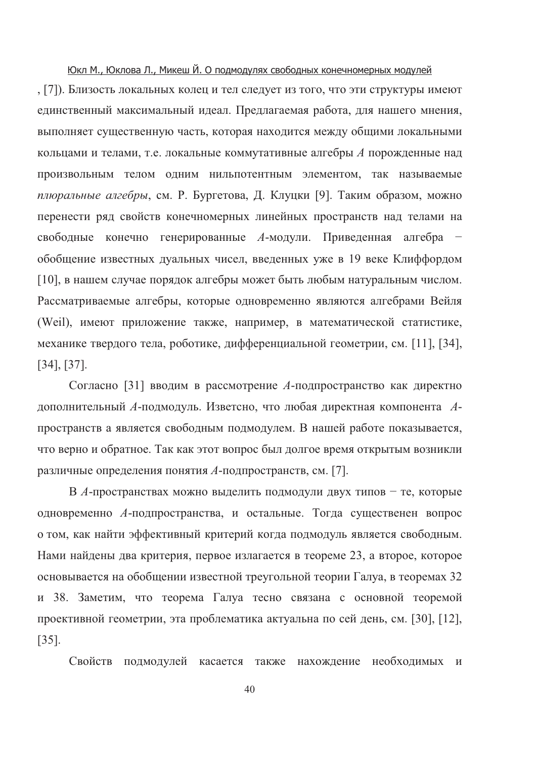, [7]). Близость локальных колец и тел следует из того, что эти структуры имеют единственный максимальный идеал. Предлагаемая работа, для нашего мнения, выполняет существенную часть, которая находится между общими локальными кольцами и телами, т.е. локальные коммутативные алгебры $A$ порожденные над произвольным телом одним нильпотентным элементом, так называемые *плюральные алгебры*, см. Р. Бургетова, Д. Клуцки [9]. Таким образом, можно перенести ряд свойств конечномерных линейных пространств над телами на свободные конечно генерированные $A$-модули. Приведенная алгебра − обобщение известных дуальных чисел, введенных уже в 19 веке Клиффордом [10], в нашем случае порядок алгебры может быть любым натуральным числом. Рассматриваемые алгебры, которые одновременно являются алгебрами Вейля (Weil), имеют приложение также, например, в математической статистике, механике твердого тела, роботике, дифференциальной геометрии, см. [11], [34], [34], [37].

Согласно [31] вводим в рассмотрение $A$-подпространство как директно дополнительный $A$-подмодуль. Изветсно, что любая директная компонента $A$-пространств а является свободным подмодулем. В нашей работе показывается, что верно и обратное. Так как этот вопрос был долгое время открытым возникли различные определения понятия $A$-подпространств, см. [7].

В $A$-пространствах можно выделить подмодули двух типов − те, которые одновременно $A$-подпространства, и остальные. Тогда существенен вопрос о том, как найти эффективный критерий когда подмодуль является свободным. Нами найдены два критерия, первое излагается в теореме 23, а второе, которое основывается на обобщении известной треугольной теории Галуа, в теоремах 32 и 38. Заметим, что теорема Галуа тесно связана с основной теоремой проективной геометрии, эта проблематика актуальна по сей день, см. [30], [12], [35].

Свойств подмодулей касается также нахождение необходимых и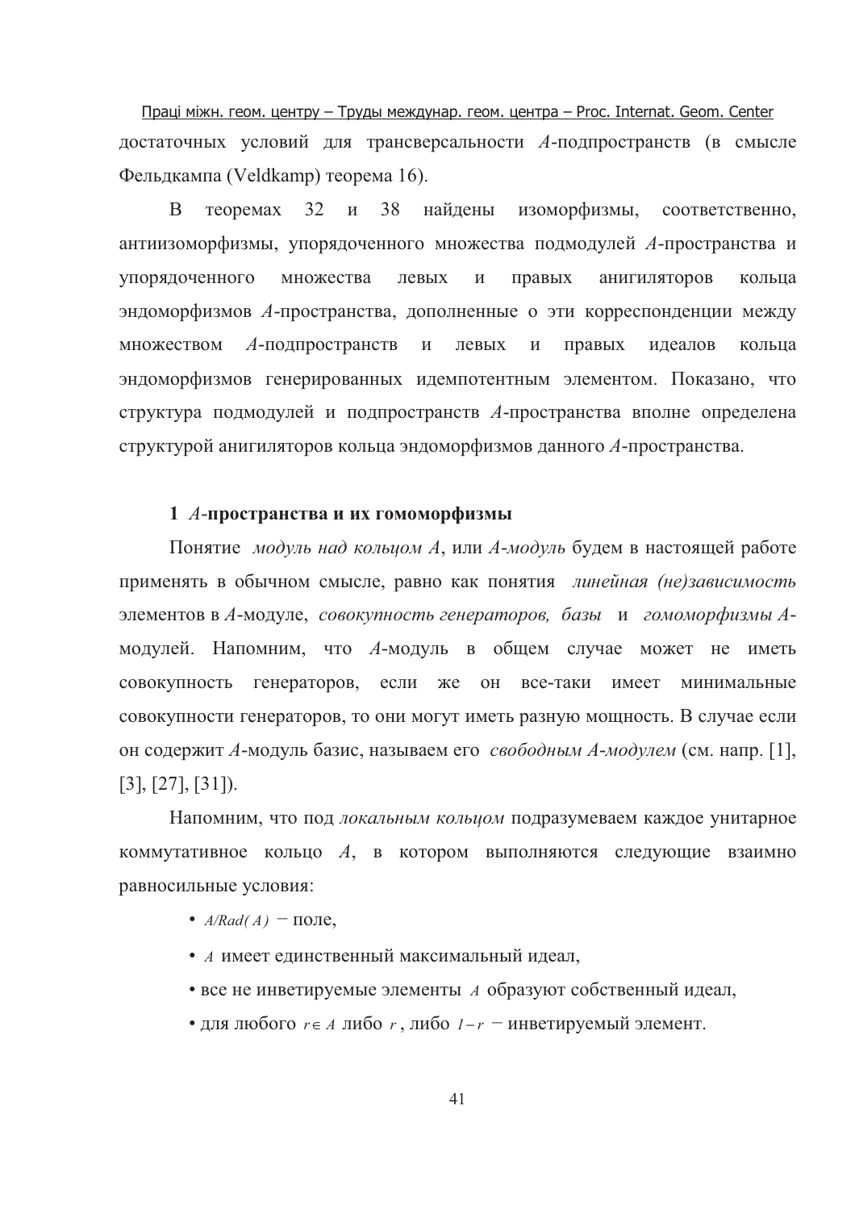достаточных условий для трансверсальности $A$-подпространств (в смысле Фельдкампа (Veldkamp) теорема 16).

В теоремах 32 и 38 найдены изоморфизмы, соответственно, антиизоморфизмы, упорядоченного множества подмодулей $A$-пространства и упорядоченного множества левых и правых анигиляторов кольца эндоморфизмов $A$-пространства, дополненные о эти корреспонденции между множеством $A$-подпространств и левых и правых идеалов кольца эндоморфизмов генерированных идемпотентным элементом. Показано, что структура подмодулей и подпространств $A$-пространства вполне определена структурой анигиляторов кольца эндоморфизмов данного $A$-пространства.

## 1 $A$-пространства и их гомоморфизмы

Понятие *модуль над кольцом $A$*, или *$A$-модуль* будем в настоящей работе применять в обычном смысле, равно как понятия *линейная (не)зависимость* элементов в $A$-модуле, *совокупность генераторов, базы* и *гомоморфизмы $A$-модулей*. Напомним, что $A$-модуль в общем случае может не иметь совокупность генераторов, если же он все-таки имеет минимальные совокупности генераторов, то они могут иметь разную мощность. В случае если он содержит $A$-модуль базис, называем его *свободным $A$-модулем* (см. напр. [1], [3], [27], [31]).

Напомним, что под *локальным кольцом* подразумеваем каждое унитарное коммутативное кольцо $A$, в котором выполняются следующие взаимно равносильные условия:

- $A/Rad(A)$ – поле,
- $A$ имеет единственный максимальный идеал,
- все не инветируемые элементы $A$ образуют собственный идеал,
- для любого $r \in A$ либо $r$, либо $1-r$ – инветируемый элемент.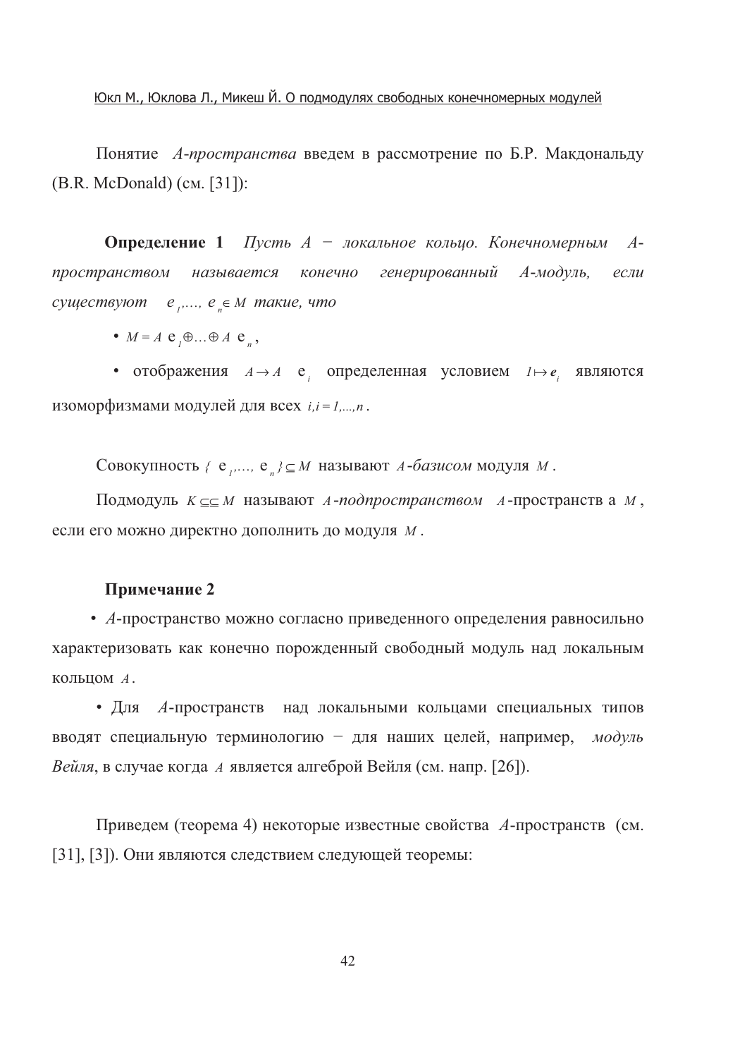Понятие *A-пространства* введем в рассмотрение по Б.Р. Макдональду (B.R. McDonald) (см. [31]):

**Определение 1** *Пусть A − локальное кольцо. Конечномерным A-пространством называется конечно генерированный A-модуль, если существуют* $e_1,\dots, e_n \in M$ *такие, что*

- $M = A\,e_1 \oplus \dots \oplus A\,e_n$,
- отображения $A \to A\,e_i$ определенная условием $1 \mapsto e_i$ являются изоморфизмами модулей для всех $i, i = 1,\dots,n$.

Совокупность $\{e_1,\dots, e_n\} \subseteq M$ называют *A-базисом* модуля $M$.

Подмодуль $K \subseteq M$ называют *A-подпространством* $A$-пространств а $M$, если его можно директно дополнить до модуля $M$.

**Примечание 2**

- *A*-пространство можно согласно приведенного определения равносильно характеризовать как конечно порожденный свободный модуль над локальным кольцом $A$.
- Для *A*-пространств над локальными кольцами специальных типов вводят специальную терминологию − для наших целей, например, *модуль Вейля*, в случае когда $A$ является алгеброй Вейля (см. напр. [26]).

Приведем (теорема 4) некоторые известные свойства *A*-пространств (см. [31], [3]). Они являются следствием следующей теоремы: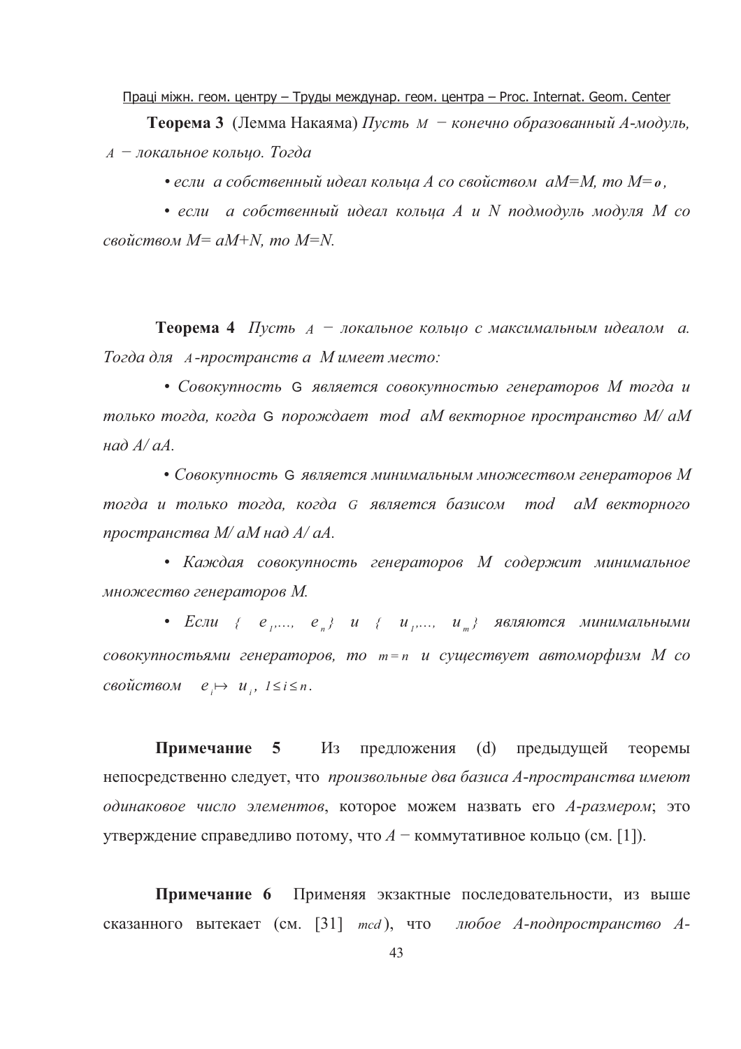**Теорема 3** (Лемма Накаяма) *Пусть $M$ − конечно образованный A-модуль, $A$ − локальное кольцо. Тогда*

*• если a собственный идеал кольца A со свойством aM=M, то M=$o$,*

*• если a собственный идеал кольца A и N подмодуль модуля M со свойством M= aM+N, то M=N.*

**Теорема 4** *Пусть $A$ − локальное кольцо с максимальным идеалом a. Тогда для $A$-пространств a M имеет место:*

*• Совокупность* G *является совокупностью генераторов M тогда и только тогда, когда* G *порождает mod aM векторное пространство M/ aM над A/ aA.*

*• Совокупность* G *является минимальным множеством генераторов M тогда и только тогда, когда G является базисом mod aM векторного пространства M/ aM над A/ aA.*

*• Каждая совокупность генераторов M содержит минимальное множество генераторов M.*

*• Если $\{e_1,\ldots, e_n\}$ и $\{u_1,\ldots, u_m\}$ являются минимальными совокупностями генераторов, то $m=n$ и существует автоморфизм M со свойством $e_i \mapsto u_i$, $1 \le i \le n$.*

**Примечание 5** Из предложения (d) предыдущей теоремы непосредственно следует, что *произвольные два базиса A-пространства имеют одинаковое число элементов*, которое можем назвать его *A-размером*; это утверждение справедливо потому, что *A* − коммутативное кольцо (см. [1]).

**Примечание 6** Применяя экзактные последовательности, из выше сказанного вытекает (см. [31] *mcd*), что *любое A-подпространство A-*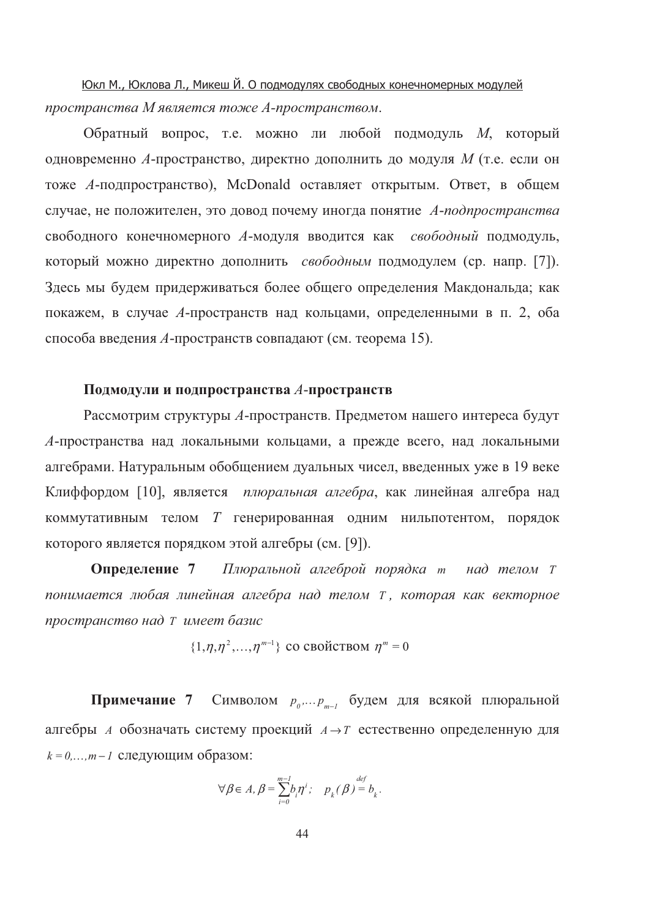*пространства M является тоже A-пространством*.

Обратный вопрос, т.е. можно ли любой подмодуль $M$, который одновременно $A$-пространство, директно дополнить до модуля $M$ (т.е. если он тоже $A$-подпространство), McDonald оставляет открытым. Ответ, в общем случае, не положителен, это довод почему иногда понятие *A-подпространства* свободного конечномерного $A$-модуля вводится как *свободный* подмодуль, который можно директно дополнить *свободным* подмодулем (ср. напр. [7]). Здесь мы будем придерживаться более общего определения Макдональда; как покажем, в случае $A$-пространств над кольцами, определенными в п. 2, оба способа введения $A$-пространств совпадают (см. теорема 15).

### Подмодули и подпространства $A$-пространств

Рассмотрим структуры $A$-пространств. Предметом нашего интереса будут $A$-пространства над локальными кольцами, а прежде всего, над локальными алгебрами. Натуральным обобщением дуальных чисел, введенных уже в 19 веке Клиффордом [10], является *плюральная алгебра*, как линейная алгебра над коммутативным телом $T$ генерированная одним нильпотентом, порядок которого является порядком этой алгебры (см. [9]).

**Определение 7** *Плюральной алгеброй порядка $m$ над телом $T$ понимается любая линейная алгебра над телом $T$, которая как векторное пространство над $T$ имеет базис*

$$\{1, \eta, \eta^2, \ldots, \eta^{m-1}\} \text{ со свойством } \eta^m = 0$$

**Примечание 7** Символом $p_0, \ldots p_{m-1}$ будем для всякой плюральной алгебры $A$ обозначать систему проекций $A \to T$ естественно определенную для $k = 0, \ldots, m-1$ следующим образом:

$$\forall \beta \in A, \beta = \sum_{i=0}^{m-1} b_i \eta^i; \quad p_k(\beta) \stackrel{def}{=} b_k.$$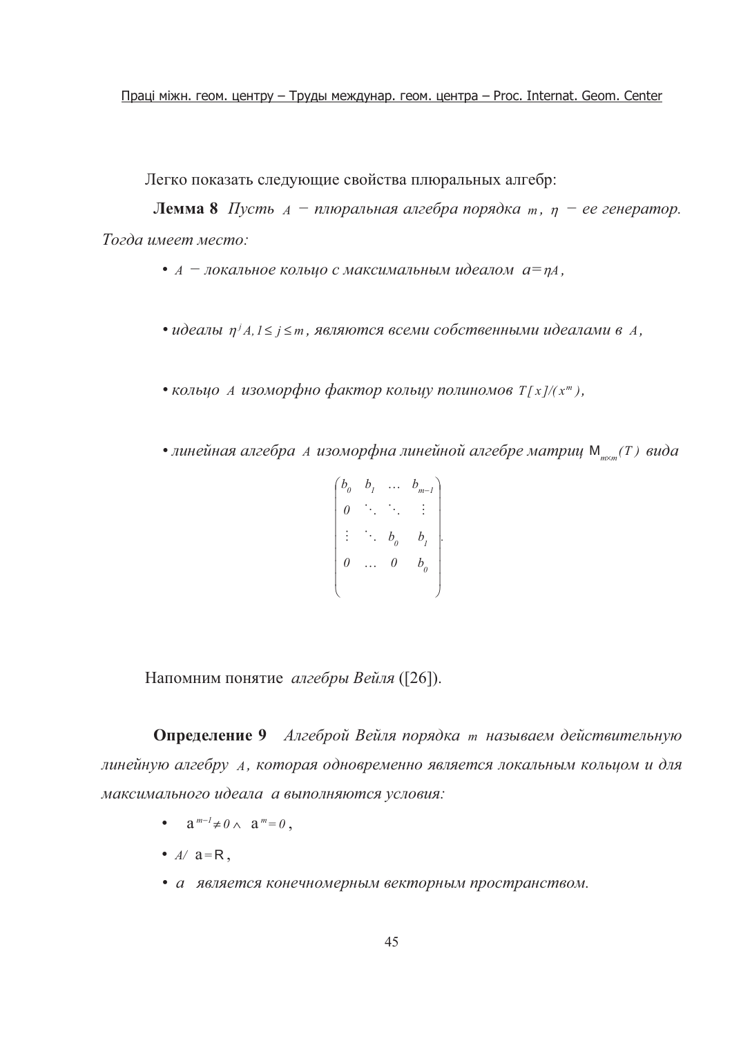Легко показать следующие свойства плюральных алгебр:

**Лемма 8** *Пусть $A$ − плюральная алгебра порядка $m$, $\eta$ − ее генератор. Тогда имеет место:*

- *$A$ − локальное кольцо с максимальным идеалом $\mathfrak{a} = \eta A$,*
- *идеалы $\eta^j A, 1 \le j \le m$, являются всеми собственными идеалами в $A$,*
- *кольцо $A$ изоморфно фактор кольцу полиномов $T[x]/(x^m)$,*
- *линейная алгебра $A$ изоморфна линейной алгебре матриц $\mathrm{M}_{m \times m}(T)$ вида*

$$\begin{pmatrix} b_0 & b_1 & \dots & b_{m-1} \\ 0 & \ddots & \ddots & \vdots \\ \vdots & \ddots & b_0 & b_1 \\ 0 & \dots & 0 & b_0 \end{pmatrix}.$$

Напомним понятие *алгебры Вейля* ([26]).

**Определение 9** *Алгеброй Вейля порядка $m$ называем действительную линейную алгебру $A$, которая одновременно является локальным кольцом и для максимального идеала $\mathfrak{a}$ выполняются условия:*

- $\mathfrak{a}^{m-1} \ne 0 \wedge \mathfrak{a}^m = 0$,
- $A/\mathfrak{a} = \mathbb{R}$,
- *$\mathfrak{a}$ является конечномерным векторным пространством.*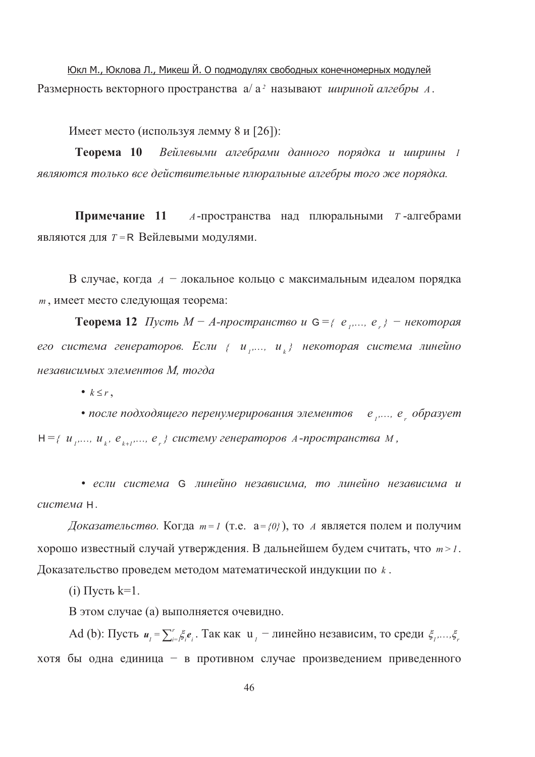Размерность векторного пространства $\mathfrak{a}/\mathfrak{a}^2$ называют *шириной алгебры* $A$.

Имеет место (используя лемму 8 и [26]):

**Теорема 10** *Вейлевыми алгебрами данного порядка и ширины 1 являются только все действительные плюральные алгебры того же порядка.*

**Примечание 11** $A$-пространства над плюральными $T$-алгебрами являются для $T = \mathrm{R}$ Вейлевыми модулями.

В случае, когда $A$ − локальное кольцо с максимальным идеалом порядка $m$, имеет место следующая теорема:

**Теорема 12** *Пусть M − A-пространство и* $\mathrm{G} = \{ e_1, \ldots, e_r \}$ *− некоторая его система генераторов. Если* $\{ u_1, \ldots, u_k \}$ *некоторая система линейно независимых элементов M, тогда*

- $k \leq r$,
- *после подходящего перенумерирования элементов* $e_1, \ldots, e_r$ *образует* $\mathrm{H} = \{ u_1, \ldots, u_k, e_{k+1}, \ldots, e_r \}$ *систему генераторов A-пространства M,*
- *если система* G *линейно независима, то линейно независима и система* H.

*Доказательство.* Когда $m = 1$ (т.е. $\mathfrak{a} = \{0\}$), то $A$ является полем и получим хорошо известный случай утверждения. В дальнейшем будем считать, что $m > 1$. Доказательство проведем методом математической индукции по $k$.

(i) Пусть k=1.

В этом случае (a) выполняется очевидно.

Ad (b): Пусть $u_1 = \sum_{i=1}^{r} \xi_i e_i$. Так как $u_1$ − линейно независим, то среди $\xi_1, \ldots, \xi_r$ хотя бы одна единица − в противном случае произведением приведенного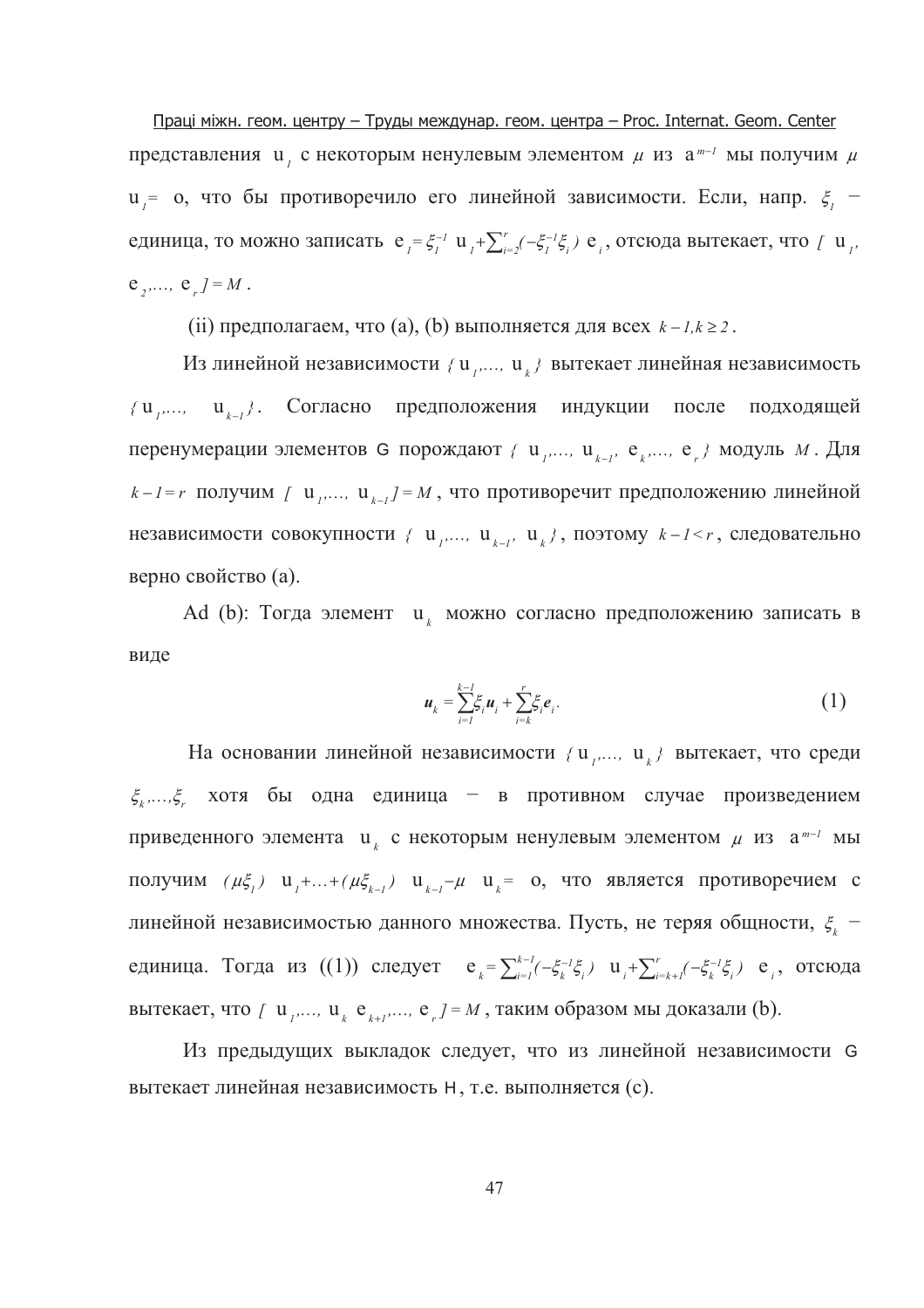представления $u_1$ с некоторым ненулевым элементом $\mu$ из $a^{m-1}$ мы получим $\mu$ $u_1 =$ o, что бы противоречило его линейной зависимости. Если, напр. $\xi_1$ − единица, то можно записать $e_1 = \xi_1^{-1} u_1 + \sum_{i=2}^{r} (-\xi_1^{-1}\xi_i) e_i$, отсюда вытекает, что $[u_1, e_2, \ldots, e_r] = M$.

(ii) предполагаем, что (a), (b) выполняется для всех $k-1, k \geq 2$.

Из линейной независимости $\{u_1, \ldots, u_k\}$ вытекает линейная независимость $\{u_1, \ldots, u_{k-1}\}$. Согласно предположения индукции после подходящей перенумерации элементов G порождают $\{u_1, \ldots, u_{k-1}, e_k, \ldots, e_r\}$ модуль $M$. Для $k-1=r$ получим $[u_1, \ldots, u_{k-1}] = M$, что противоречит предположению линейной независимости совокупности $\{u_1, \ldots, u_{k-1}, u_k\}$, поэтому $k-1<r$, следовательно верно свойство (a).

Ad (b): Тогда элемент $u_k$ можно согласно предположению записать в виде

$$u_k = \sum_{i=1}^{k-1} \xi_i u_i + \sum_{i=k}^{r} \xi_i e_i. \tag{1}$$

На основании линейной независимости $\{u_1, \ldots, u_k\}$ вытекает, что среди $\xi_k, \ldots, \xi_r$ хотя бы одна единица − в противном случае произведением приведенного элемента $u_k$ с некоторым ненулевым элементом $\mu$ из $a^{m-1}$ мы получим $(\mu\xi_1)\ u_1 + \ldots + (\mu\xi_{k-1})\ u_{k-1} - \mu\ u_k =$ o, что является противоречием с линейной независимостью данного множества. Пусть, не теряя общности, $\xi_k$ − единица. Тогда из ((1)) следует $e_k = \sum_{i=1}^{k-1} (-\xi_k^{-1}\xi_i)\ u_i + \sum_{i=k+1}^{r} (-\xi_k^{-1}\xi_i)\ e_i$, отсюда вытекает, что $[u_1, \ldots, u_k\ e_{k+1}, \ldots, e_r] = M$, таким образом мы доказали (b).

Из предыдущих выкладок следует, что из линейной независимости G вытекает линейная независимость H, т.е. выполняется (c).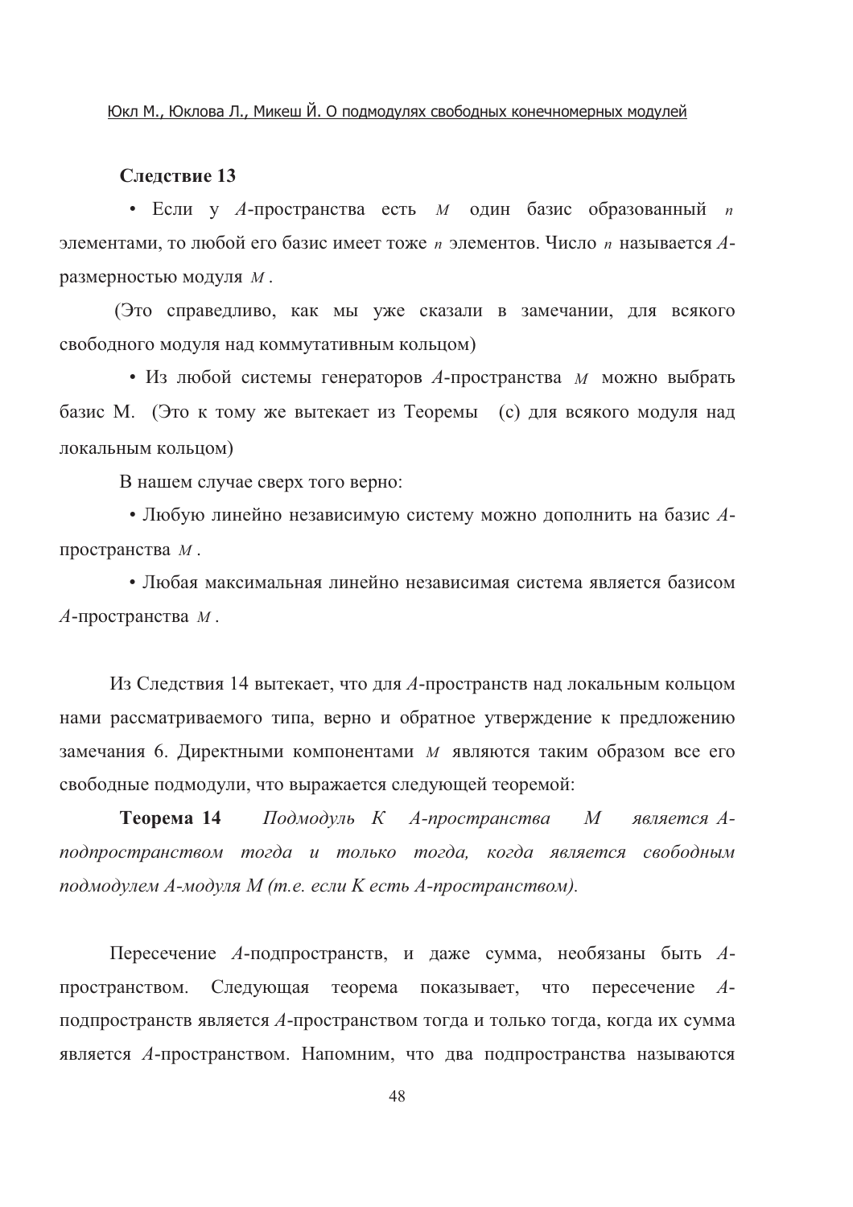**Следствие 13**

- Если у $A$-пространства есть $M$ один базис образованный $n$ элементами, то любой его базис имеет тоже $n$ элементов. Число $n$ называется $A$-размерностью модуля $M$.

(Это справедливо, как мы уже сказали в замечании, для всякого свободного модуля над коммутативным кольцом)

- Из любой системы генераторов $A$-пространства $M$ можно выбрать базис M. (Это к тому же вытекает из Теоремы (c) для всякого модуля над локальным кольцом)

В нашем случае сверх того верно:

- Любую линейно независимую систему можно дополнить на базис $A$-пространства $M$.
- Любая максимальная линейно независимая система является базисом $A$-пространства $M$.

Из Следствия 14 вытекает, что для $A$-пространств над локальным кольцом нами рассматриваемого типа, верно и обратное утверждение к предложению замечания 6. Директными компонентами $M$ являются таким образом все его свободные подмодули, что выражается следующей теоремой:

**Теорема 14** *Подмодуль K A-пространства M является A-подпространством тогда и только тогда, когда является свободным подмодулем A-модуля M (т.е. если K есть A-пространством).*

Пересечение $A$-подпространств, и даже сумма, необязаны быть $A$-пространством. Следующая теорема показывает, что пересечение $A$-подпространств является $A$-пространством тогда и только тогда, когда их сумма является $A$-пространством. Напомним, что два подпространства называются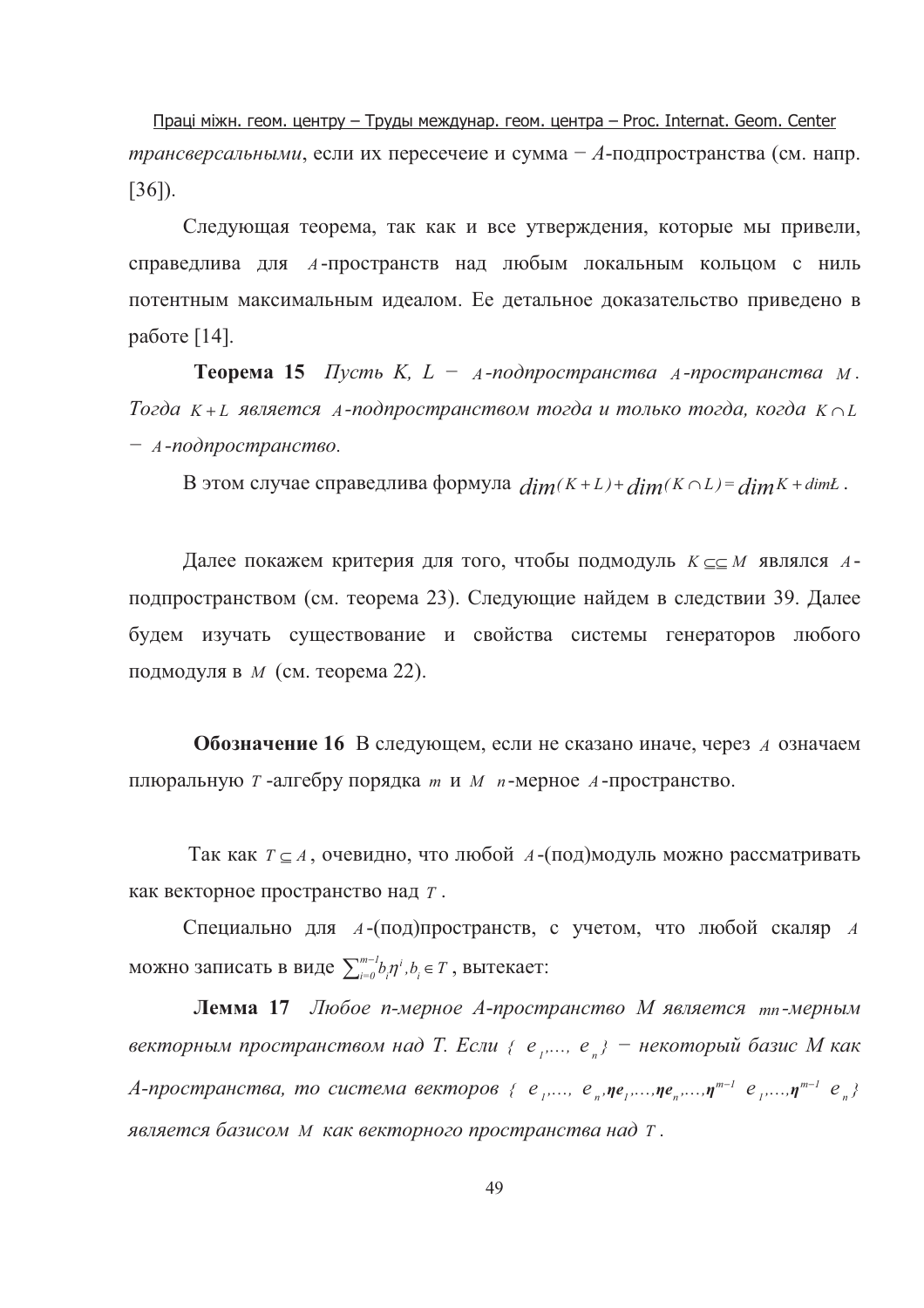*трансверсальными*, если их пересечеие и сумма − *A*-подпространства (см. напр. [36]).

Следующая теорема, так как и все утверждения, которые мы привели, справедлива для $A$-пространств над любым локальным кольцом с ниль потентным максимальным идеалом. Ее детальное доказательство приведено в работе [14].

**Теорема 15** *Пусть K, L − $A$-подпространства $A$-пространства $M$. Тогда $K+L$ является $A$-подпространством тогда и только тогда, когда $K \cap L$ − $A$-подпространство.*

В этом случае справедлива формула $dim(K+L)+dim(K \cap L)=dim K+dim L$.

Далее покажем критерия для того, чтобы подмодуль $K \subseteq\subseteq M$ являлся $A$-подпространством (см. теорема 23). Следующие найдем в следствии 39. Далее будем изучать существование и свойства системы генераторов любого подмодуля в $M$ (см. теорема 22).

**Обозначение 16** В следующем, если не сказано иначе, через $A$ означаем плюральную $T$-алгебру порядка $m$ и $M$ $n$-мерное $A$-пространство.

Так как $T \subseteq A$, очевидно, что любой $A$-(под)модуль можно рассматривать как векторное пространство над $T$.

Специально для $A$-(под)пространств, с учетом, что любой скаляр $A$ можно записать в виде $\sum_{i=0}^{m-1} b_i \eta^i, b_i \in T$, вытекает:

**Лемма 17** *Любое n-мерное A-пространство M является $mn$-мерным векторным пространством над T. Если $\{e_1,\dots,e_n\}$ − некоторый базис M как A-пространства, то система векторов $\{e_1,\dots,e_n,\eta e_1,\dots,\eta e_n,\dots,\eta^{m-1}e_1,\dots,\eta^{m-1}e_n\}$ является базисом $M$ как векторного пространства над $T$.*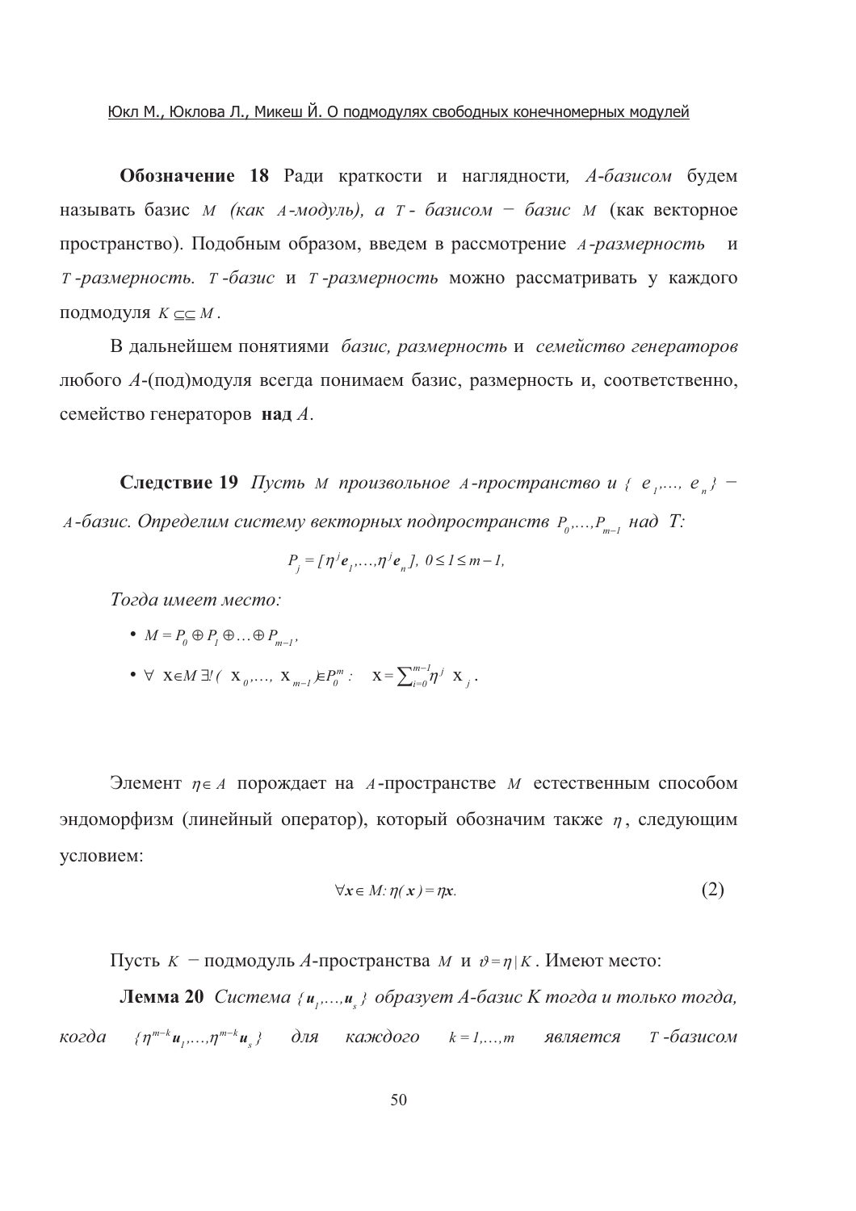**Обозначение 18** Ради краткости и наглядности, *A-базисом* будем называть базис $M$ *(как $A$-модуль), а $T$- базисом − базис $M$* (как векторное пространство). Подобным образом, введем в рассмотрение *$A$-размерность* и *$T$-размерность. $T$-базис* и *$T$-размерность* можно рассматривать у каждого подмодуля $K \subseteq\subseteq M$.

В дальнейшем понятиями *базис, размерность* и *семейство генераторов* любого $A$-(под)модуля всегда понимаем базис, размерность и, соответственно, семейство генераторов **над** $A$.

**Следствие 19** *Пусть $M$ произвольное $A$-пространство и $\{e_1,\ldots,e_n\}$ − $A$-базис. Определим систему векторных подпространств $P_0,\ldots,P_{m-1}$ над $T$:*

$$P_j = [\eta^j e_1,\ldots,\eta^j e_n],\ 0 \le 1 \le m-1,$$

*Тогда имеет место:*

- $M = P_0 \oplus P_1 \oplus \ldots \oplus P_{m-1}$,
- $\forall\ \mathrm{x} \in M\ \exists!\ (\mathrm{x}_0,\ldots,\mathrm{x}_{m-1}) \in P_0^m:\quad \mathrm{x} = \sum_{i=0}^{m-1} \eta^j\ \mathrm{x}_j$.

Элемент $\eta \in A$ порождает на $A$-пространстве $M$ естественным способом эндоморфизм (линейный оператор), который обозначим также $\eta$, следующим условием:

$$\forall \boldsymbol{x} \in M: \eta(\boldsymbol{x}) = \eta \boldsymbol{x}. \tag{2}$$

Пусть $K$ − подмодуль $A$-пространства $M$ и $\vartheta = \eta \mid K$. Имеют место:

**Лемма 20** *Система $\{\boldsymbol{u}_1,\ldots,\boldsymbol{u}_s\}$ образует A-базис K тогда и только тогда, когда $\{\eta^{m-k}\boldsymbol{u}_1,\ldots,\eta^{m-k}\boldsymbol{u}_s\}$ для каждого $k = 1,\ldots,m$ является $T$-базисом*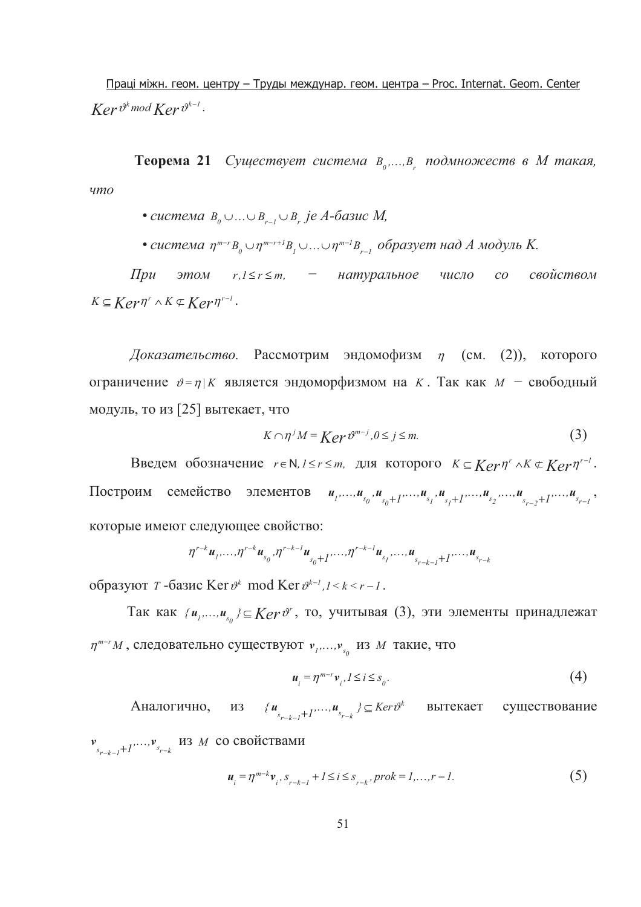$Ker\,\vartheta^{k} \bmod Ker\,\vartheta^{k-1}$.

**Теорема 21** *Существует система $B_0,\dots,B_r$ подмножеств в M такая, что*

- *система $B_0 \cup \ldots \cup B_{r-1} \cup B_r$ je A-базис M,*
- *система $\eta^{m-r}B_0 \cup \eta^{m-r+1}B_1 \cup \ldots \cup \eta^{m-1}B_{r-1}$ образует над A модуль K.*

*При этом $r, 1 \le r \le m$, — натуральное число со свойством $K \subseteq Ker\,\eta^{r} \wedge K \not\subset Ker\,\eta^{r-1}$.*

*Доказательство.* Рассмотрим эндомофизм $\eta$ (см. (2)), которого ограничение $\vartheta = \eta \mid K$ является эндоморфизмом на $K$. Так как $M$ − свободный модуль, то из [25] вытекает, что

$$K \cap \eta^{j} M = Ker\,\vartheta^{m-j}, 0 \le j \le m. \tag{3}$$

Введем обозначение $r \in \mathbb{N}, 1 \le r \le m,$ для которого $K \subseteq Ker\,\eta^{r} \wedge K \not\subset Ker\,\eta^{r-1}$. Построим семейство элементов $\boldsymbol{u}_1,\dots,\boldsymbol{u}_{s_0},\boldsymbol{u}_{s_0+1},\dots,\boldsymbol{u}_{s_1},\boldsymbol{u}_{s_1+1},\dots,\boldsymbol{u}_{s_2},\dots,\boldsymbol{u}_{s_{r-2}+1},\dots,\boldsymbol{u}_{s_{r-1}}$, которые имеют следующее свойство:

$$\eta^{r-k}\boldsymbol{u}_1,\dots,\eta^{r-k}\boldsymbol{u}_{s_0},\eta^{r-k-1}\boldsymbol{u}_{s_0+1},\dots,\eta^{r-k-1}\boldsymbol{u}_{s_1},\dots,\boldsymbol{u}_{s_{r-k-1}+1},\dots,\boldsymbol{u}_{s_{r-k}}$$

образуют $T$-базис $\mathrm{Ker}\,\vartheta^{k} \bmod \mathrm{Ker}\,\vartheta^{k-1}, 1 < k < r-1$.

Так как $\{\boldsymbol{u}_1,\dots,\boldsymbol{u}_{s_0}\} \subseteq Ker\,\vartheta^{r}$, то, учитывая (3), эти элементы принадлежат $\eta^{m-r}M$, следовательно существуют $\boldsymbol{v}_1,\dots,\boldsymbol{v}_{s_0}$ из $M$ такие, что

$$\boldsymbol{u}_i = \eta^{m-r}\boldsymbol{v}_i, 1 \le i \le s_0. \tag{4}$$

Аналогично, из $\{\boldsymbol{u}_{s_{r-k-1}+1},\dots,\boldsymbol{u}_{s_{r-k}}\} \subseteq Ker\,\vartheta^{k}$ вытекает существование $\boldsymbol{v}_{s_{r-k-1}+1},\dots,\boldsymbol{v}_{s_{r-k}}$ из $M$ со свойствами

$$\boldsymbol{u}_i = \eta^{m-k}\boldsymbol{v}_i, s_{r-k-1}+1 \le i \le s_{r-k}, prok = 1,\dots,r-1. \tag{5}$$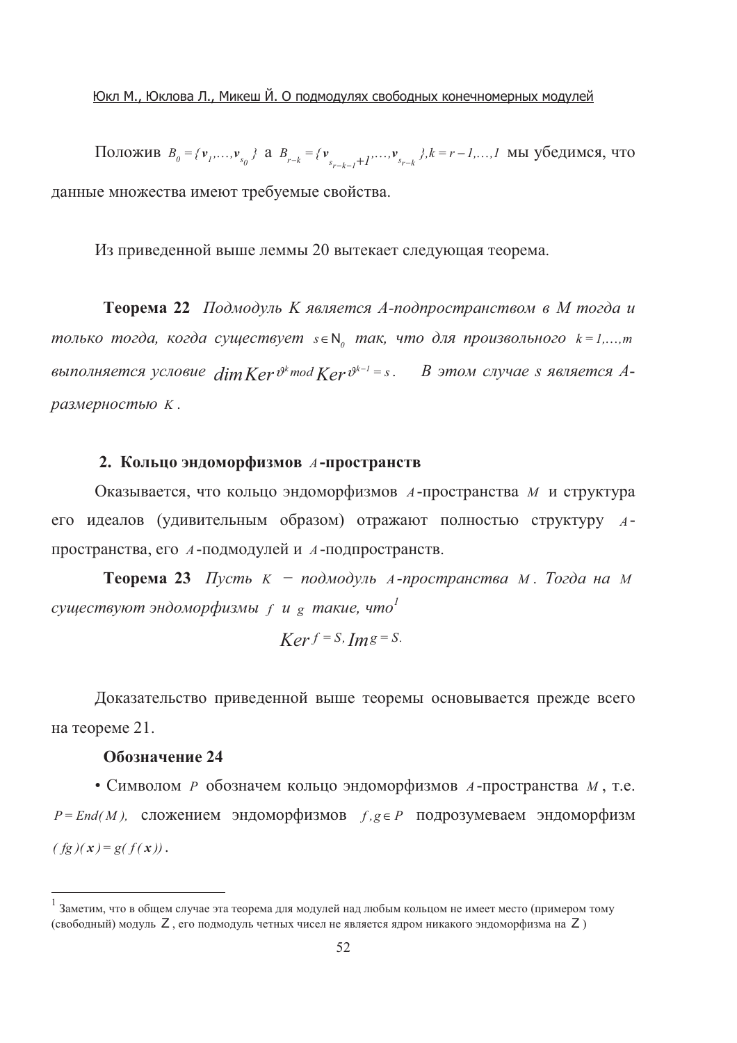Положив $B_0 = \{ \boldsymbol{v}_1, \dots, \boldsymbol{v}_{s_0} \}$ а $B_{r-k} = \{ \boldsymbol{v}_{s_{r-k-1}+1}, \dots, \boldsymbol{v}_{s_{r-k}} \}, k = r-1, \dots, 1$ мы убедимся, что данные множества имеют требуемые свойства.

Из приведенной выше леммы 20 вытекает следующая теорема.

**Теорема 22** *Подмодуль K является A-подпространством в M тогда и только тогда, когда существует* $s \in \mathrm{N}_0$ *так, что для произвольного* $k = 1, \dots, m$ *выполняется условие* $\dim Ker\, \vartheta^k \bmod Ker\, \vartheta^{k-1} = s$. *В этом случае s является A-размерностью* $K$.

## 2. Кольцо эндоморфизмов $A$-пространств

Оказывается, что кольцо эндоморфизмов $A$-пространства $M$ и структура его идеалов (удивительным образом) отражают полностью структуру $A$-пространства, его $A$-подмодулей и $A$-подпространств.

**Теорема 23** *Пусть* $K$ *− подмодуль* $A$*-пространства* $M$. *Тогда на* $M$ *существуют эндоморфизмы* $f$ *и* $g$ *такие, что*[1]

$$Ker\, f = S,\ Im\, g = S.$$

Доказательство приведенной выше теоремы основывается прежде всего на теореме 21.

**Обозначение 24**

• Символом $P$ обозначем кольцо эндоморфизмов $A$-пространства $M$, т.е. $P = End(M)$, сложением эндоморфизмов $f, g \in P$ подрозумеваем эндоморфизм $(fg)(\boldsymbol{x}) = g(f(\boldsymbol{x}))$.

---

[1] Заметим, что в общем случае эта теорема для модулей над любым кольцом не имеет место (примером тому (свободный) модуль $\mathrm{Z}$, его подмодуль четных чисел не является ядром никакого эндоморфизма на $\mathrm{Z}$)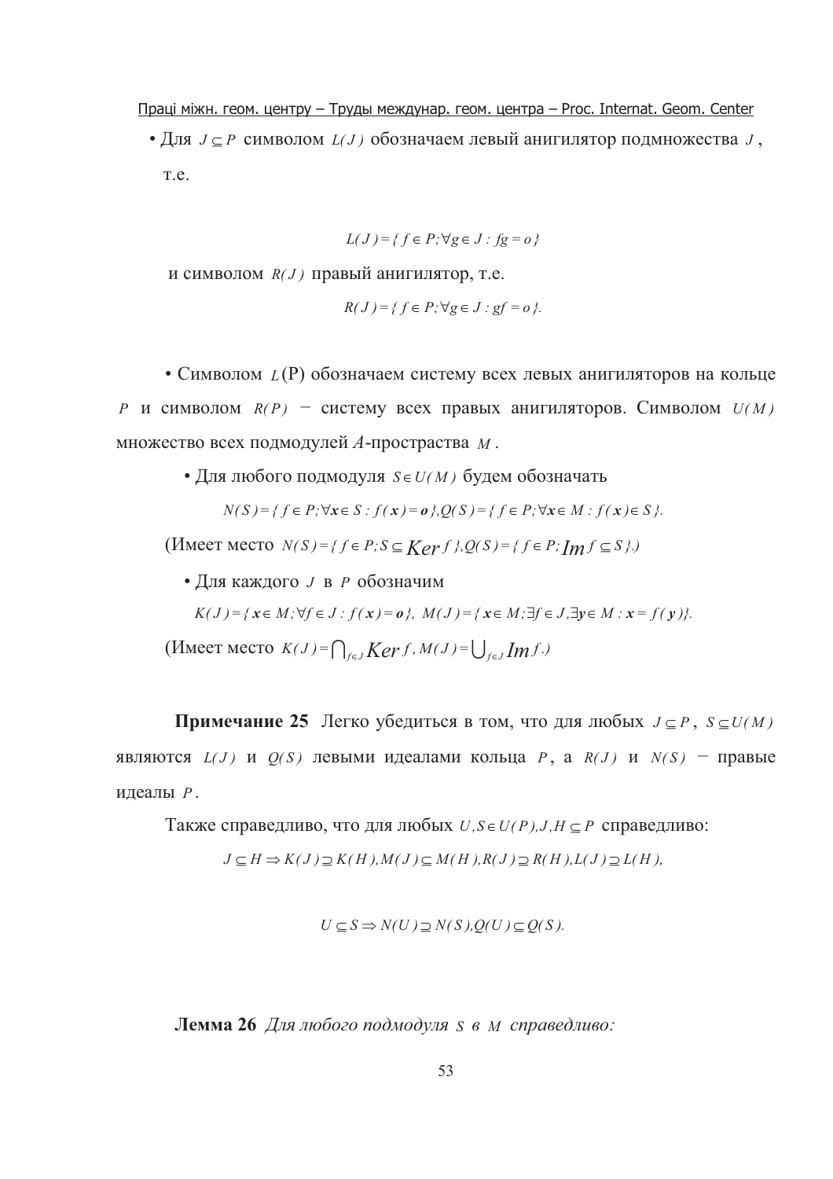• Для $J \subseteq P$ символом $L(J)$ обозначаем левый анигилятор подмножества $J$, т.е.

$$L(J) = \{ f \in P; \forall g \in J : fg = o \}$$

и символом $R(J)$ правый анигилятор, т.е.

$$R(J) = \{ f \in P; \forall g \in J : gf = o \}.$$

• Символом $L(\mathrm{P})$ обозначаем систему всех левых анигиляторов на кольце $P$ и символом $R(P)$ − систему всех правых анигиляторов. Символом $U(M)$ множество всех подмодулей $A$-пространства $M$.

• Для любого подмодуля $S \in U(M)$ будем обозначать

$$N(S) = \{ f \in P; \forall \boldsymbol{x} \in S : f(\boldsymbol{x}) = \boldsymbol{o} \}, Q(S) = \{ f \in P; \forall \boldsymbol{x} \in M : f(\boldsymbol{x}) \in S \}.$$

(Имеет место $N(S) = \{ f \in P; S \subseteq Ker\, f \}, Q(S) = \{ f \in P; Im\, f \subseteq S \}$.)

• Для каждого $J$ в $P$ обозначим

$$K(J) = \{ \boldsymbol{x} \in M; \forall f \in J : f(\boldsymbol{x}) = \boldsymbol{o} \},\ M(J) = \{ \boldsymbol{x} \in M; \exists f \in J, \exists \boldsymbol{y} \in M : \boldsymbol{x} = f(\boldsymbol{y}) \}.$$

(Имеет место $K(J) = \bigcap_{f \in J} Ker\, f,\ M(J) = \bigcup_{f \in J} Im\, f$.)

**Примечание 25** Легко убедиться в том, что для любых $J \subseteq P$, $S \subseteq U(M)$ являются $L(J)$ и $Q(S)$ левыми идеалами кольца $P$, а $R(J)$ и $N(S)$ − правые идеалы $P$.

Также справедливо, что для любых $U, S \in U(P), J, H \subseteq P$ справедливо:

$$J \subseteq H \Rightarrow K(J) \supseteq K(H), M(J) \subseteq M(H), R(J) \supseteq R(H), L(J) \supseteq L(H),$$

$$U \subseteq S \Rightarrow N(U) \supseteq N(S), Q(U) \subseteq Q(S).$$

**Лемма 26** *Для любого подмодуля $S$ в $M$ справедливо:*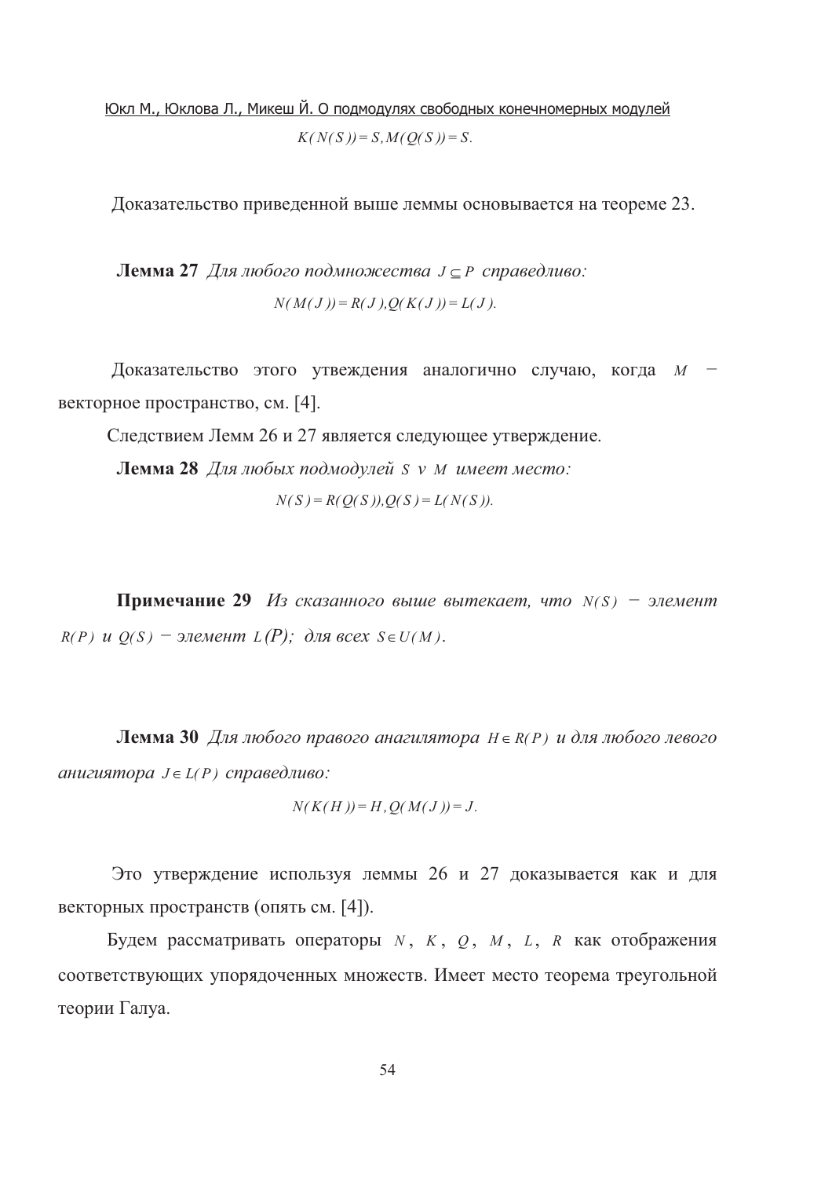$$K(N(S)) = S, M(Q(S)) = S.$$

Доказательство приведенной выше леммы основывается на теореме 23.

**Лемма 27** *Для любого подмножества* $J \subseteq P$ *справедливо:*

$$N(M(J)) = R(J), Q(K(J)) = L(J).$$

Доказательство этого утверждения аналогично случаю, когда $M$ − векторное пространство, см. [4].

Следствием Лемм 26 и 27 является следующее утверждение.

**Лемма 28** *Для любых подмодулей* $S$ *v* $M$ *имеет место:*

$$N(S) = R(Q(S)), Q(S) = L(N(S)).$$

**Примечание 29** *Из сказанного выше вытекает, что* $N(S)$ − *элемент* $R(P)$ *и* $Q(S)$ − *элемент* $L(P)$*; для всех* $S \in U(M)$.

**Лемма 30** *Для любого правого анагилятора* $H \in R(P)$ *и для любого левого анигиятора* $J \in L(P)$ *справедливо:*

$$N(K(H)) = H, Q(M(J)) = J.$$

Это утверждение используя леммы 26 и 27 доказывается как и для векторных пространств (опять см. [4]).

Будем рассматривать операторы $N$, $K$, $Q$, $M$, $L$, $R$ как отображения соответствующих упорядоченных множеств. Имеет место теорема треугольной теории Галуа.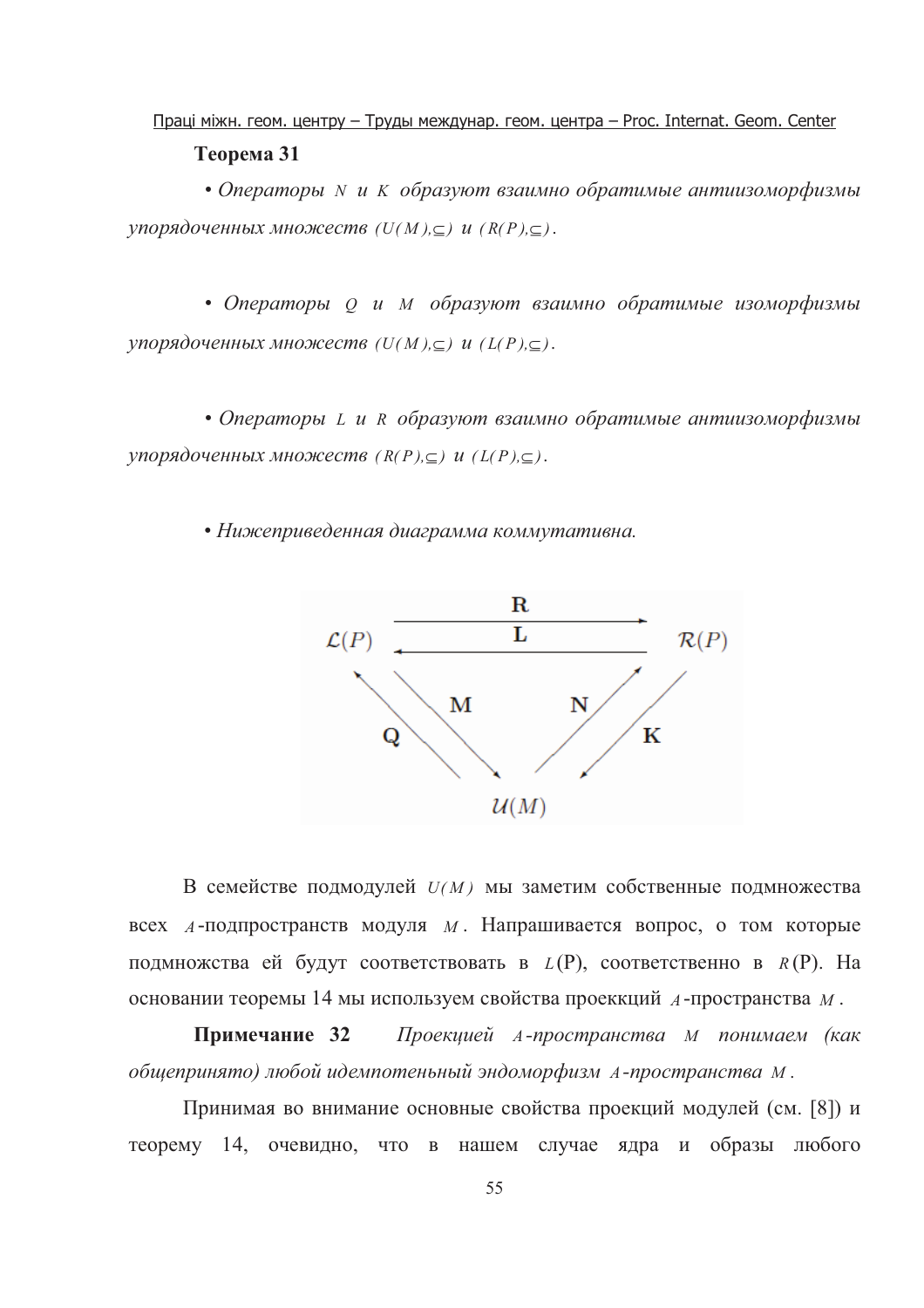**Теорема 31**

• *Операторы* $N$ *и* $K$ *образуют взаимно обратимые антиизоморфизмы упорядоченных множеств* $(U(M),\subseteq)$ *и* $(R(P),\subseteq)$.

• *Операторы* $Q$ *и* $M$ *образуют взаимно обратимые изоморфизмы упорядоченных множеств* $(U(M),\subseteq)$ *и* $(L(P),\subseteq)$.

• *Операторы* $L$ *и* $R$ *образуют взаимно обратимые антиизоморфизмы упорядоченных множеств* $(R(P),\subseteq)$ *и* $(L(P),\subseteq)$.

• *Нижеприведенная диаграмма коммутативна.*

$$
\begin{array}{ccc}
\mathcal{L}(P) & \underset{\mathbf{L}}{\overset{\mathbf{R}}{\rightleftarrows}} & \mathcal{R}(P) \\
{\scriptstyle \mathbf{Q}}\nwarrow \searrow{\scriptstyle \mathbf{M}} & & {\scriptstyle \mathbf{N}}\nearrow \swarrow{\scriptstyle \mathbf{K}} \\
& \mathcal{U}(M) &
\end{array}
$$

В семействе подмодулей $U(M)$ мы заметим собственные подмножества всех $A$-подпространств модуля $M$. Напрашивается вопрос, о том которые подмножства ей будут соответствовать в $L$(P), соответственно в $R$(P). На основании теоремы 14 мы используем свойства проеккций $A$-пространства $M$.

**Примечание 32** *Проекцией* $A$*-пространства* $M$ *понимаем (как общепринято) любой идемпотеньный эндоморфизм* $A$*-пространства* $M$.

Принимая во внимание основные свойства проекций модулей (см. [8]) и теорему 14, очевидно, что в нашем случае ядра и образы любого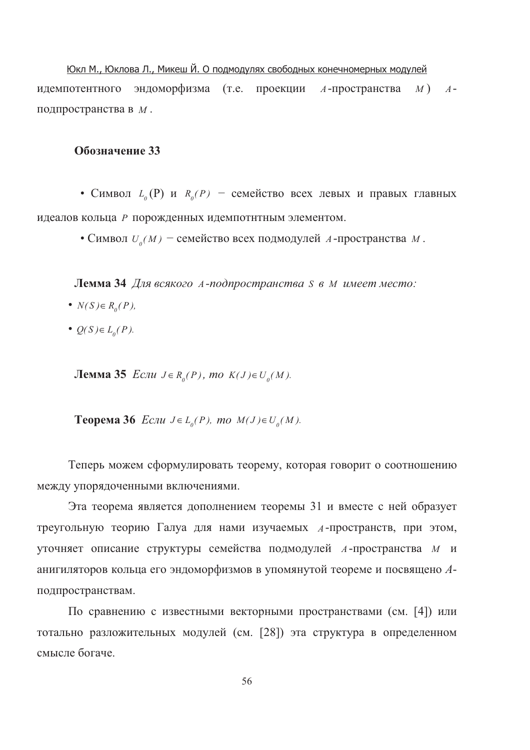идемпотентного эндоморфизма (т.е. проекции $A$-пространства $M$) $A$-подпространства в $M$.

**Обозначение 33**

• Символ $L_0(P)$ и $R_0(P)$ − семейство всех левых и правых главных идеалов кольца $P$ порожденных идемпотнтным элементом.

• Символ $U_0(M)$ − семейство всех подмодулей $A$-пространства $M$.

**Лемма 34** *Для всякого $A$-подпространства $S$ в $M$ имеет место:*

- $N(S) \in R_0(P)$,
- $Q(S) \in L_0(P)$.

**Лемма 35** *Если $J \in R_0(P)$, то $K(J) \in U_0(M)$.*

**Теорема 36** *Если $J \in L_0(P)$, то $M(J) \in U_0(M)$.*

Теперь можем сформулировать теорему, которая говорит о соотношению между упорядоченными включениями.

Эта теорема является дополнением теоремы 31 и вместе с ней образует треугольную теорию Галуа для нами изучаемых $A$-пространств, при этом, уточняет описание структуры семейства подмодулей $A$-пространства $M$ и анигиляторов кольца его эндоморфизмов в упомянутой теореме и посвящено $A$-подпространствам.

По сравнению с известными векторными пространствами (см. [4]) или тотально разложительных модулей (см. [28]) эта структура в определенном смысле богаче.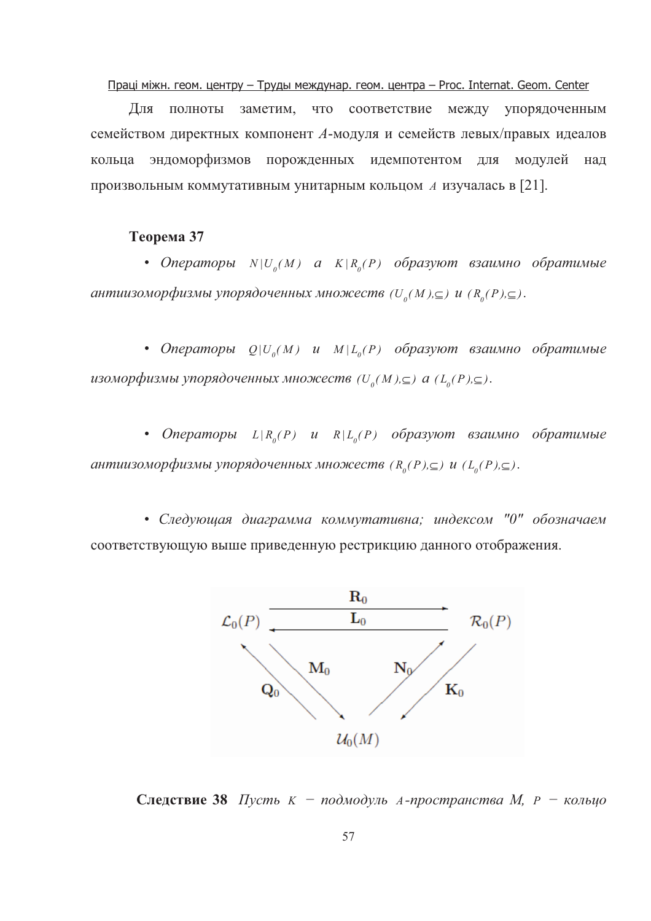Для полноты заметим, что соответствие между упорядоченным семейством директных компонент *A*-модуля и семейств левых/правых идеалов кольца эндоморфизмов порожденных идемпотентом для модулей над произвольным коммутативным унитарным кольцом $A$ изучалась в [21].

**Теорема 37**

• *Операторы* $N|U_0(M)$ *а* $K|R_0(P)$ *образуют взаимно обратимые антиизоморфизмы упорядоченных множеств* $(U_0(M),\subseteq)$ *и* $(R_0(P),\subseteq)$.

• *Операторы* $Q|U_0(M)$ *и* $M|L_0(P)$ *образуют взаимно обратимые изоморфизмы упорядоченных множеств* $(U_0(M),\subseteq)$ *а* $(L_0(P),\subseteq)$.

• *Операторы* $L|R_0(P)$ *и* $R|L_0(P)$ *образуют взаимно обратимые антиизоморфизмы упорядоченных множеств* $(R_0(P),\subseteq)$ *и* $(L_0(P),\subseteq)$.

• *Следующая диаграмма коммутативна; индексом "0" обозначаем* соответствующую выше приведенную рестрикцию данного отображения.

$$
\begin{array}{ccc}
\mathcal{L}_0(P) & \underset{\mathbf{L}_0}{\overset{\mathbf{R}_0}{\rightleftarrows}} & \mathcal{R}_0(P) \\
\mathbf{Q}_0 \nwarrow \searrow \mathbf{M}_0 & & \mathbf{N}_0 \nearrow \swarrow \mathbf{K}_0 \\
& \mathcal{U}_0(M) &
\end{array}
$$

**Следствие 38** *Пусть* $K$ *− подмодуль* $A$*-пространства М,* $P$ *− кольцо*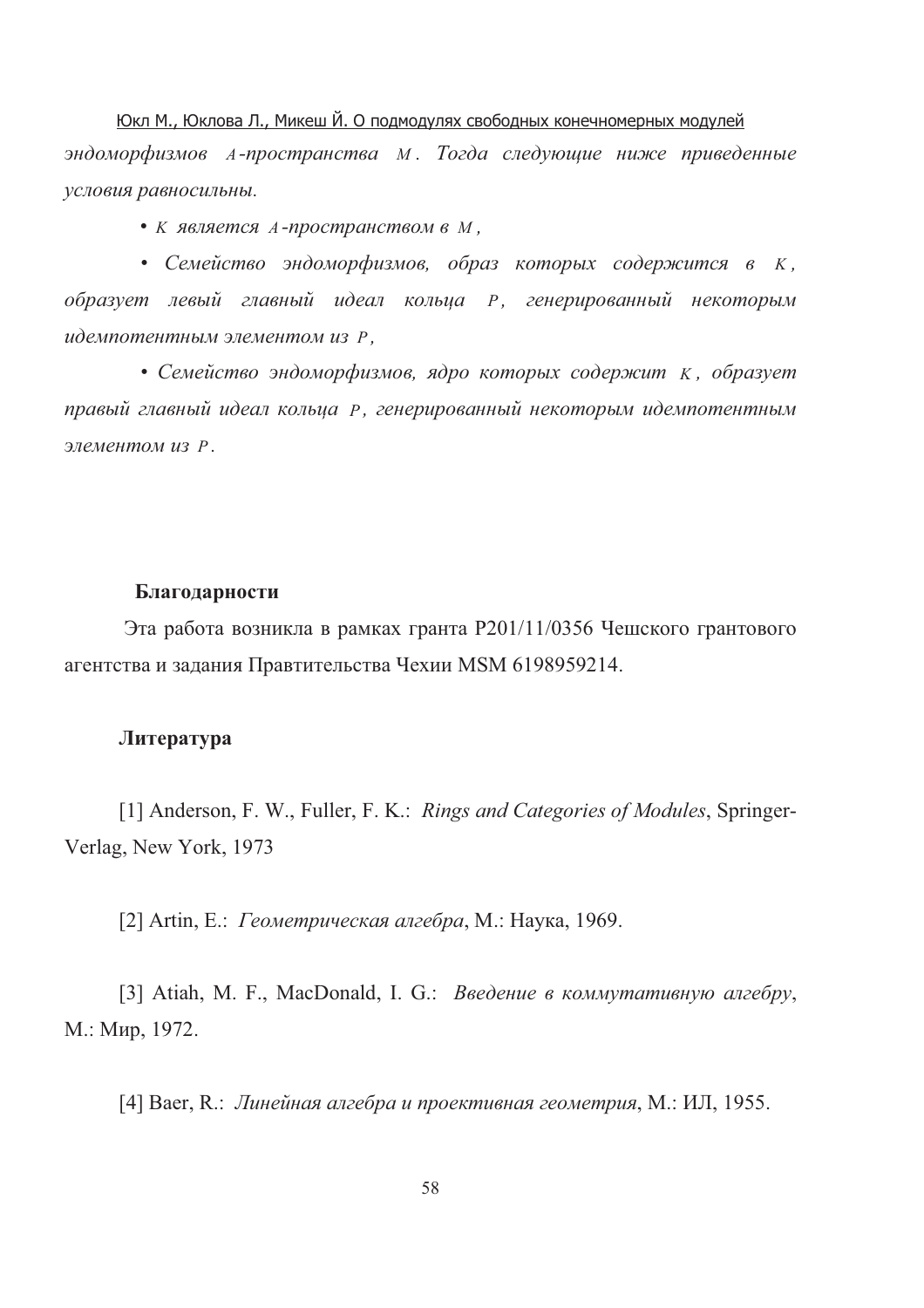*эндоморфизмов $A$-пространства $M$. Тогда следующие ниже приведенные условия равносильны.*

- *$K$ является $A$-пространством в $M$,*
- *Семейство эндоморфизмов, образ которых содержится в $K$, образует левый главный идеал кольца $P$, генерированный некоторым идемпотентным элементом из $P$,*
- *Семейство эндоморфизмов, ядро которых содержит $K$, образует правый главный идеал кольца $P$, генерированный некоторым идемпотентным элементом из $P$.*

## Благодарности

Эта работа возникла в рамках гранта P201/11/0356 Чешского грантового агентства и задания Правтительства Чехии MSM 6198959214.

## Литература

[1] Anderson, F. W., Fuller, F. K.: *Rings and Categories of Modules*, Springer-Verlag, New York, 1973

[2] Artin, E.: *Геометрическая алгебра*, М.: Наука, 1969.

[3] Atiah, M. F., MacDonald, I. G.: *Введение в коммутативную алгебру*, М.: Мир, 1972.

[4] Baer, R.: *Линейная алгебра и проективная геометрия*, М.: ИЛ, 1955.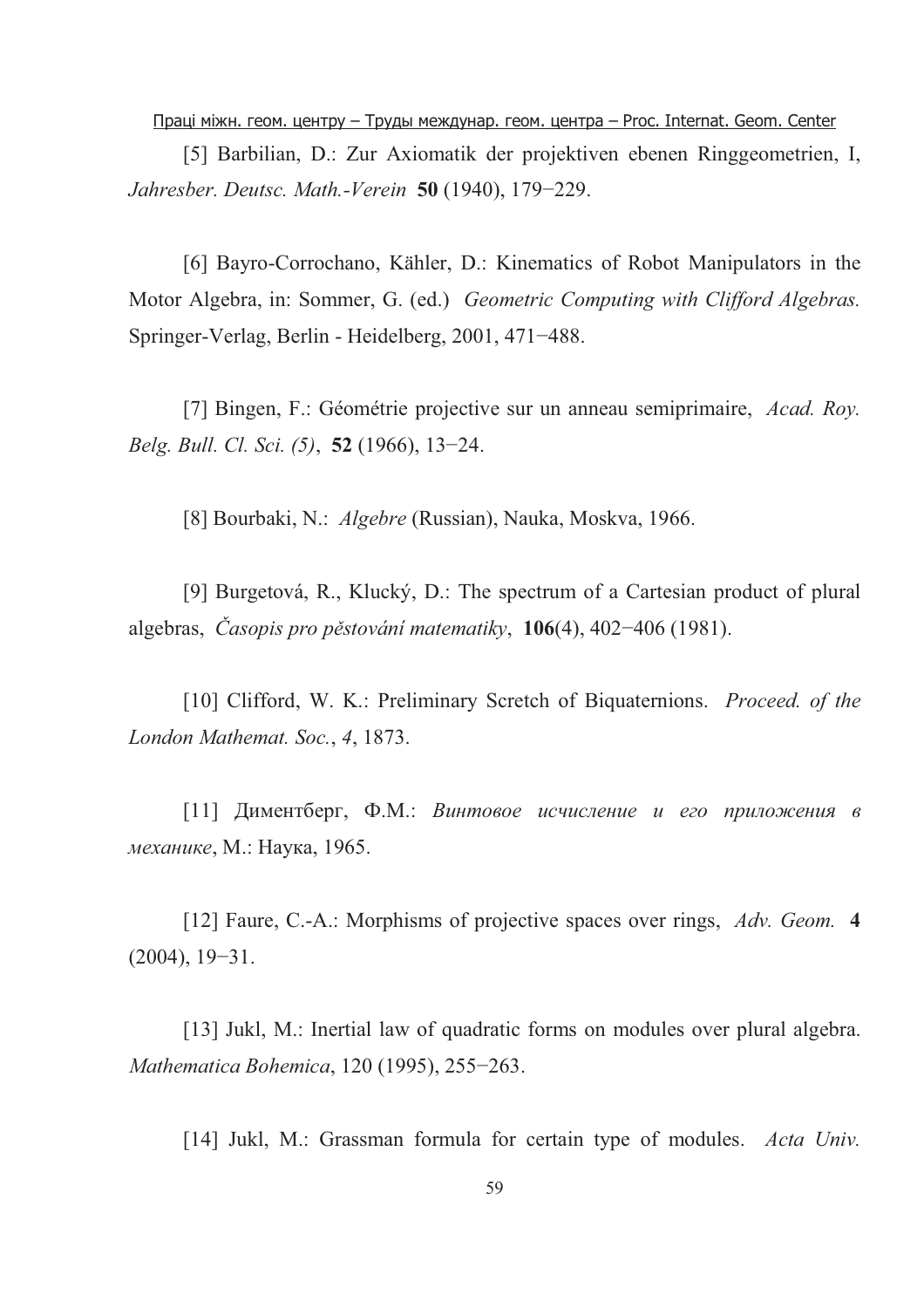[5] Barbilian, D.: Zur Axiomatik der projektiven ebenen Ringgeometrien, I, *Jahresber. Deutsc. Math.-Verein* **50** (1940), 179−229.

[6] Bayro-Corrochano, Kähler, D.: Kinematics of Robot Manipulators in the Motor Algebra, in: Sommer, G. (ed.) *Geometric Computing with Clifford Algebras.* Springer-Verlag, Berlin - Heidelberg, 2001, 471−488.

[7] Bingen, F.: Géométrie projective sur un anneau semiprimaire, *Acad. Roy. Belg. Bull. Cl. Sci. (5)*, **52** (1966), 13−24.

[8] Bourbaki, N.: *Algebre* (Russian), Nauka, Moskva, 1966.

[9] Burgetová, R., Klucký, D.: The spectrum of a Cartesian product of plural algebras, *Časopis pro pěstování matematiky*, **106**(4), 402−406 (1981).

[10] Clifford, W. K.: Preliminary Scretch of Biquaternions. *Proceed. of the London Mathemat. Soc.*, *4*, 1873.

[11] Диментберг, Ф.М.: *Винтовое исчисление и его приложения в механике*, М.: Наука, 1965.

[12] Faure, C.-A.: Morphisms of projective spaces over rings, *Adv. Geom.* **4** (2004), 19−31.

[13] Jukl, M.: Inertial law of quadratic forms on modules over plural algebra. *Mathematica Bohemica*, 120 (1995), 255−263.

[14] Jukl, M.: Grassman formula for certain type of modules. *Acta Univ.*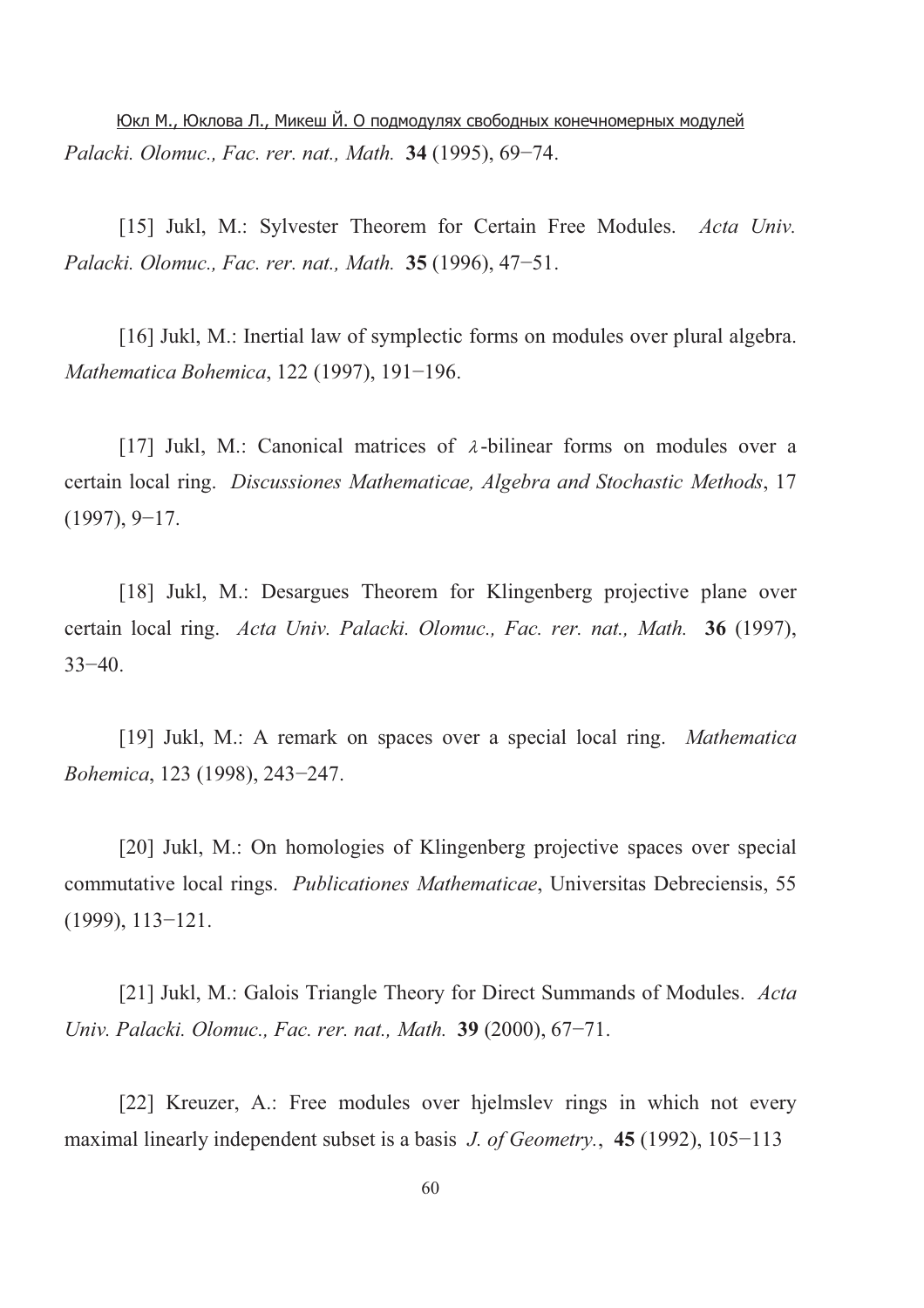Юкл М., Юклова Л., Микеш Й. О подмодулях свободных конечномерных модулей *Palacki. Olomuc., Fac. rer. nat., Math.* **34** (1995), 69−74.

[15] Jukl, M.: Sylvester Theorem for Certain Free Modules. *Acta Univ. Palacki. Olomuc., Fac. rer. nat., Math.* **35** (1996), 47−51.

[16] Jukl, M.: Inertial law of symplectic forms on modules over plural algebra. *Mathematica Bohemica*, 122 (1997), 191−196.

[17] Jukl, M.: Canonical matrices of $\lambda$-bilinear forms on modules over a certain local ring. *Discussiones Mathematicae, Algebra and Stochastic Methods*, 17 (1997), 9−17.

[18] Jukl, M.: Desargues Theorem for Klingenberg projective plane over certain local ring. *Acta Univ. Palacki. Olomuc., Fac. rer. nat., Math.* **36** (1997), 33−40.

[19] Jukl, M.: A remark on spaces over a special local ring. *Mathematica Bohemica*, 123 (1998), 243−247.

[20] Jukl, M.: On homologies of Klingenberg projective spaces over special commutative local rings. *Publicationes Mathematicae*, Universitas Debreciensis, 55 (1999), 113−121.

[21] Jukl, M.: Galois Triangle Theory for Direct Summands of Modules. *Acta Univ. Palacki. Olomuc., Fac. rer. nat., Math.* **39** (2000), 67−71.

[22] Kreuzer, A.: Free modules over hjelmslev rings in which not every maximal linearly independent subset is a basis *J. of Geometry.*, **45** (1992), 105−113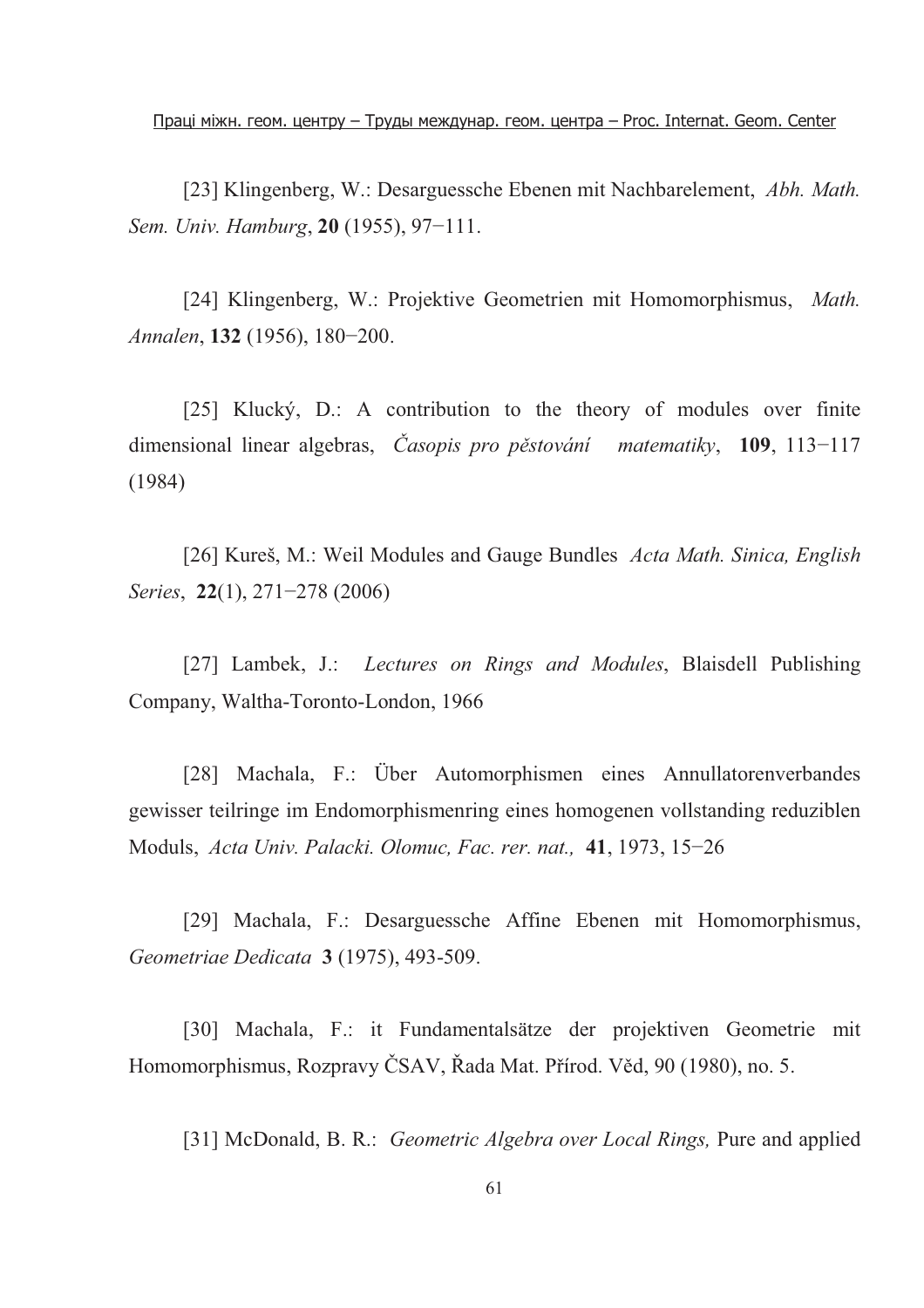[23] Klingenberg, W.: Desarguessche Ebenen mit Nachbarelement, *Abh. Math. Sem. Univ. Hamburg*, **20** (1955), 97−111.

[24] Klingenberg, W.: Projektive Geometrien mit Homomorphismus, *Math. Annalen*, **132** (1956), 180−200.

[25] Klucký, D.: A contribution to the theory of modules over finite dimensional linear algebras, *Časopis pro pěstování matematiky*, **109**, 113−117 (1984)

[26] Kureš, M.: Weil Modules and Gauge Bundles *Acta Math. Sinica, English Series*, **22**(1), 271−278 (2006)

[27] Lambek, J.: *Lectures on Rings and Modules*, Blaisdell Publishing Company, Waltha-Toronto-London, 1966

[28] Machala, F.: Über Automorphismen eines Annullatorenverbandes gewisser teilringe im Endomorphismenring eines homogenen vollstanding reduziblen Moduls, *Acta Univ. Palacki. Olomuc, Fac. rer. nat.,* **41**, 1973, 15−26

[29] Machala, F.: Desarguessche Affine Ebenen mit Homomorphismus, *Geometriae Dedicata* **3** (1975), 493-509.

[30] Machala, F.: it Fundamentalsätze der projektiven Geometrie mit Homomorphismus, Rozpravy ČSAV, Řada Mat. Přírod. Věd, 90 (1980), no. 5.

[31] McDonald, B. R.: *Geometric Algebra over Local Rings,* Pure and applied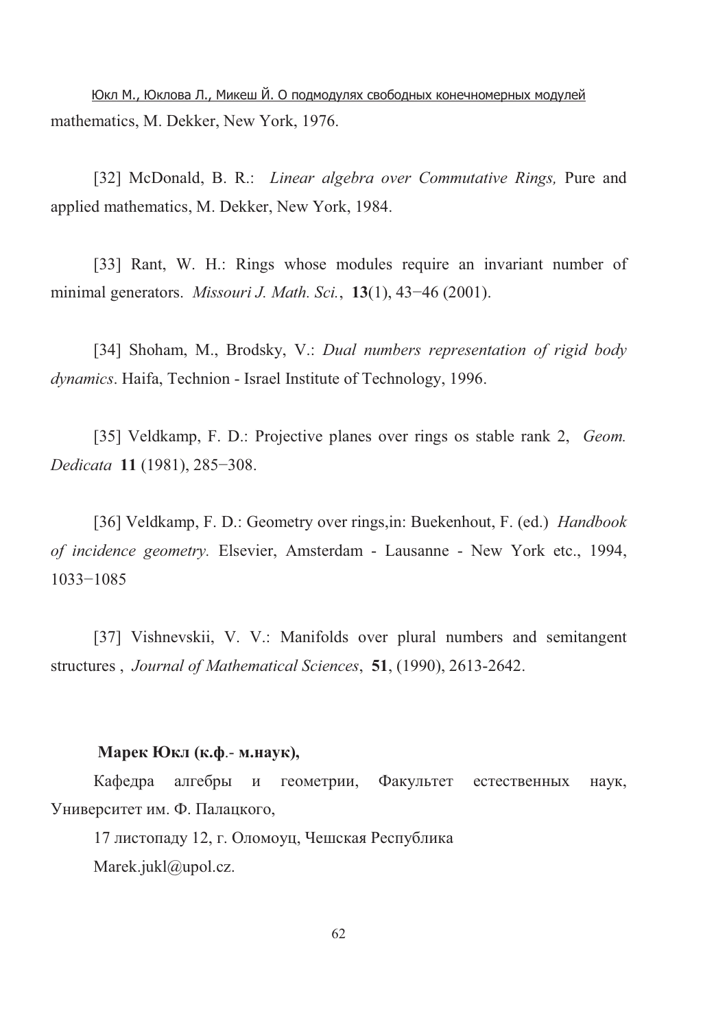mathematics, M. Dekker, New York, 1976.

[32] McDonald, B. R.: *Linear algebra over Commutative Rings,* Pure and applied mathematics, M. Dekker, New York, 1984.

[33] Rant, W. H.: Rings whose modules require an invariant number of minimal generators. *Missouri J. Math. Sci.*, **13**(1), 43−46 (2001).

[34] Shoham, M., Brodsky, V.: *Dual numbers representation of rigid body dynamics*. Haifa, Technion - Israel Institute of Technology, 1996.

[35] Veldkamp, F. D.: Projective planes over rings os stable rank 2, *Geom. Dedicata* **11** (1981), 285−308.

[36] Veldkamp, F. D.: Geometry over rings,in: Buekenhout, F. (ed.) *Handbook of incidence geometry.* Elsevier, Amsterdam - Lausanne - New York etc., 1994, 1033−1085

[37] Vishnevskii, V. V.: Manifolds over plural numbers and semitangent structures , *Journal of Mathematical Sciences*, **51**, (1990), 2613-2642.

**Марек Юкл (к.ф.- м.наук),**

Кафедра алгебры и геометрии, Факультет естественных наук, Университет им. Ф. Палацкого,

17 листопаду 12, г. Оломоуц, Чешская Республика

Marek.jukl@upol.cz.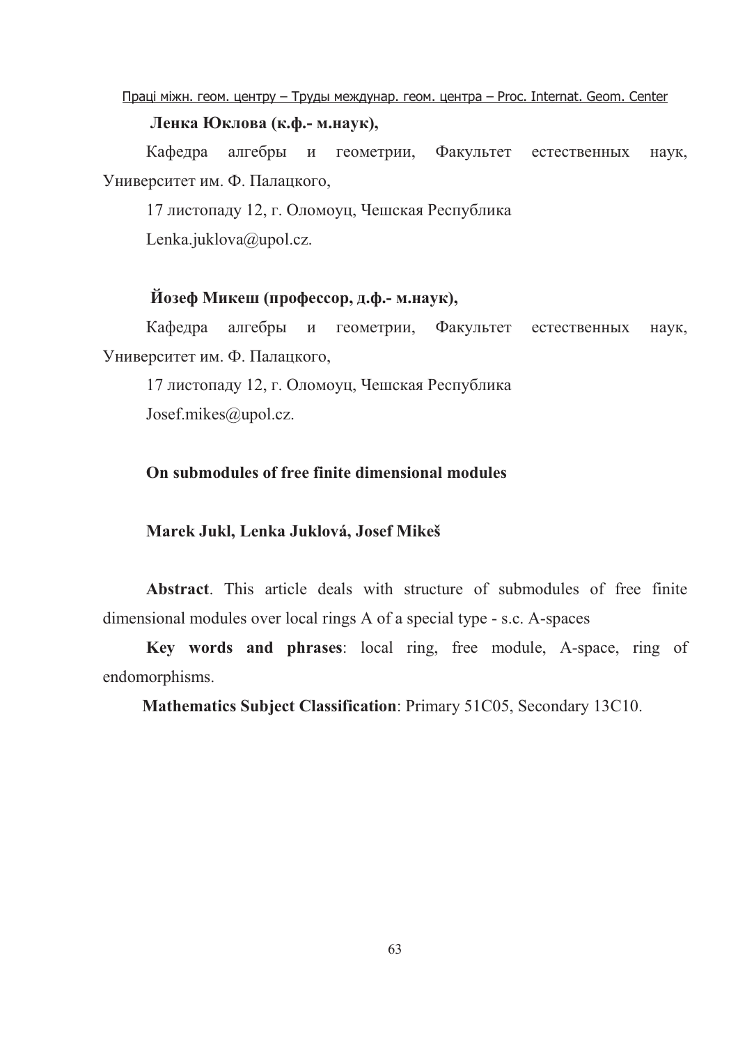**Ленка Юклова (к.ф.- м.наук),**

Кафедра алгебры и геометрии, Факультет естественных наук, Университет им. Ф. Палацкого,

17 листопаду 12, г. Оломоуц, Чешская Республика

Lenka.juklova@upol.cz.

**Йозеф Микеш (профессор, д.ф.- м.наук),**

Кафедра алгебры и геометрии, Факультет естественных наук, Университет им. Ф. Палацкого,

17 листопаду 12, г. Оломоуц, Чешская Республика

Josef.mikes@upol.cz.

**On submodules of free finite dimensional modules**

**Marek Jukl, Lenka Juklová, Josef Mikeš**

**Abstract**. This article deals with structure of submodules of free finite dimensional modules over local rings A of a special type - s.c. A-spaces

**Key words and phrases**: local ring, free module, A-space, ring of endomorphisms.

**Mathematics Subject Classification**: Primary 51C05, Secondary 13C10.